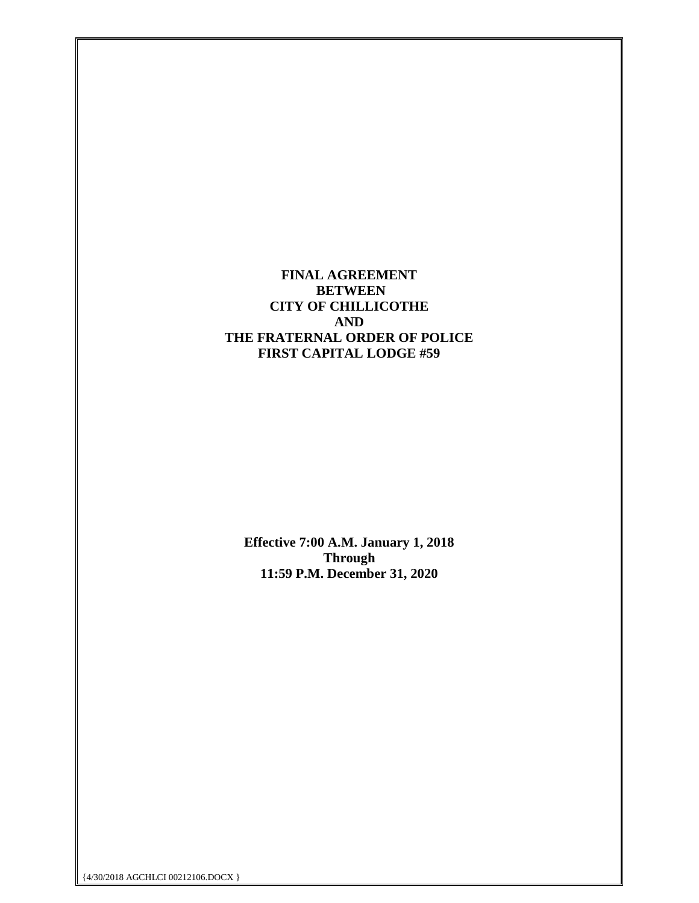**FINAL AGREEMENT**
**BETWEEN**
**CITY OF CHILLICOTHE**
**AND**
**THE FRATERNAL ORDER OF POLICE**
**FIRST CAPITAL LODGE #59**

**Effective 7:00 A.M. January 1, 2018**
**Through**
**11:59 P.M. December 31, 2020**

{4/30/2018 AGCHLCI 00212106.DOCX }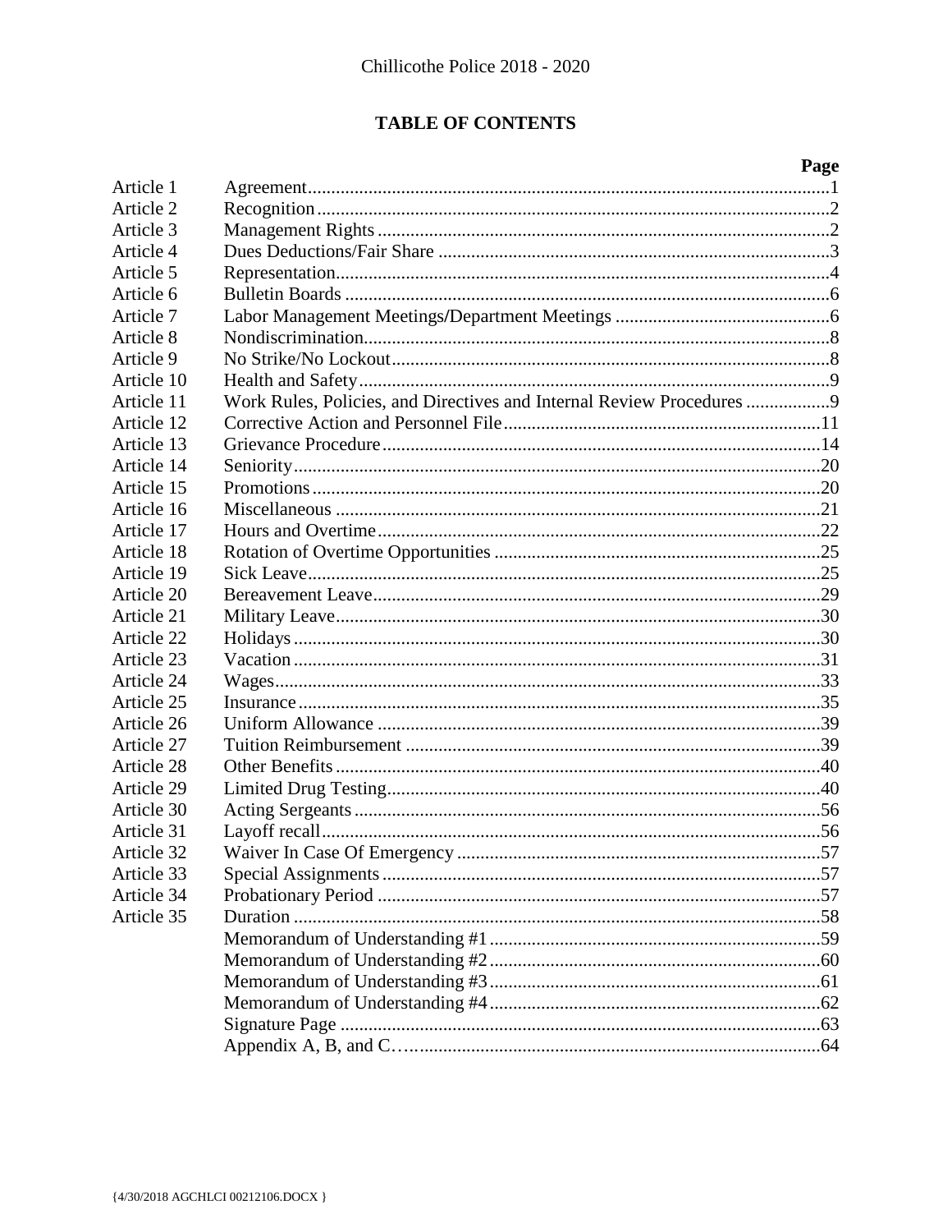## TABLE OF CONTENTS

| | | Page |
|---|---|---|
| Article 1 | Agreement | 1 |
| Article 2 | Recognition | 2 |
| Article 3 | Management Rights | 2 |
| Article 4 | Dues Deductions/Fair Share | 3 |
| Article 5 | Representation | 4 |
| Article 6 | Bulletin Boards | 6 |
| Article 7 | Labor Management Meetings/Department Meetings | 6 |
| Article 8 | Nondiscrimination | 8 |
| Article 9 | No Strike/No Lockout | 8 |
| Article 10 | Health and Safety | 9 |
| Article 11 | Work Rules, Policies, and Directives and Internal Review Procedures | 9 |
| Article 12 | Corrective Action and Personnel File | 11 |
| Article 13 | Grievance Procedure | 14 |
| Article 14 | Seniority | 20 |
| Article 15 | Promotions | 20 |
| Article 16 | Miscellaneous | 21 |
| Article 17 | Hours and Overtime | 22 |
| Article 18 | Rotation of Overtime Opportunities | 25 |
| Article 19 | Sick Leave | 25 |
| Article 20 | Bereavement Leave | 29 |
| Article 21 | Military Leave | 30 |
| Article 22 | Holidays | 30 |
| Article 23 | Vacation | 31 |
| Article 24 | Wages | 33 |
| Article 25 | Insurance | 35 |
| Article 26 | Uniform Allowance | 39 |
| Article 27 | Tuition Reimbursement | 39 |
| Article 28 | Other Benefits | 40 |
| Article 29 | Limited Drug Testing | 40 |
| Article 30 | Acting Sergeants | 56 |
| Article 31 | Layoff recall | 56 |
| Article 32 | Waiver In Case Of Emergency | 57 |
| Article 33 | Special Assignments | 57 |
| Article 34 | Probationary Period | 57 |
| Article 35 | Duration | 58 |
| | Memorandum of Understanding #1 | 59 |
| | Memorandum of Understanding #2 | 60 |
| | Memorandum of Understanding #3 | 61 |
| | Memorandum of Understanding #4 | 62 |
| | Signature Page | 63 |
| | Appendix A, B, and C. | 64 |

{4/30/2018 AGCHLCI 00212106.DOCX }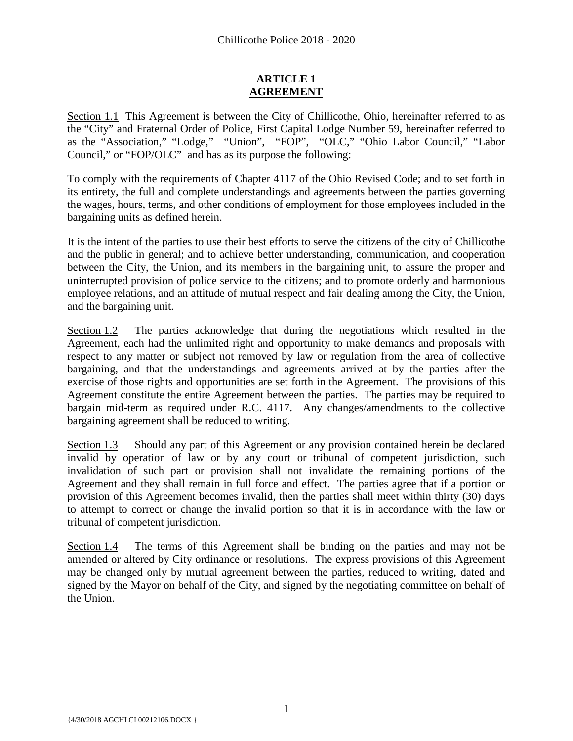# ARTICLE 1
## AGREEMENT

Section 1.1 This Agreement is between the City of Chillicothe, Ohio, hereinafter referred to as the "City" and Fraternal Order of Police, First Capital Lodge Number 59, hereinafter referred to as the "Association," "Lodge," "Union", "FOP", "OLC," "Ohio Labor Council," "Labor Council," or "FOP/OLC" and has as its purpose the following:

To comply with the requirements of Chapter 4117 of the Ohio Revised Code; and to set forth in its entirety, the full and complete understandings and agreements between the parties governing the wages, hours, terms, and other conditions of employment for those employees included in the bargaining units as defined herein.

It is the intent of the parties to use their best efforts to serve the citizens of the city of Chillicothe and the public in general; and to achieve better understanding, communication, and cooperation between the City, the Union, and its members in the bargaining unit, to assure the proper and uninterrupted provision of police service to the citizens; and to promote orderly and harmonious employee relations, and an attitude of mutual respect and fair dealing among the City, the Union, and the bargaining unit.

Section 1.2 The parties acknowledge that during the negotiations which resulted in the Agreement, each had the unlimited right and opportunity to make demands and proposals with respect to any matter or subject not removed by law or regulation from the area of collective bargaining, and that the understandings and agreements arrived at by the parties after the exercise of those rights and opportunities are set forth in the Agreement. The provisions of this Agreement constitute the entire Agreement between the parties. The parties may be required to bargain mid-term as required under R.C. 4117. Any changes/amendments to the collective bargaining agreement shall be reduced to writing.

Section 1.3 Should any part of this Agreement or any provision contained herein be declared invalid by operation of law or by any court or tribunal of competent jurisdiction, such invalidation of such part or provision shall not invalidate the remaining portions of the Agreement and they shall remain in full force and effect. The parties agree that if a portion or provision of this Agreement becomes invalid, then the parties shall meet within thirty (30) days to attempt to correct or change the invalid portion so that it is in accordance with the law or tribunal of competent jurisdiction.

Section 1.4 The terms of this Agreement shall be binding on the parties and may not be amended or altered by City ordinance or resolutions. The express provisions of this Agreement may be changed only by mutual agreement between the parties, reduced to writing, dated and signed by the Mayor on behalf of the City, and signed by the negotiating committee on behalf of the Union.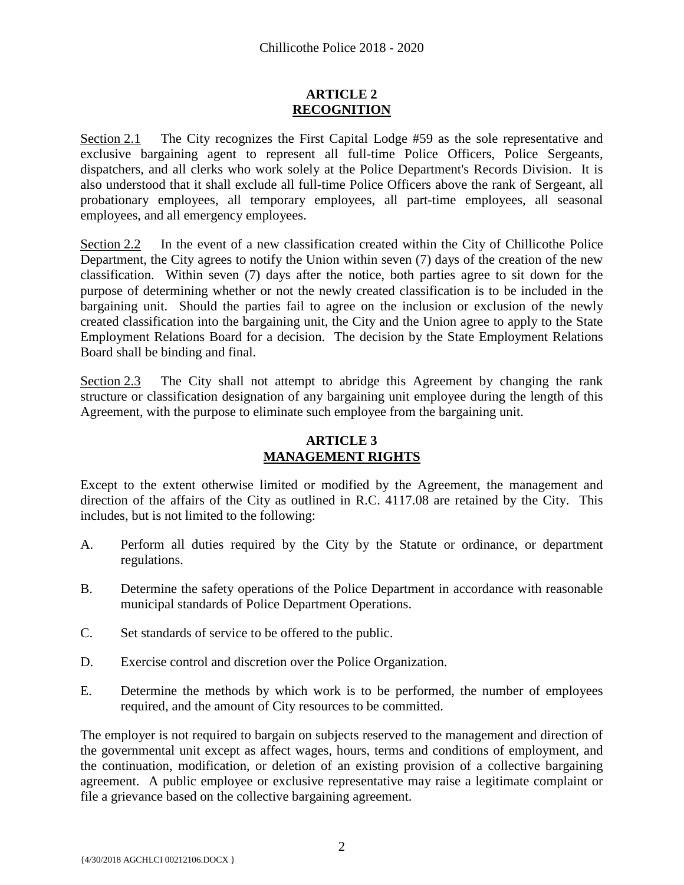## ARTICLE 2
## RECOGNITION

Section 2.1 The City recognizes the First Capital Lodge #59 as the sole representative and exclusive bargaining agent to represent all full-time Police Officers, Police Sergeants, dispatchers, and all clerks who work solely at the Police Department's Records Division. It is also understood that it shall exclude all full-time Police Officers above the rank of Sergeant, all probationary employees, all temporary employees, all part-time employees, all seasonal employees, and all emergency employees.

Section 2.2 In the event of a new classification created within the City of Chillicothe Police Department, the City agrees to notify the Union within seven (7) days of the creation of the new classification. Within seven (7) days after the notice, both parties agree to sit down for the purpose of determining whether or not the newly created classification is to be included in the bargaining unit. Should the parties fail to agree on the inclusion or exclusion of the newly created classification into the bargaining unit, the City and the Union agree to apply to the State Employment Relations Board for a decision. The decision by the State Employment Relations Board shall be binding and final.

Section 2.3 The City shall not attempt to abridge this Agreement by changing the rank structure or classification designation of any bargaining unit employee during the length of this Agreement, with the purpose to eliminate such employee from the bargaining unit.

## ARTICLE 3
## MANAGEMENT RIGHTS

Except to the extent otherwise limited or modified by the Agreement, the management and direction of the affairs of the City as outlined in R.C. 4117.08 are retained by the City. This includes, but is not limited to the following:

A. Perform all duties required by the City by the Statute or ordinance, or department regulations.

B. Determine the safety operations of the Police Department in accordance with reasonable municipal standards of Police Department Operations.

C. Set standards of service to be offered to the public.

D. Exercise control and discretion over the Police Organization.

E. Determine the methods by which work is to be performed, the number of employees required, and the amount of City resources to be committed.

The employer is not required to bargain on subjects reserved to the management and direction of the governmental unit except as affect wages, hours, terms and conditions of employment, and the continuation, modification, or deletion of an existing provision of a collective bargaining agreement. A public employee or exclusive representative may raise a legitimate complaint or file a grievance based on the collective bargaining agreement.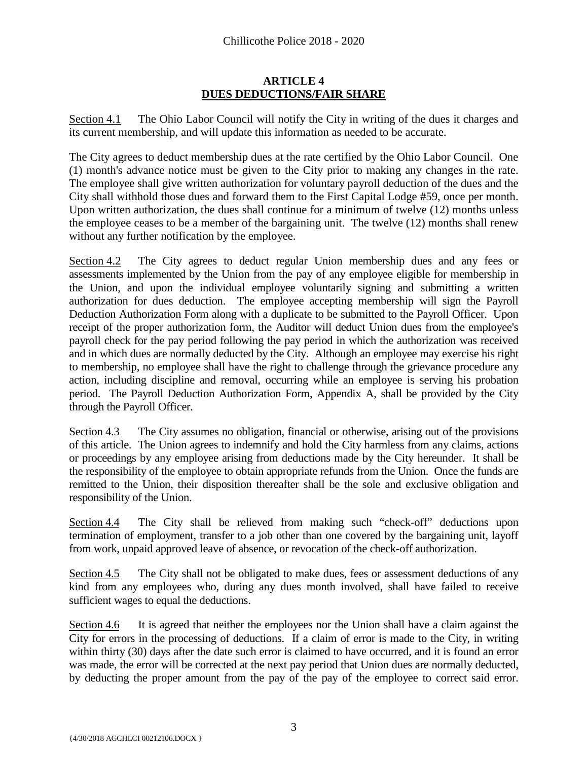## ARTICLE 4
## DUES DEDUCTIONS/FAIR SHARE

Section 4.1 The Ohio Labor Council will notify the City in writing of the dues it charges and its current membership, and will update this information as needed to be accurate.

The City agrees to deduct membership dues at the rate certified by the Ohio Labor Council. One (1) month's advance notice must be given to the City prior to making any changes in the rate. The employee shall give written authorization for voluntary payroll deduction of the dues and the City shall withhold those dues and forward them to the First Capital Lodge #59, once per month. Upon written authorization, the dues shall continue for a minimum of twelve (12) months unless the employee ceases to be a member of the bargaining unit. The twelve (12) months shall renew without any further notification by the employee.

Section 4.2 The City agrees to deduct regular Union membership dues and any fees or assessments implemented by the Union from the pay of any employee eligible for membership in the Union, and upon the individual employee voluntarily signing and submitting a written authorization for dues deduction. The employee accepting membership will sign the Payroll Deduction Authorization Form along with a duplicate to be submitted to the Payroll Officer. Upon receipt of the proper authorization form, the Auditor will deduct Union dues from the employee's payroll check for the pay period following the pay period in which the authorization was received and in which dues are normally deducted by the City. Although an employee may exercise his right to membership, no employee shall have the right to challenge through the grievance procedure any action, including discipline and removal, occurring while an employee is serving his probation period. The Payroll Deduction Authorization Form, Appendix A, shall be provided by the City through the Payroll Officer.

Section 4.3 The City assumes no obligation, financial or otherwise, arising out of the provisions of this article. The Union agrees to indemnify and hold the City harmless from any claims, actions or proceedings by any employee arising from deductions made by the City hereunder. It shall be the responsibility of the employee to obtain appropriate refunds from the Union. Once the funds are remitted to the Union, their disposition thereafter shall be the sole and exclusive obligation and responsibility of the Union.

Section 4.4 The City shall be relieved from making such "check-off" deductions upon termination of employment, transfer to a job other than one covered by the bargaining unit, layoff from work, unpaid approved leave of absence, or revocation of the check-off authorization.

Section 4.5 The City shall not be obligated to make dues, fees or assessment deductions of any kind from any employees who, during any dues month involved, shall have failed to receive sufficient wages to equal the deductions.

Section 4.6 It is agreed that neither the employees nor the Union shall have a claim against the City for errors in the processing of deductions. If a claim of error is made to the City, in writing within thirty (30) days after the date such error is claimed to have occurred, and it is found an error was made, the error will be corrected at the next pay period that Union dues are normally deducted, by deducting the proper amount from the pay of the pay of the employee to correct said error.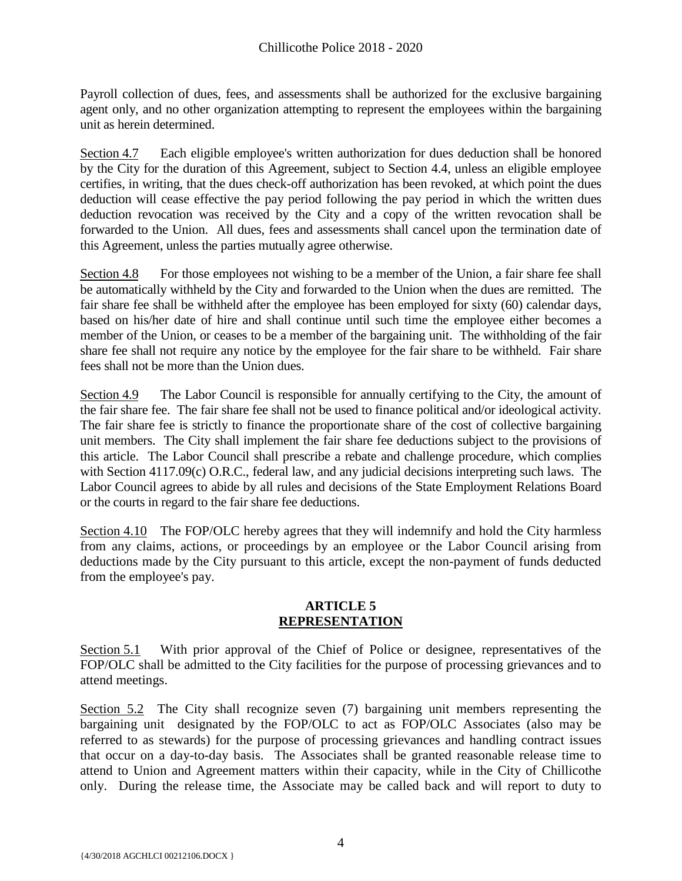Payroll collection of dues, fees, and assessments shall be authorized for the exclusive bargaining agent only, and no other organization attempting to represent the employees within the bargaining unit as herein determined.

Section 4.7 Each eligible employee's written authorization for dues deduction shall be honored by the City for the duration of this Agreement, subject to Section 4.4, unless an eligible employee certifies, in writing, that the dues check-off authorization has been revoked, at which point the dues deduction will cease effective the pay period following the pay period in which the written dues deduction revocation was received by the City and a copy of the written revocation shall be forwarded to the Union. All dues, fees and assessments shall cancel upon the termination date of this Agreement, unless the parties mutually agree otherwise.

Section 4.8 For those employees not wishing to be a member of the Union, a fair share fee shall be automatically withheld by the City and forwarded to the Union when the dues are remitted. The fair share fee shall be withheld after the employee has been employed for sixty (60) calendar days, based on his/her date of hire and shall continue until such time the employee either becomes a member of the Union, or ceases to be a member of the bargaining unit. The withholding of the fair share fee shall not require any notice by the employee for the fair share to be withheld. Fair share fees shall not be more than the Union dues.

Section 4.9 The Labor Council is responsible for annually certifying to the City, the amount of the fair share fee. The fair share fee shall not be used to finance political and/or ideological activity. The fair share fee is strictly to finance the proportionate share of the cost of collective bargaining unit members. The City shall implement the fair share fee deductions subject to the provisions of this article. The Labor Council shall prescribe a rebate and challenge procedure, which complies with Section 4117.09(c) O.R.C., federal law, and any judicial decisions interpreting such laws. The Labor Council agrees to abide by all rules and decisions of the State Employment Relations Board or the courts in regard to the fair share fee deductions.

Section 4.10 The FOP/OLC hereby agrees that they will indemnify and hold the City harmless from any claims, actions, or proceedings by an employee or the Labor Council arising from deductions made by the City pursuant to this article, except the non-payment of funds deducted from the employee's pay.

## ARTICLE 5
## REPRESENTATION

Section 5.1 With prior approval of the Chief of Police or designee, representatives of the FOP/OLC shall be admitted to the City facilities for the purpose of processing grievances and to attend meetings.

Section 5.2 The City shall recognize seven (7) bargaining unit members representing the bargaining unit designated by the FOP/OLC to act as FOP/OLC Associates (also may be referred to as stewards) for the purpose of processing grievances and handling contract issues that occur on a day-to-day basis. The Associates shall be granted reasonable release time to attend to Union and Agreement matters within their capacity, while in the City of Chillicothe only. During the release time, the Associate may be called back and will report to duty to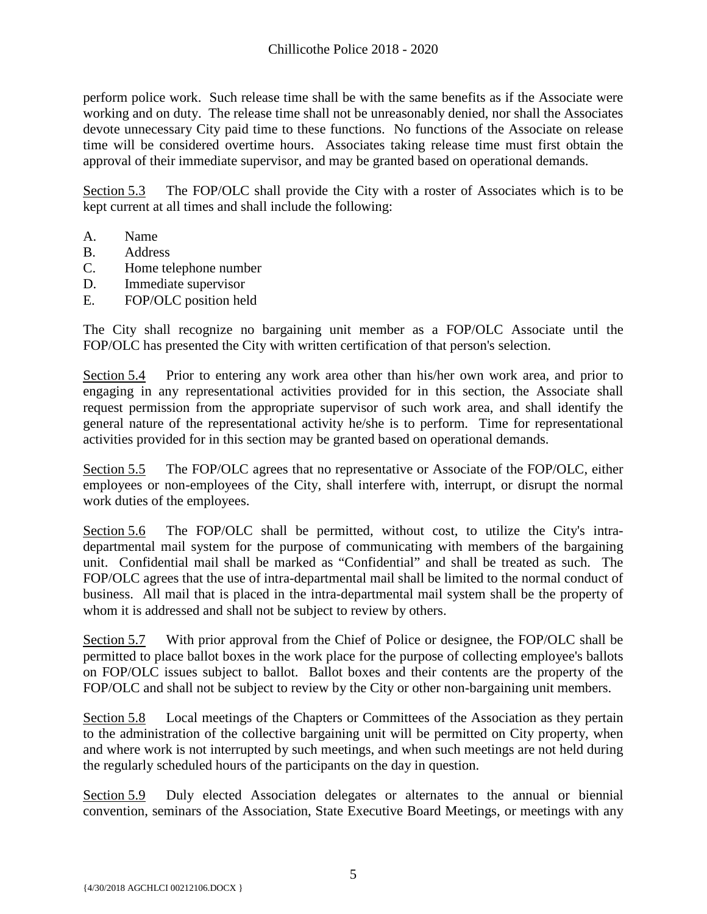perform police work. Such release time shall be with the same benefits as if the Associate were working and on duty. The release time shall not be unreasonably denied, nor shall the Associates devote unnecessary City paid time to these functions. No functions of the Associate on release time will be considered overtime hours. Associates taking release time must first obtain the approval of their immediate supervisor, and may be granted based on operational demands.

<u>Section 5.3</u> The FOP/OLC shall provide the City with a roster of Associates which is to be kept current at all times and shall include the following:

A. Name
B. Address
C. Home telephone number
D. Immediate supervisor
E. FOP/OLC position held

The City shall recognize no bargaining unit member as a FOP/OLC Associate until the FOP/OLC has presented the City with written certification of that person's selection.

<u>Section 5.4</u> Prior to entering any work area other than his/her own work area, and prior to engaging in any representational activities provided for in this section, the Associate shall request permission from the appropriate supervisor of such work area, and shall identify the general nature of the representational activity he/she is to perform. Time for representational activities provided for in this section may be granted based on operational demands.

<u>Section 5.5</u> The FOP/OLC agrees that no representative or Associate of the FOP/OLC, either employees or non-employees of the City, shall interfere with, interrupt, or disrupt the normal work duties of the employees.

<u>Section 5.6</u> The FOP/OLC shall be permitted, without cost, to utilize the City's intra-departmental mail system for the purpose of communicating with members of the bargaining unit. Confidential mail shall be marked as "Confidential" and shall be treated as such. The FOP/OLC agrees that the use of intra-departmental mail shall be limited to the normal conduct of business. All mail that is placed in the intra-departmental mail system shall be the property of whom it is addressed and shall not be subject to review by others.

<u>Section 5.7</u> With prior approval from the Chief of Police or designee, the FOP/OLC shall be permitted to place ballot boxes in the work place for the purpose of collecting employee's ballots on FOP/OLC issues subject to ballot. Ballot boxes and their contents are the property of the FOP/OLC and shall not be subject to review by the City or other non-bargaining unit members.

<u>Section 5.8</u> Local meetings of the Chapters or Committees of the Association as they pertain to the administration of the collective bargaining unit will be permitted on City property, when and where work is not interrupted by such meetings, and when such meetings are not held during the regularly scheduled hours of the participants on the day in question.

<u>Section 5.9</u> Duly elected Association delegates or alternates to the annual or biennial convention, seminars of the Association, State Executive Board Meetings, or meetings with any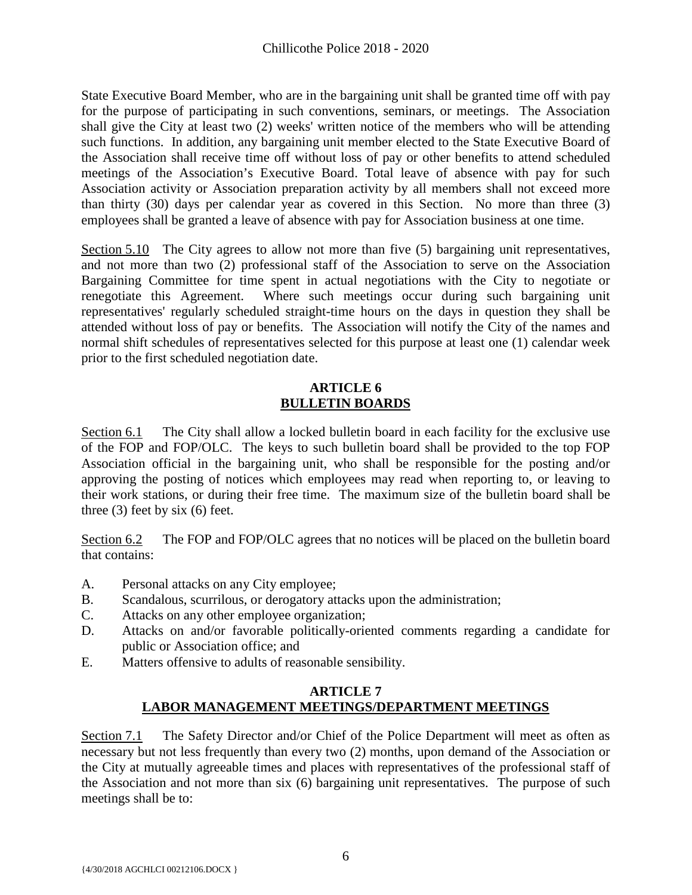State Executive Board Member, who are in the bargaining unit shall be granted time off with pay for the purpose of participating in such conventions, seminars, or meetings. The Association shall give the City at least two (2) weeks' written notice of the members who will be attending such functions. In addition, any bargaining unit member elected to the State Executive Board of the Association shall receive time off without loss of pay or other benefits to attend scheduled meetings of the Association's Executive Board. Total leave of absence with pay for such Association activity or Association preparation activity by all members shall not exceed more than thirty (30) days per calendar year as covered in this Section. No more than three (3) employees shall be granted a leave of absence with pay for Association business at one time.

Section 5.10 The City agrees to allow not more than five (5) bargaining unit representatives, and not more than two (2) professional staff of the Association to serve on the Association Bargaining Committee for time spent in actual negotiations with the City to negotiate or renegotiate this Agreement. Where such meetings occur during such bargaining unit representatives' regularly scheduled straight-time hours on the days in question they shall be attended without loss of pay or benefits. The Association will notify the City of the names and normal shift schedules of representatives selected for this purpose at least one (1) calendar week prior to the first scheduled negotiation date.

## ARTICLE 6
## BULLETIN BOARDS

Section 6.1 The City shall allow a locked bulletin board in each facility for the exclusive use of the FOP and FOP/OLC. The keys to such bulletin board shall be provided to the top FOP Association official in the bargaining unit, who shall be responsible for the posting and/or approving the posting of notices which employees may read when reporting to, or leaving to their work stations, or during their free time. The maximum size of the bulletin board shall be three (3) feet by six (6) feet.

Section 6.2 The FOP and FOP/OLC agrees that no notices will be placed on the bulletin board that contains:

A. Personal attacks on any City employee;
B. Scandalous, scurrilous, or derogatory attacks upon the administration;
C. Attacks on any other employee organization;
D. Attacks on and/or favorable politically-oriented comments regarding a candidate for public or Association office; and
E. Matters offensive to adults of reasonable sensibility.

## ARTICLE 7
## LABOR MANAGEMENT MEETINGS/DEPARTMENT MEETINGS

Section 7.1 The Safety Director and/or Chief of the Police Department will meet as often as necessary but not less frequently than every two (2) months, upon demand of the Association or the City at mutually agreeable times and places with representatives of the professional staff of the Association and not more than six (6) bargaining unit representatives. The purpose of such meetings shall be to: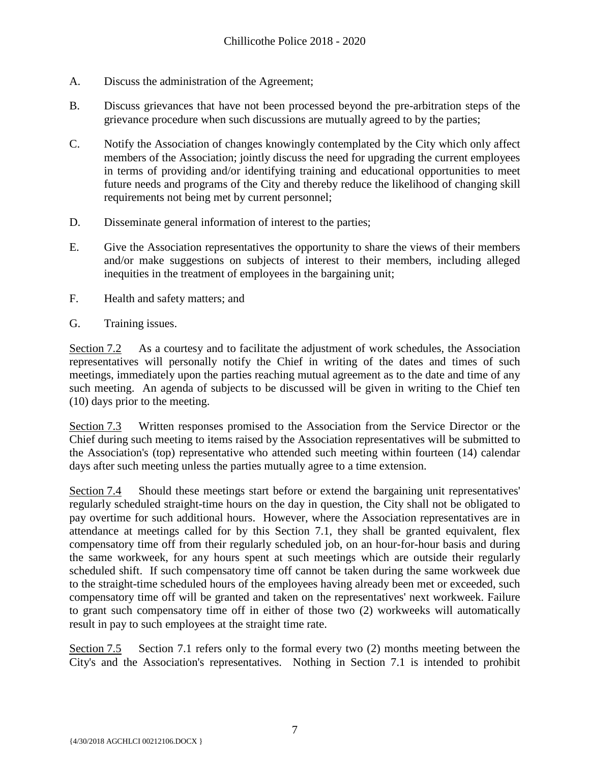A. Discuss the administration of the Agreement;

B. Discuss grievances that have not been processed beyond the pre-arbitration steps of the grievance procedure when such discussions are mutually agreed to by the parties;

C. Notify the Association of changes knowingly contemplated by the City which only affect members of the Association; jointly discuss the need for upgrading the current employees in terms of providing and/or identifying training and educational opportunities to meet future needs and programs of the City and thereby reduce the likelihood of changing skill requirements not being met by current personnel;

D. Disseminate general information of interest to the parties;

E. Give the Association representatives the opportunity to share the views of their members and/or make suggestions on subjects of interest to their members, including alleged inequities in the treatment of employees in the bargaining unit;

F. Health and safety matters; and

G. Training issues.

Section 7.2 As a courtesy and to facilitate the adjustment of work schedules, the Association representatives will personally notify the Chief in writing of the dates and times of such meetings, immediately upon the parties reaching mutual agreement as to the date and time of any such meeting. An agenda of subjects to be discussed will be given in writing to the Chief ten (10) days prior to the meeting.

Section 7.3 Written responses promised to the Association from the Service Director or the Chief during such meeting to items raised by the Association representatives will be submitted to the Association's (top) representative who attended such meeting within fourteen (14) calendar days after such meeting unless the parties mutually agree to a time extension.

Section 7.4 Should these meetings start before or extend the bargaining unit representatives' regularly scheduled straight-time hours on the day in question, the City shall not be obligated to pay overtime for such additional hours. However, where the Association representatives are in attendance at meetings called for by this Section 7.1, they shall be granted equivalent, flex compensatory time off from their regularly scheduled job, on an hour-for-hour basis and during the same workweek, for any hours spent at such meetings which are outside their regularly scheduled shift. If such compensatory time off cannot be taken during the same workweek due to the straight-time scheduled hours of the employees having already been met or exceeded, such compensatory time off will be granted and taken on the representatives' next workweek. Failure to grant such compensatory time off in either of those two (2) workweeks will automatically result in pay to such employees at the straight time rate.

Section 7.5 Section 7.1 refers only to the formal every two (2) months meeting between the City's and the Association's representatives. Nothing in Section 7.1 is intended to prohibit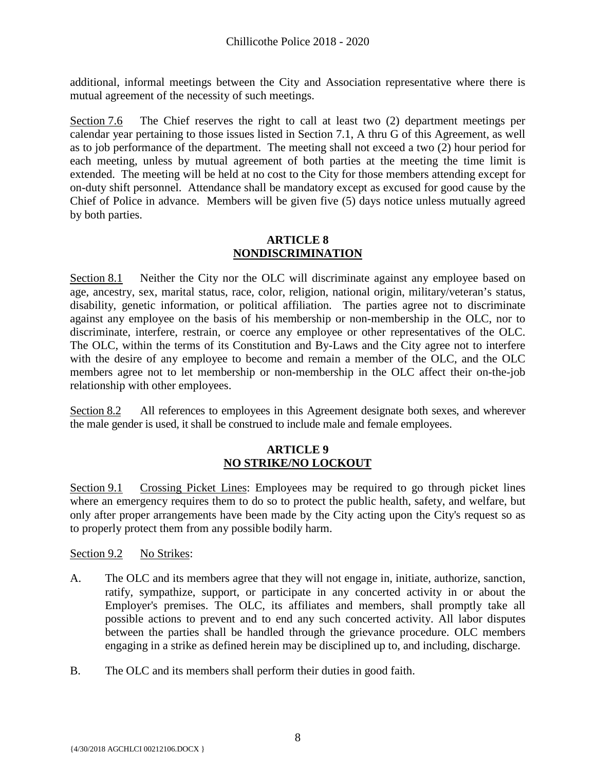additional, informal meetings between the City and Association representative where there is mutual agreement of the necessity of such meetings.

Section 7.6 The Chief reserves the right to call at least two (2) department meetings per calendar year pertaining to those issues listed in Section 7.1, A thru G of this Agreement, as well as to job performance of the department. The meeting shall not exceed a two (2) hour period for each meeting, unless by mutual agreement of both parties at the meeting the time limit is extended. The meeting will be held at no cost to the City for those members attending except for on-duty shift personnel. Attendance shall be mandatory except as excused for good cause by the Chief of Police in advance. Members will be given five (5) days notice unless mutually agreed by both parties.

## ARTICLE 8
## NONDISCRIMINATION

Section 8.1 Neither the City nor the OLC will discriminate against any employee based on age, ancestry, sex, marital status, race, color, religion, national origin, military/veteran's status, disability, genetic information, or political affiliation. The parties agree not to discriminate against any employee on the basis of his membership or non-membership in the OLC, nor to discriminate, interfere, restrain, or coerce any employee or other representatives of the OLC. The OLC, within the terms of its Constitution and By-Laws and the City agree not to interfere with the desire of any employee to become and remain a member of the OLC, and the OLC members agree not to let membership or non-membership in the OLC affect their on-the-job relationship with other employees.

Section 8.2 All references to employees in this Agreement designate both sexes, and wherever the male gender is used, it shall be construed to include male and female employees.

## ARTICLE 9
## NO STRIKE/NO LOCKOUT

Section 9.1 Crossing Picket Lines: Employees may be required to go through picket lines where an emergency requires them to do so to protect the public health, safety, and welfare, but only after proper arrangements have been made by the City acting upon the City's request so as to properly protect them from any possible bodily harm.

Section 9.2 No Strikes:

A. The OLC and its members agree that they will not engage in, initiate, authorize, sanction, ratify, sympathize, support, or participate in any concerted activity in or about the Employer's premises. The OLC, its affiliates and members, shall promptly take all possible actions to prevent and to end any such concerted activity. All labor disputes between the parties shall be handled through the grievance procedure. OLC members engaging in a strike as defined herein may be disciplined up to, and including, discharge.

B. The OLC and its members shall perform their duties in good faith.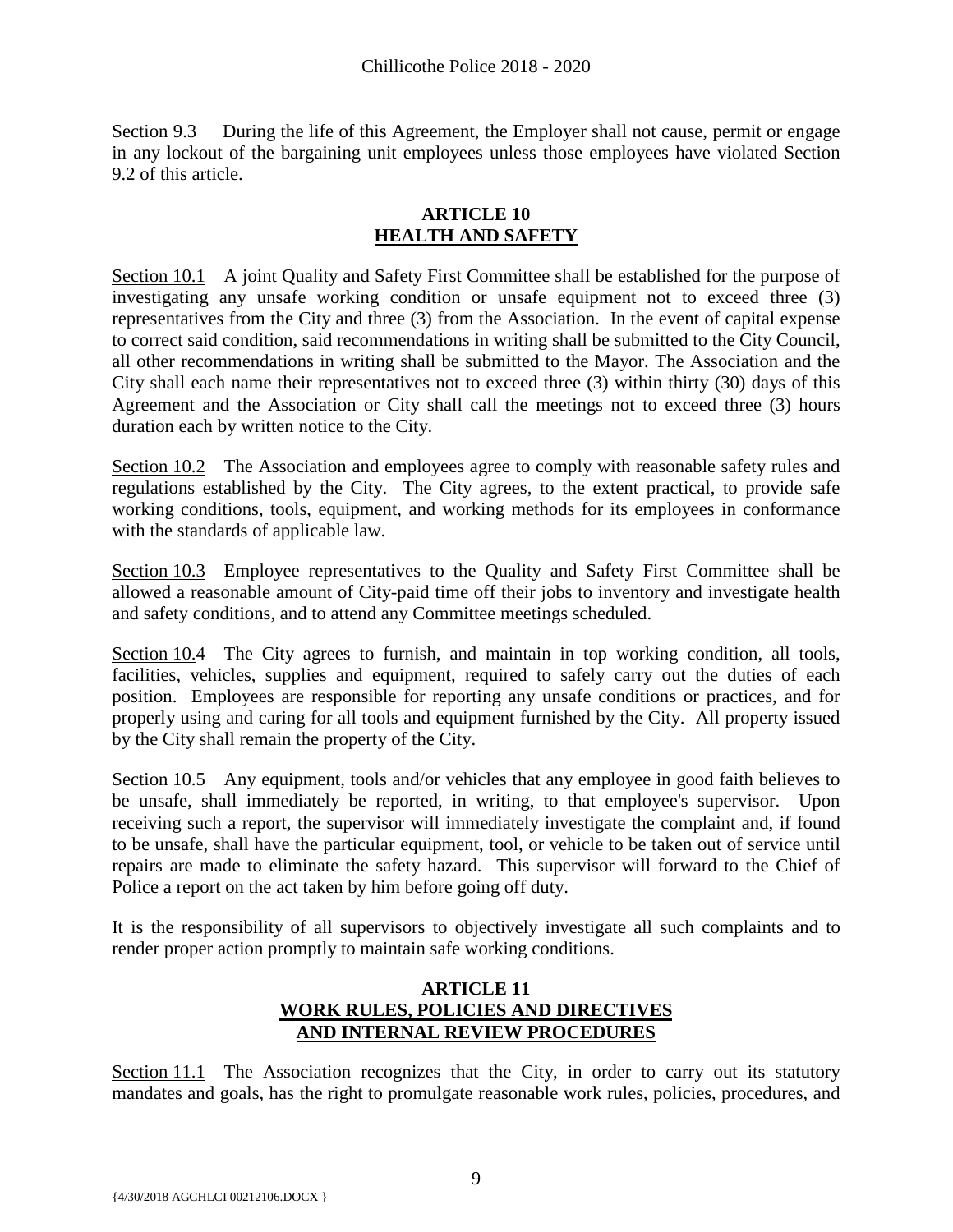Section 9.3 During the life of this Agreement, the Employer shall not cause, permit or engage in any lockout of the bargaining unit employees unless those employees have violated Section 9.2 of this article.

## ARTICLE 10
## HEALTH AND SAFETY

Section 10.1 A joint Quality and Safety First Committee shall be established for the purpose of investigating any unsafe working condition or unsafe equipment not to exceed three (3) representatives from the City and three (3) from the Association. In the event of capital expense to correct said condition, said recommendations in writing shall be submitted to the City Council, all other recommendations in writing shall be submitted to the Mayor. The Association and the City shall each name their representatives not to exceed three (3) within thirty (30) days of this Agreement and the Association or City shall call the meetings not to exceed three (3) hours duration each by written notice to the City.

Section 10.2 The Association and employees agree to comply with reasonable safety rules and regulations established by the City. The City agrees, to the extent practical, to provide safe working conditions, tools, equipment, and working methods for its employees in conformance with the standards of applicable law.

Section 10.3 Employee representatives to the Quality and Safety First Committee shall be allowed a reasonable amount of City-paid time off their jobs to inventory and investigate health and safety conditions, and to attend any Committee meetings scheduled.

Section 10.4 The City agrees to furnish, and maintain in top working condition, all tools, facilities, vehicles, supplies and equipment, required to safely carry out the duties of each position. Employees are responsible for reporting any unsafe conditions or practices, and for properly using and caring for all tools and equipment furnished by the City. All property issued by the City shall remain the property of the City.

Section 10.5 Any equipment, tools and/or vehicles that any employee in good faith believes to be unsafe, shall immediately be reported, in writing, to that employee's supervisor. Upon receiving such a report, the supervisor will immediately investigate the complaint and, if found to be unsafe, shall have the particular equipment, tool, or vehicle to be taken out of service until repairs are made to eliminate the safety hazard. This supervisor will forward to the Chief of Police a report on the act taken by him before going off duty.

It is the responsibility of all supervisors to objectively investigate all such complaints and to render proper action promptly to maintain safe working conditions.

## ARTICLE 11
## WORK RULES, POLICIES AND DIRECTIVES AND INTERNAL REVIEW PROCEDURES

Section 11.1 The Association recognizes that the City, in order to carry out its statutory mandates and goals, has the right to promulgate reasonable work rules, policies, procedures, and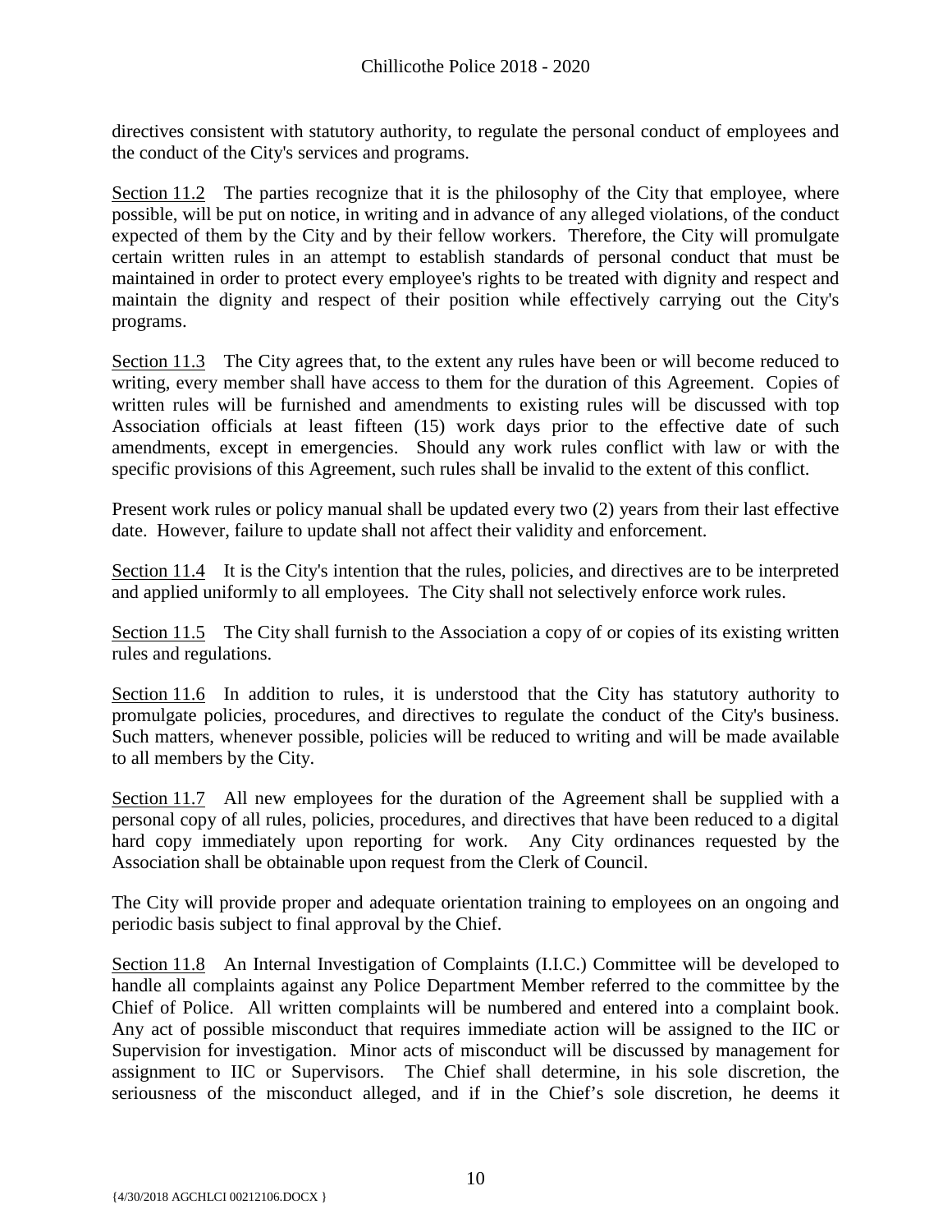directives consistent with statutory authority, to regulate the personal conduct of employees and the conduct of the City's services and programs.

Section 11.2 The parties recognize that it is the philosophy of the City that employee, where possible, will be put on notice, in writing and in advance of any alleged violations, of the conduct expected of them by the City and by their fellow workers. Therefore, the City will promulgate certain written rules in an attempt to establish standards of personal conduct that must be maintained in order to protect every employee's rights to be treated with dignity and respect and maintain the dignity and respect of their position while effectively carrying out the City's programs.

Section 11.3 The City agrees that, to the extent any rules have been or will become reduced to writing, every member shall have access to them for the duration of this Agreement. Copies of written rules will be furnished and amendments to existing rules will be discussed with top Association officials at least fifteen (15) work days prior to the effective date of such amendments, except in emergencies. Should any work rules conflict with law or with the specific provisions of this Agreement, such rules shall be invalid to the extent of this conflict.

Present work rules or policy manual shall be updated every two (2) years from their last effective date. However, failure to update shall not affect their validity and enforcement.

Section 11.4 It is the City's intention that the rules, policies, and directives are to be interpreted and applied uniformly to all employees. The City shall not selectively enforce work rules.

Section 11.5 The City shall furnish to the Association a copy of or copies of its existing written rules and regulations.

Section 11.6 In addition to rules, it is understood that the City has statutory authority to promulgate policies, procedures, and directives to regulate the conduct of the City's business. Such matters, whenever possible, policies will be reduced to writing and will be made available to all members by the City.

Section 11.7 All new employees for the duration of the Agreement shall be supplied with a personal copy of all rules, policies, procedures, and directives that have been reduced to a digital hard copy immediately upon reporting for work. Any City ordinances requested by the Association shall be obtainable upon request from the Clerk of Council.

The City will provide proper and adequate orientation training to employees on an ongoing and periodic basis subject to final approval by the Chief.

Section 11.8 An Internal Investigation of Complaints (I.I.C.) Committee will be developed to handle all complaints against any Police Department Member referred to the committee by the Chief of Police. All written complaints will be numbered and entered into a complaint book. Any act of possible misconduct that requires immediate action will be assigned to the IIC or Supervision for investigation. Minor acts of misconduct will be discussed by management for assignment to IIC or Supervisors. The Chief shall determine, in his sole discretion, the seriousness of the misconduct alleged, and if in the Chief's sole discretion, he deems it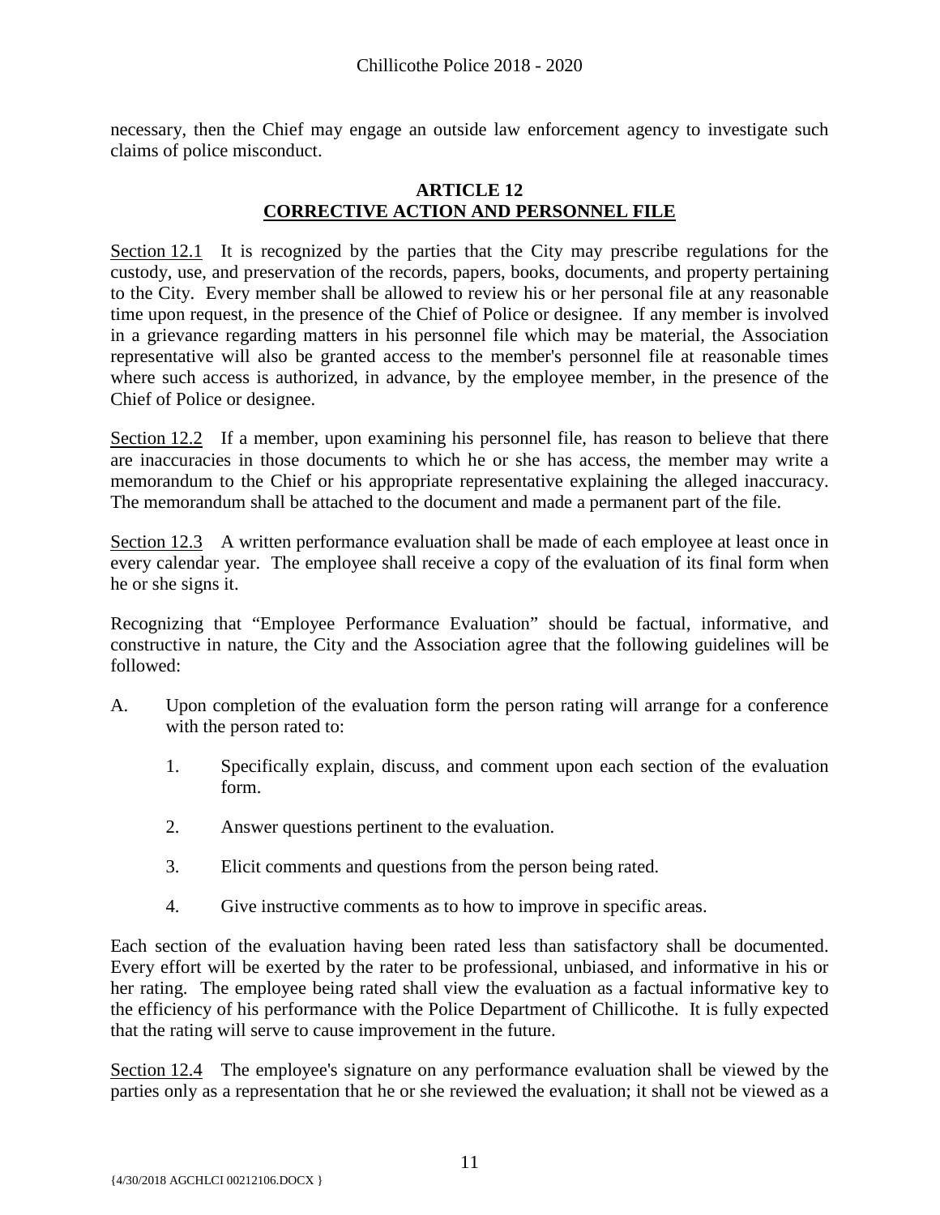necessary, then the Chief may engage an outside law enforcement agency to investigate such claims of police misconduct.

## ARTICLE 12
## CORRECTIVE ACTION AND PERSONNEL FILE

Section 12.1 It is recognized by the parties that the City may prescribe regulations for the custody, use, and preservation of the records, papers, books, documents, and property pertaining to the City. Every member shall be allowed to review his or her personal file at any reasonable time upon request, in the presence of the Chief of Police or designee. If any member is involved in a grievance regarding matters in his personnel file which may be material, the Association representative will also be granted access to the member's personnel file at reasonable times where such access is authorized, in advance, by the employee member, in the presence of the Chief of Police or designee.

Section 12.2 If a member, upon examining his personnel file, has reason to believe that there are inaccuracies in those documents to which he or she has access, the member may write a memorandum to the Chief or his appropriate representative explaining the alleged inaccuracy. The memorandum shall be attached to the document and made a permanent part of the file.

Section 12.3 A written performance evaluation shall be made of each employee at least once in every calendar year. The employee shall receive a copy of the evaluation of its final form when he or she signs it.

Recognizing that "Employee Performance Evaluation" should be factual, informative, and constructive in nature, the City and the Association agree that the following guidelines will be followed:

A. Upon completion of the evaluation form the person rating will arrange for a conference with the person rated to:

   1. Specifically explain, discuss, and comment upon each section of the evaluation form.

   2. Answer questions pertinent to the evaluation.

   3. Elicit comments and questions from the person being rated.

   4. Give instructive comments as to how to improve in specific areas.

Each section of the evaluation having been rated less than satisfactory shall be documented. Every effort will be exerted by the rater to be professional, unbiased, and informative in his or her rating. The employee being rated shall view the evaluation as a factual informative key to the efficiency of his performance with the Police Department of Chillicothe. It is fully expected that the rating will serve to cause improvement in the future.

Section 12.4 The employee's signature on any performance evaluation shall be viewed by the parties only as a representation that he or she reviewed the evaluation; it shall not be viewed as a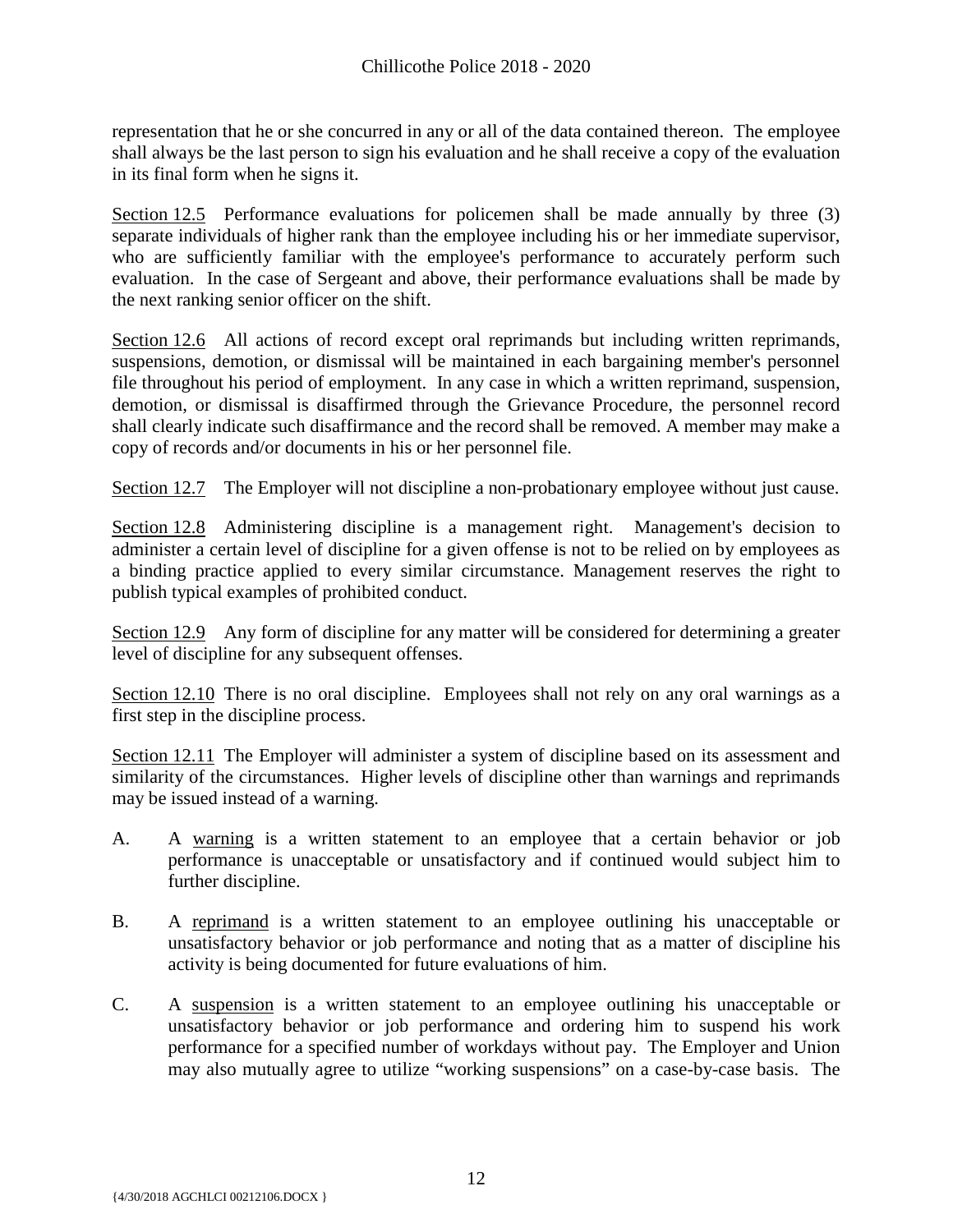representation that he or she concurred in any or all of the data contained thereon. The employee shall always be the last person to sign his evaluation and he shall receive a copy of the evaluation in its final form when he signs it.

Section 12.5 Performance evaluations for policemen shall be made annually by three (3) separate individuals of higher rank than the employee including his or her immediate supervisor, who are sufficiently familiar with the employee's performance to accurately perform such evaluation. In the case of Sergeant and above, their performance evaluations shall be made by the next ranking senior officer on the shift.

Section 12.6 All actions of record except oral reprimands but including written reprimands, suspensions, demotion, or dismissal will be maintained in each bargaining member's personnel file throughout his period of employment. In any case in which a written reprimand, suspension, demotion, or dismissal is disaffirmed through the Grievance Procedure, the personnel record shall clearly indicate such disaffirmance and the record shall be removed. A member may make a copy of records and/or documents in his or her personnel file.

Section 12.7 The Employer will not discipline a non-probationary employee without just cause.

Section 12.8 Administering discipline is a management right. Management's decision to administer a certain level of discipline for a given offense is not to be relied on by employees as a binding practice applied to every similar circumstance. Management reserves the right to publish typical examples of prohibited conduct.

Section 12.9 Any form of discipline for any matter will be considered for determining a greater level of discipline for any subsequent offenses.

Section 12.10 There is no oral discipline. Employees shall not rely on any oral warnings as a first step in the discipline process.

Section 12.11 The Employer will administer a system of discipline based on its assessment and similarity of the circumstances. Higher levels of discipline other than warnings and reprimands may be issued instead of a warning.

A. A warning is a written statement to an employee that a certain behavior or job performance is unacceptable or unsatisfactory and if continued would subject him to further discipline.

B. A reprimand is a written statement to an employee outlining his unacceptable or unsatisfactory behavior or job performance and noting that as a matter of discipline his activity is being documented for future evaluations of him.

C. A suspension is a written statement to an employee outlining his unacceptable or unsatisfactory behavior or job performance and ordering him to suspend his work performance for a specified number of workdays without pay. The Employer and Union may also mutually agree to utilize "working suspensions" on a case-by-case basis. The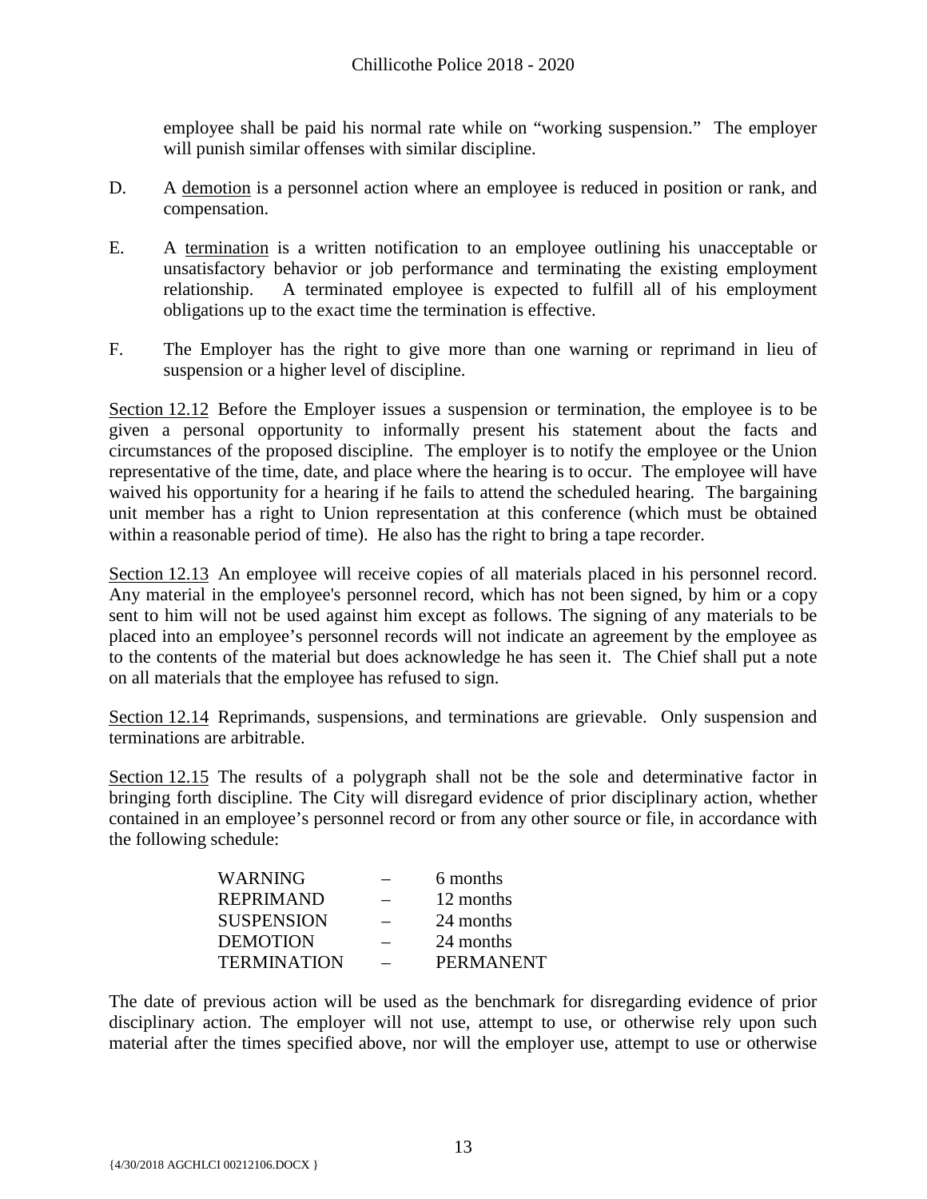employee shall be paid his normal rate while on "working suspension." The employer will punish similar offenses with similar discipline.

D. A <u>demotion</u> is a personnel action where an employee is reduced in position or rank, and compensation.

E. A <u>termination</u> is a written notification to an employee outlining his unacceptable or unsatisfactory behavior or job performance and terminating the existing employment relationship. A terminated employee is expected to fulfill all of his employment obligations up to the exact time the termination is effective.

F. The Employer has the right to give more than one warning or reprimand in lieu of suspension or a higher level of discipline.

<u>Section 12.12</u> Before the Employer issues a suspension or termination, the employee is to be given a personal opportunity to informally present his statement about the facts and circumstances of the proposed discipline. The employer is to notify the employee or the Union representative of the time, date, and place where the hearing is to occur. The employee will have waived his opportunity for a hearing if he fails to attend the scheduled hearing. The bargaining unit member has a right to Union representation at this conference (which must be obtained within a reasonable period of time). He also has the right to bring a tape recorder.

<u>Section 12.13</u> An employee will receive copies of all materials placed in his personnel record. Any material in the employee's personnel record, which has not been signed, by him or a copy sent to him will not be used against him except as follows. The signing of any materials to be placed into an employee's personnel records will not indicate an agreement by the employee as to the contents of the material but does acknowledge he has seen it. The Chief shall put a note on all materials that the employee has refused to sign.

<u>Section 12.14</u> Reprimands, suspensions, and terminations are grievable. Only suspension and terminations are arbitrable.

<u>Section 12.15</u> The results of a polygraph shall not be the sole and determinative factor in bringing forth discipline. The City will disregard evidence of prior disciplinary action, whether contained in an employee's personnel record or from any other source or file, in accordance with the following schedule:

| | | |
|---|---|---|
| WARNING | – | 6 months |
| REPRIMAND | – | 12 months |
| SUSPENSION | – | 24 months |
| DEMOTION | – | 24 months |
| TERMINATION | – | PERMANENT |

The date of previous action will be used as the benchmark for disregarding evidence of prior disciplinary action. The employer will not use, attempt to use, or otherwise rely upon such material after the times specified above, nor will the employer use, attempt to use or otherwise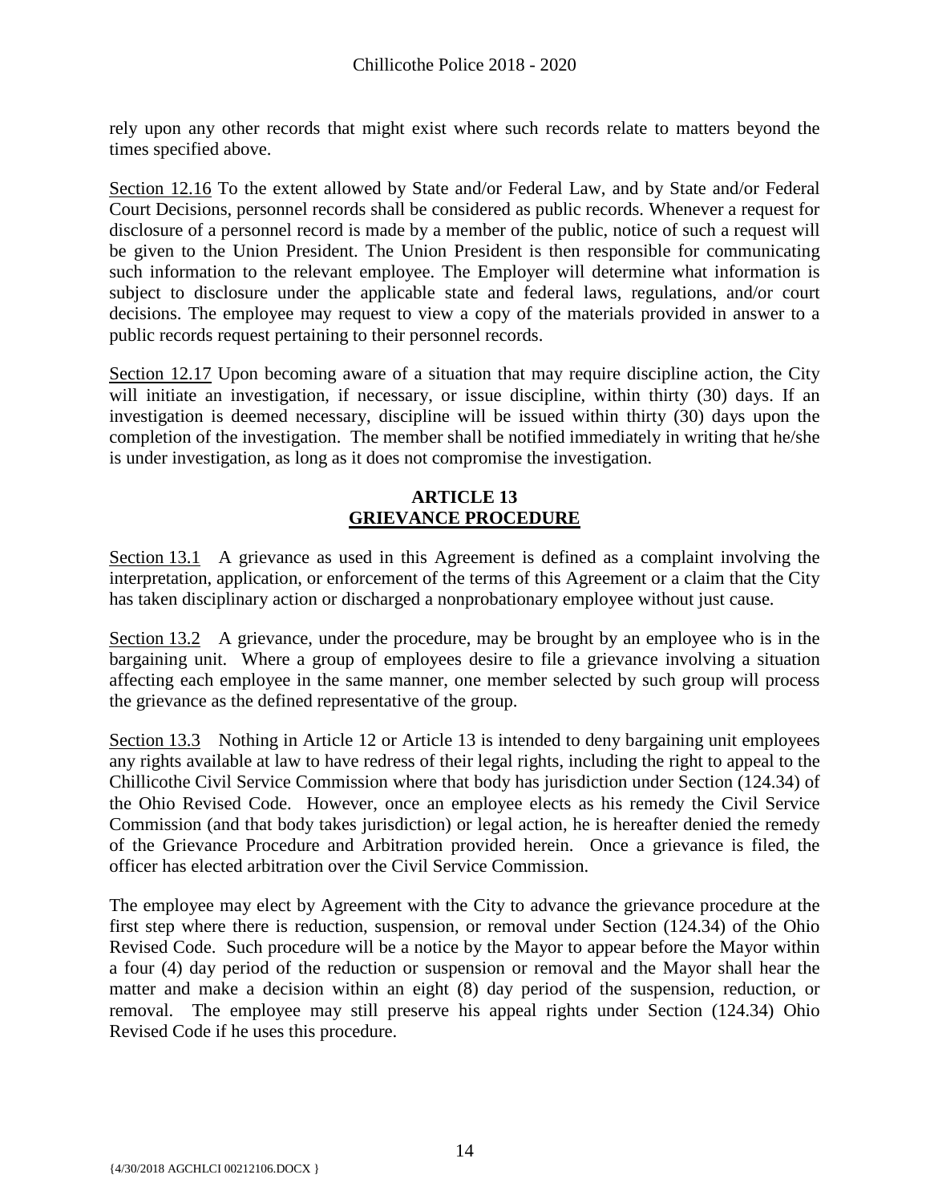rely upon any other records that might exist where such records relate to matters beyond the times specified above.

Section 12.16 To the extent allowed by State and/or Federal Law, and by State and/or Federal Court Decisions, personnel records shall be considered as public records. Whenever a request for disclosure of a personnel record is made by a member of the public, notice of such a request will be given to the Union President. The Union President is then responsible for communicating such information to the relevant employee. The Employer will determine what information is subject to disclosure under the applicable state and federal laws, regulations, and/or court decisions. The employee may request to view a copy of the materials provided in answer to a public records request pertaining to their personnel records.

Section 12.17 Upon becoming aware of a situation that may require discipline action, the City will initiate an investigation, if necessary, or issue discipline, within thirty (30) days. If an investigation is deemed necessary, discipline will be issued within thirty (30) days upon the completion of the investigation. The member shall be notified immediately in writing that he/she is under investigation, as long as it does not compromise the investigation.

## ARTICLE 13
## GRIEVANCE PROCEDURE

Section 13.1 A grievance as used in this Agreement is defined as a complaint involving the interpretation, application, or enforcement of the terms of this Agreement or a claim that the City has taken disciplinary action or discharged a nonprobationary employee without just cause.

Section 13.2 A grievance, under the procedure, may be brought by an employee who is in the bargaining unit. Where a group of employees desire to file a grievance involving a situation affecting each employee in the same manner, one member selected by such group will process the grievance as the defined representative of the group.

Section 13.3 Nothing in Article 12 or Article 13 is intended to deny bargaining unit employees any rights available at law to have redress of their legal rights, including the right to appeal to the Chillicothe Civil Service Commission where that body has jurisdiction under Section (124.34) of the Ohio Revised Code. However, once an employee elects as his remedy the Civil Service Commission (and that body takes jurisdiction) or legal action, he is hereafter denied the remedy of the Grievance Procedure and Arbitration provided herein. Once a grievance is filed, the officer has elected arbitration over the Civil Service Commission.

The employee may elect by Agreement with the City to advance the grievance procedure at the first step where there is reduction, suspension, or removal under Section (124.34) of the Ohio Revised Code. Such procedure will be a notice by the Mayor to appear before the Mayor within a four (4) day period of the reduction or suspension or removal and the Mayor shall hear the matter and make a decision within an eight (8) day period of the suspension, reduction, or removal. The employee may still preserve his appeal rights under Section (124.34) Ohio Revised Code if he uses this procedure.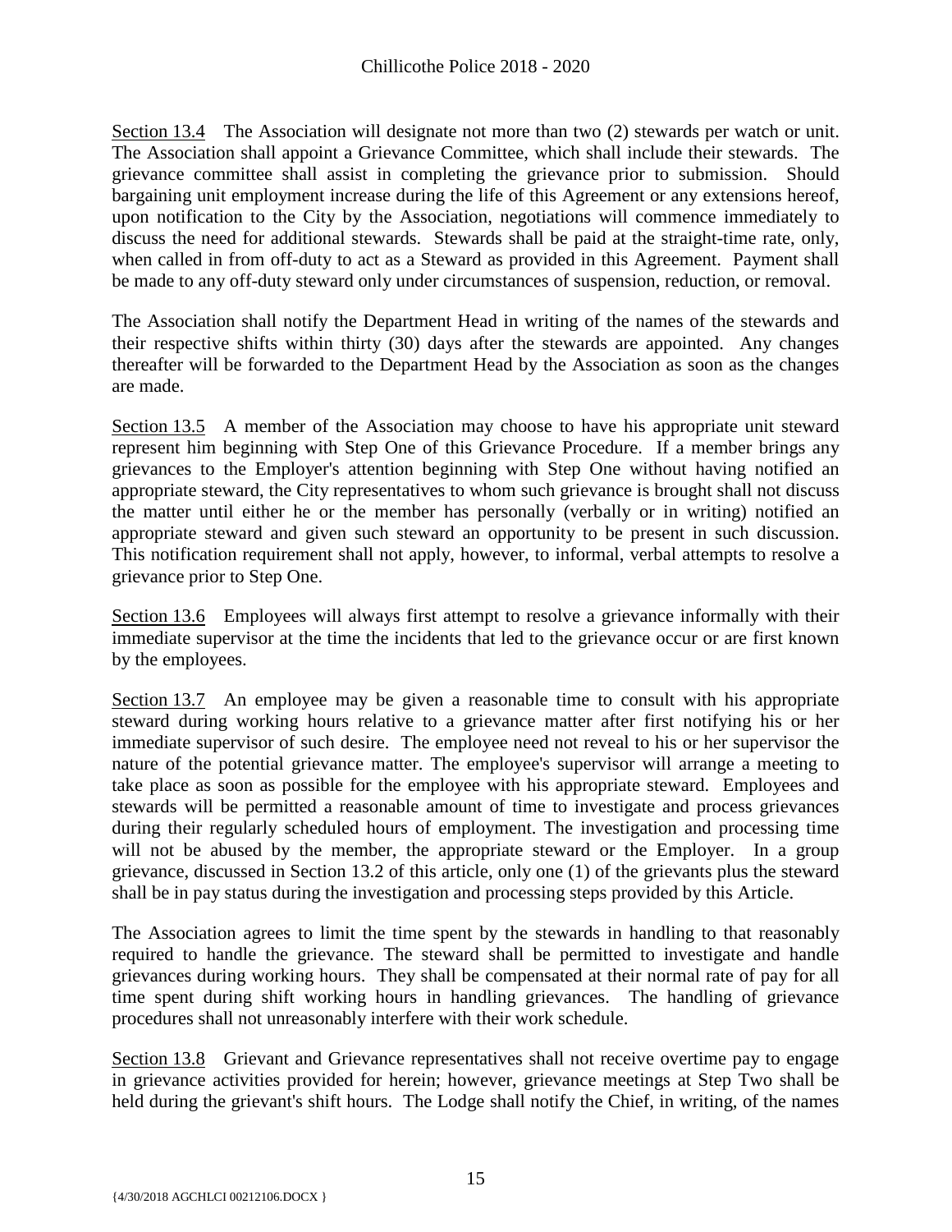Section 13.4 The Association will designate not more than two (2) stewards per watch or unit. The Association shall appoint a Grievance Committee, which shall include their stewards. The grievance committee shall assist in completing the grievance prior to submission. Should bargaining unit employment increase during the life of this Agreement or any extensions hereof, upon notification to the City by the Association, negotiations will commence immediately to discuss the need for additional stewards. Stewards shall be paid at the straight-time rate, only, when called in from off-duty to act as a Steward as provided in this Agreement. Payment shall be made to any off-duty steward only under circumstances of suspension, reduction, or removal.

The Association shall notify the Department Head in writing of the names of the stewards and their respective shifts within thirty (30) days after the stewards are appointed. Any changes thereafter will be forwarded to the Department Head by the Association as soon as the changes are made.

Section 13.5 A member of the Association may choose to have his appropriate unit steward represent him beginning with Step One of this Grievance Procedure. If a member brings any grievances to the Employer's attention beginning with Step One without having notified an appropriate steward, the City representatives to whom such grievance is brought shall not discuss the matter until either he or the member has personally (verbally or in writing) notified an appropriate steward and given such steward an opportunity to be present in such discussion. This notification requirement shall not apply, however, to informal, verbal attempts to resolve a grievance prior to Step One.

Section 13.6 Employees will always first attempt to resolve a grievance informally with their immediate supervisor at the time the incidents that led to the grievance occur or are first known by the employees.

Section 13.7 An employee may be given a reasonable time to consult with his appropriate steward during working hours relative to a grievance matter after first notifying his or her immediate supervisor of such desire. The employee need not reveal to his or her supervisor the nature of the potential grievance matter. The employee's supervisor will arrange a meeting to take place as soon as possible for the employee with his appropriate steward. Employees and stewards will be permitted a reasonable amount of time to investigate and process grievances during their regularly scheduled hours of employment. The investigation and processing time will not be abused by the member, the appropriate steward or the Employer. In a group grievance, discussed in Section 13.2 of this article, only one (1) of the grievants plus the steward shall be in pay status during the investigation and processing steps provided by this Article.

The Association agrees to limit the time spent by the stewards in handling to that reasonably required to handle the grievance. The steward shall be permitted to investigate and handle grievances during working hours. They shall be compensated at their normal rate of pay for all time spent during shift working hours in handling grievances. The handling of grievance procedures shall not unreasonably interfere with their work schedule.

Section 13.8 Grievant and Grievance representatives shall not receive overtime pay to engage in grievance activities provided for herein; however, grievance meetings at Step Two shall be held during the grievant's shift hours. The Lodge shall notify the Chief, in writing, of the names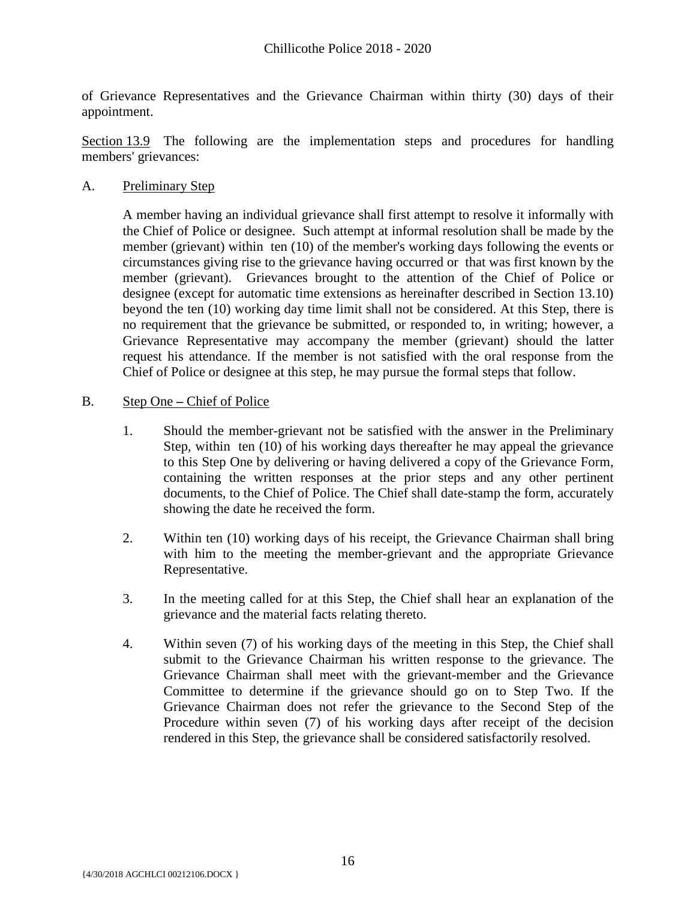of Grievance Representatives and the Grievance Chairman within thirty (30) days of their appointment.

Section 13.9 The following are the implementation steps and procedures for handling members' grievances:

A. Preliminary Step

A member having an individual grievance shall first attempt to resolve it informally with the Chief of Police or designee. Such attempt at informal resolution shall be made by the member (grievant) within ten (10) of the member's working days following the events or circumstances giving rise to the grievance having occurred or that was first known by the member (grievant). Grievances brought to the attention of the Chief of Police or designee (except for automatic time extensions as hereinafter described in Section 13.10) beyond the ten (10) working day time limit shall not be considered. At this Step, there is no requirement that the grievance be submitted, or responded to, in writing; however, a Grievance Representative may accompany the member (grievant) should the latter request his attendance. If the member is not satisfied with the oral response from the Chief of Police or designee at this step, he may pursue the formal steps that follow.

B. Step One – Chief of Police

1. Should the member-grievant not be satisfied with the answer in the Preliminary Step, within ten (10) of his working days thereafter he may appeal the grievance to this Step One by delivering or having delivered a copy of the Grievance Form, containing the written responses at the prior steps and any other pertinent documents, to the Chief of Police. The Chief shall date-stamp the form, accurately showing the date he received the form.

2. Within ten (10) working days of his receipt, the Grievance Chairman shall bring with him to the meeting the member-grievant and the appropriate Grievance Representative.

3. In the meeting called for at this Step, the Chief shall hear an explanation of the grievance and the material facts relating thereto.

4. Within seven (7) of his working days of the meeting in this Step, the Chief shall submit to the Grievance Chairman his written response to the grievance. The Grievance Chairman shall meet with the grievant-member and the Grievance Committee to determine if the grievance should go on to Step Two. If the Grievance Chairman does not refer the grievance to the Second Step of the Procedure within seven (7) of his working days after receipt of the decision rendered in this Step, the grievance shall be considered satisfactorily resolved.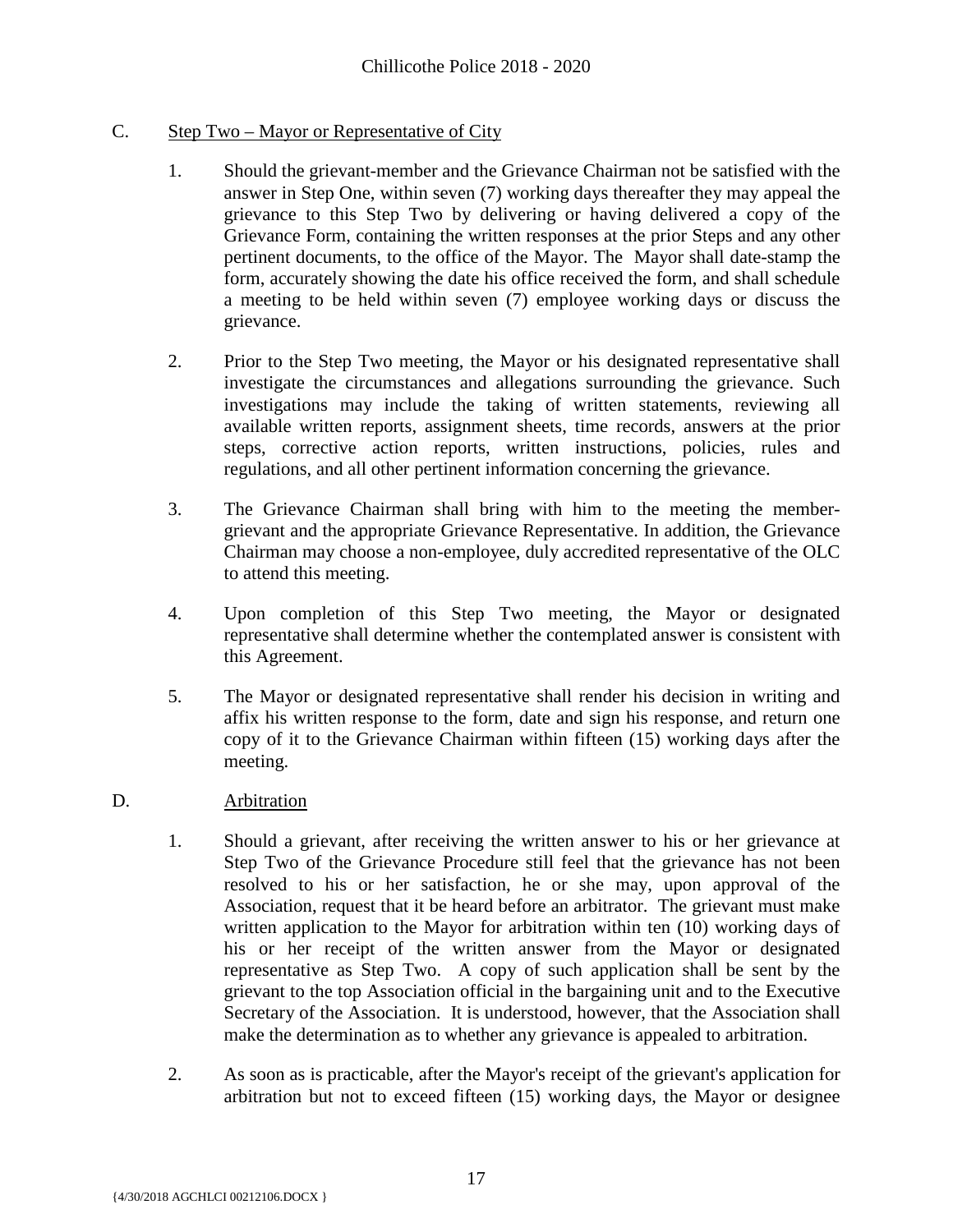C. Step Two – Mayor or Representative of City

1. Should the grievant-member and the Grievance Chairman not be satisfied with the answer in Step One, within seven (7) working days thereafter they may appeal the grievance to this Step Two by delivering or having delivered a copy of the Grievance Form, containing the written responses at the prior Steps and any other pertinent documents, to the office of the Mayor. The Mayor shall date-stamp the form, accurately showing the date his office received the form, and shall schedule a meeting to be held within seven (7) employee working days or discuss the grievance.

2. Prior to the Step Two meeting, the Mayor or his designated representative shall investigate the circumstances and allegations surrounding the grievance. Such investigations may include the taking of written statements, reviewing all available written reports, assignment sheets, time records, answers at the prior steps, corrective action reports, written instructions, policies, rules and regulations, and all other pertinent information concerning the grievance.

3. The Grievance Chairman shall bring with him to the meeting the member-grievant and the appropriate Grievance Representative. In addition, the Grievance Chairman may choose a non-employee, duly accredited representative of the OLC to attend this meeting.

4. Upon completion of this Step Two meeting, the Mayor or designated representative shall determine whether the contemplated answer is consistent with this Agreement.

5. The Mayor or designated representative shall render his decision in writing and affix his written response to the form, date and sign his response, and return one copy of it to the Grievance Chairman within fifteen (15) working days after the meeting.

D. Arbitration

1. Should a grievant, after receiving the written answer to his or her grievance at Step Two of the Grievance Procedure still feel that the grievance has not been resolved to his or her satisfaction, he or she may, upon approval of the Association, request that it be heard before an arbitrator. The grievant must make written application to the Mayor for arbitration within ten (10) working days of his or her receipt of the written answer from the Mayor or designated representative as Step Two. A copy of such application shall be sent by the grievant to the top Association official in the bargaining unit and to the Executive Secretary of the Association. It is understood, however, that the Association shall make the determination as to whether any grievance is appealed to arbitration.

2. As soon as is practicable, after the Mayor's receipt of the grievant's application for arbitration but not to exceed fifteen (15) working days, the Mayor or designee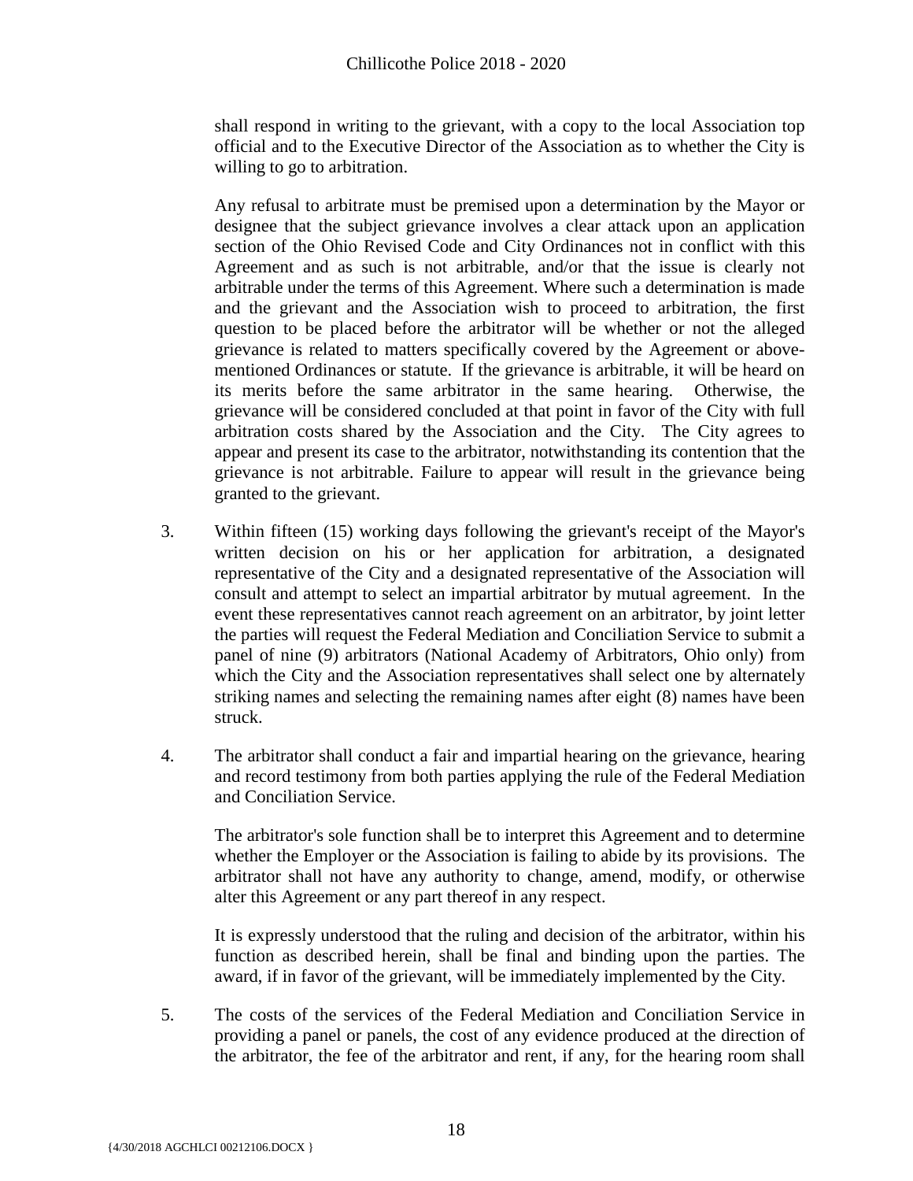shall respond in writing to the grievant, with a copy to the local Association top official and to the Executive Director of the Association as to whether the City is willing to go to arbitration.

Any refusal to arbitrate must be premised upon a determination by the Mayor or designee that the subject grievance involves a clear attack upon an application section of the Ohio Revised Code and City Ordinances not in conflict with this Agreement and as such is not arbitrable, and/or that the issue is clearly not arbitrable under the terms of this Agreement. Where such a determination is made and the grievant and the Association wish to proceed to arbitration, the first question to be placed before the arbitrator will be whether or not the alleged grievance is related to matters specifically covered by the Agreement or above-mentioned Ordinances or statute. If the grievance is arbitrable, it will be heard on its merits before the same arbitrator in the same hearing. Otherwise, the grievance will be considered concluded at that point in favor of the City with full arbitration costs shared by the Association and the City. The City agrees to appear and present its case to the arbitrator, notwithstanding its contention that the grievance is not arbitrable. Failure to appear will result in the grievance being granted to the grievant.

3. Within fifteen (15) working days following the grievant's receipt of the Mayor's written decision on his or her application for arbitration, a designated representative of the City and a designated representative of the Association will consult and attempt to select an impartial arbitrator by mutual agreement. In the event these representatives cannot reach agreement on an arbitrator, by joint letter the parties will request the Federal Mediation and Conciliation Service to submit a panel of nine (9) arbitrators (National Academy of Arbitrators, Ohio only) from which the City and the Association representatives shall select one by alternately striking names and selecting the remaining names after eight (8) names have been struck.

4. The arbitrator shall conduct a fair and impartial hearing on the grievance, hearing and record testimony from both parties applying the rule of the Federal Mediation and Conciliation Service.

   The arbitrator's sole function shall be to interpret this Agreement and to determine whether the Employer or the Association is failing to abide by its provisions. The arbitrator shall not have any authority to change, amend, modify, or otherwise alter this Agreement or any part thereof in any respect.

   It is expressly understood that the ruling and decision of the arbitrator, within his function as described herein, shall be final and binding upon the parties. The award, if in favor of the grievant, will be immediately implemented by the City.

5. The costs of the services of the Federal Mediation and Conciliation Service in providing a panel or panels, the cost of any evidence produced at the direction of the arbitrator, the fee of the arbitrator and rent, if any, for the hearing room shall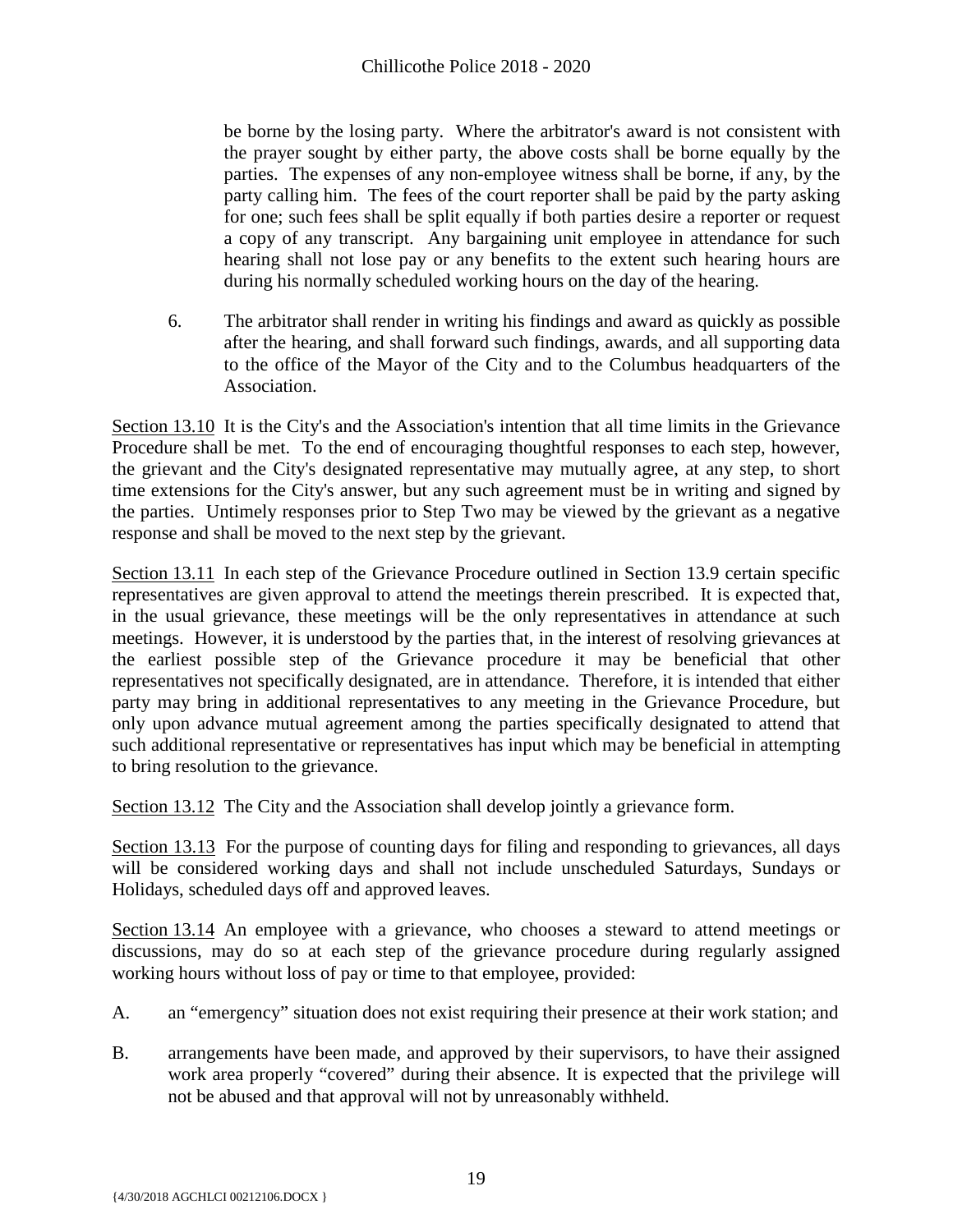be borne by the losing party. Where the arbitrator's award is not consistent with the prayer sought by either party, the above costs shall be borne equally by the parties. The expenses of any non-employee witness shall be borne, if any, by the party calling him. The fees of the court reporter shall be paid by the party asking for one; such fees shall be split equally if both parties desire a reporter or request a copy of any transcript. Any bargaining unit employee in attendance for such hearing shall not lose pay or any benefits to the extent such hearing hours are during his normally scheduled working hours on the day of the hearing.

6. The arbitrator shall render in writing his findings and award as quickly as possible after the hearing, and shall forward such findings, awards, and all supporting data to the office of the Mayor of the City and to the Columbus headquarters of the Association.

Section 13.10 It is the City's and the Association's intention that all time limits in the Grievance Procedure shall be met. To the end of encouraging thoughtful responses to each step, however, the grievant and the City's designated representative may mutually agree, at any step, to short time extensions for the City's answer, but any such agreement must be in writing and signed by the parties. Untimely responses prior to Step Two may be viewed by the grievant as a negative response and shall be moved to the next step by the grievant.

Section 13.11 In each step of the Grievance Procedure outlined in Section 13.9 certain specific representatives are given approval to attend the meetings therein prescribed. It is expected that, in the usual grievance, these meetings will be the only representatives in attendance at such meetings. However, it is understood by the parties that, in the interest of resolving grievances at the earliest possible step of the Grievance procedure it may be beneficial that other representatives not specifically designated, are in attendance. Therefore, it is intended that either party may bring in additional representatives to any meeting in the Grievance Procedure, but only upon advance mutual agreement among the parties specifically designated to attend that such additional representative or representatives has input which may be beneficial in attempting to bring resolution to the grievance.

Section 13.12 The City and the Association shall develop jointly a grievance form.

Section 13.13 For the purpose of counting days for filing and responding to grievances, all days will be considered working days and shall not include unscheduled Saturdays, Sundays or Holidays, scheduled days off and approved leaves.

Section 13.14 An employee with a grievance, who chooses a steward to attend meetings or discussions, may do so at each step of the grievance procedure during regularly assigned working hours without loss of pay or time to that employee, provided:

A. an "emergency" situation does not exist requiring their presence at their work station; and

B. arrangements have been made, and approved by their supervisors, to have their assigned work area properly "covered" during their absence. It is expected that the privilege will not be abused and that approval will not by unreasonably withheld.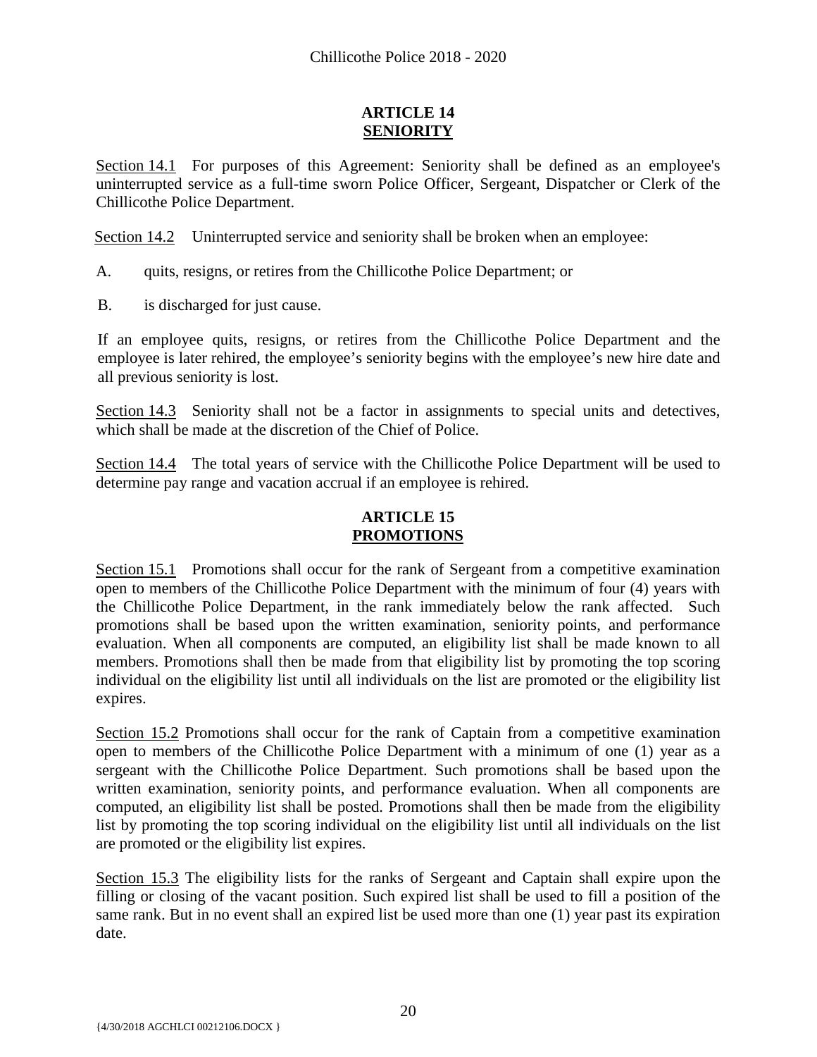## ARTICLE 14
## SENIORITY

Section 14.1 For purposes of this Agreement: Seniority shall be defined as an employee's uninterrupted service as a full-time sworn Police Officer, Sergeant, Dispatcher or Clerk of the Chillicothe Police Department.

Section 14.2 Uninterrupted service and seniority shall be broken when an employee:

A. quits, resigns, or retires from the Chillicothe Police Department; or

B. is discharged for just cause.

If an employee quits, resigns, or retires from the Chillicothe Police Department and the employee is later rehired, the employee's seniority begins with the employee's new hire date and all previous seniority is lost.

Section 14.3 Seniority shall not be a factor in assignments to special units and detectives, which shall be made at the discretion of the Chief of Police.

Section 14.4 The total years of service with the Chillicothe Police Department will be used to determine pay range and vacation accrual if an employee is rehired.

## ARTICLE 15
## PROMOTIONS

Section 15.1 Promotions shall occur for the rank of Sergeant from a competitive examination open to members of the Chillicothe Police Department with the minimum of four (4) years with the Chillicothe Police Department, in the rank immediately below the rank affected. Such promotions shall be based upon the written examination, seniority points, and performance evaluation. When all components are computed, an eligibility list shall be made known to all members. Promotions shall then be made from that eligibility list by promoting the top scoring individual on the eligibility list until all individuals on the list are promoted or the eligibility list expires.

Section 15.2 Promotions shall occur for the rank of Captain from a competitive examination open to members of the Chillicothe Police Department with a minimum of one (1) year as a sergeant with the Chillicothe Police Department. Such promotions shall be based upon the written examination, seniority points, and performance evaluation. When all components are computed, an eligibility list shall be posted. Promotions shall then be made from the eligibility list by promoting the top scoring individual on the eligibility list until all individuals on the list are promoted or the eligibility list expires.

Section 15.3 The eligibility lists for the ranks of Sergeant and Captain shall expire upon the filling or closing of the vacant position. Such expired list shall be used to fill a position of the same rank. But in no event shall an expired list be used more than one (1) year past its expiration date.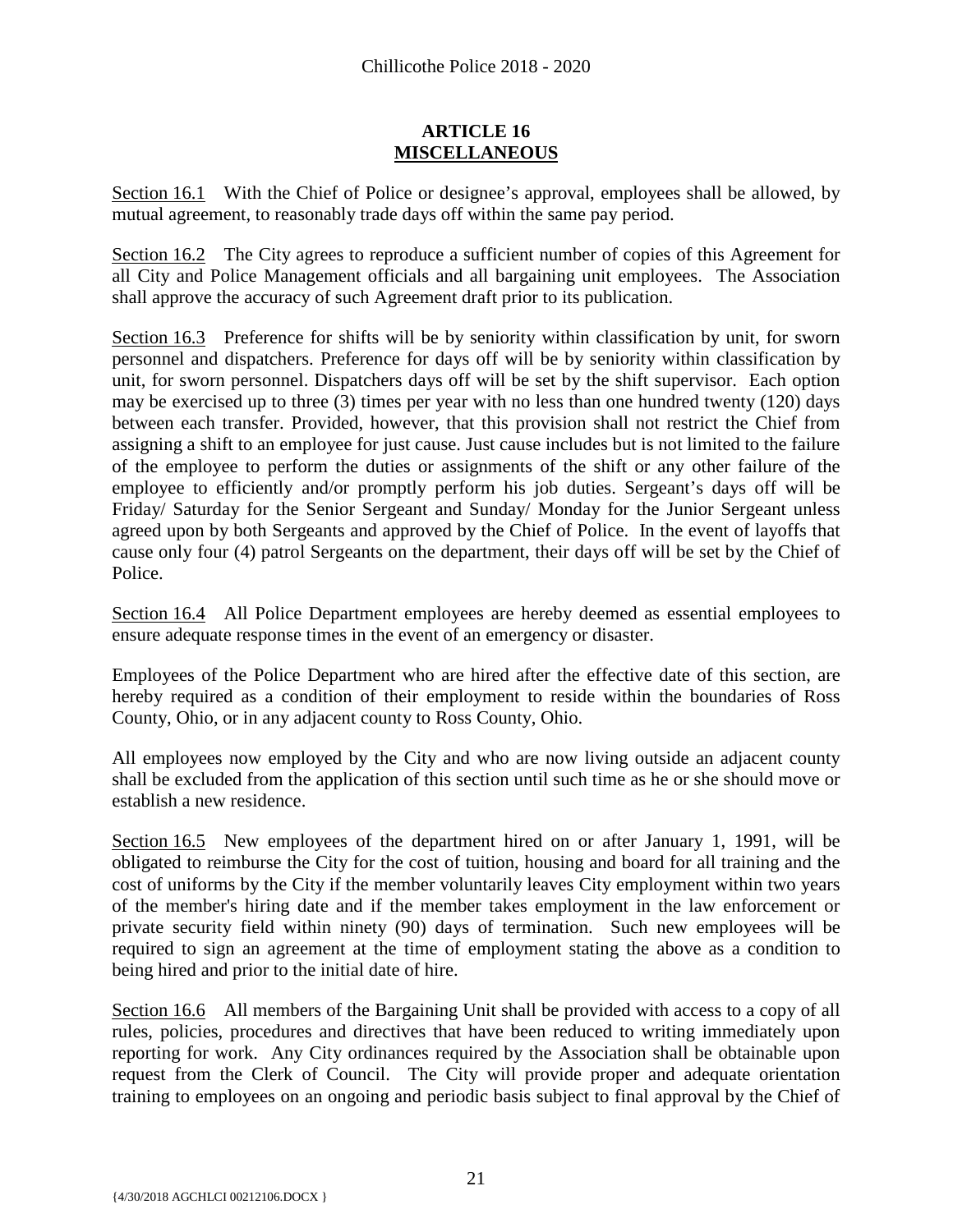## ARTICLE 16
## MISCELLANEOUS

Section 16.1 With the Chief of Police or designee's approval, employees shall be allowed, by mutual agreement, to reasonably trade days off within the same pay period.

Section 16.2 The City agrees to reproduce a sufficient number of copies of this Agreement for all City and Police Management officials and all bargaining unit employees. The Association shall approve the accuracy of such Agreement draft prior to its publication.

Section 16.3 Preference for shifts will be by seniority within classification by unit, for sworn personnel and dispatchers. Preference for days off will be by seniority within classification by unit, for sworn personnel. Dispatchers days off will be set by the shift supervisor. Each option may be exercised up to three (3) times per year with no less than one hundred twenty (120) days between each transfer. Provided, however, that this provision shall not restrict the Chief from assigning a shift to an employee for just cause. Just cause includes but is not limited to the failure of the employee to perform the duties or assignments of the shift or any other failure of the employee to efficiently and/or promptly perform his job duties. Sergeant's days off will be Friday/ Saturday for the Senior Sergeant and Sunday/ Monday for the Junior Sergeant unless agreed upon by both Sergeants and approved by the Chief of Police. In the event of layoffs that cause only four (4) patrol Sergeants on the department, their days off will be set by the Chief of Police.

Section 16.4 All Police Department employees are hereby deemed as essential employees to ensure adequate response times in the event of an emergency or disaster.

Employees of the Police Department who are hired after the effective date of this section, are hereby required as a condition of their employment to reside within the boundaries of Ross County, Ohio, or in any adjacent county to Ross County, Ohio.

All employees now employed by the City and who are now living outside an adjacent county shall be excluded from the application of this section until such time as he or she should move or establish a new residence.

Section 16.5 New employees of the department hired on or after January 1, 1991, will be obligated to reimburse the City for the cost of tuition, housing and board for all training and the cost of uniforms by the City if the member voluntarily leaves City employment within two years of the member's hiring date and if the member takes employment in the law enforcement or private security field within ninety (90) days of termination. Such new employees will be required to sign an agreement at the time of employment stating the above as a condition to being hired and prior to the initial date of hire.

Section 16.6 All members of the Bargaining Unit shall be provided with access to a copy of all rules, policies, procedures and directives that have been reduced to writing immediately upon reporting for work. Any City ordinances required by the Association shall be obtainable upon request from the Clerk of Council. The City will provide proper and adequate orientation training to employees on an ongoing and periodic basis subject to final approval by the Chief of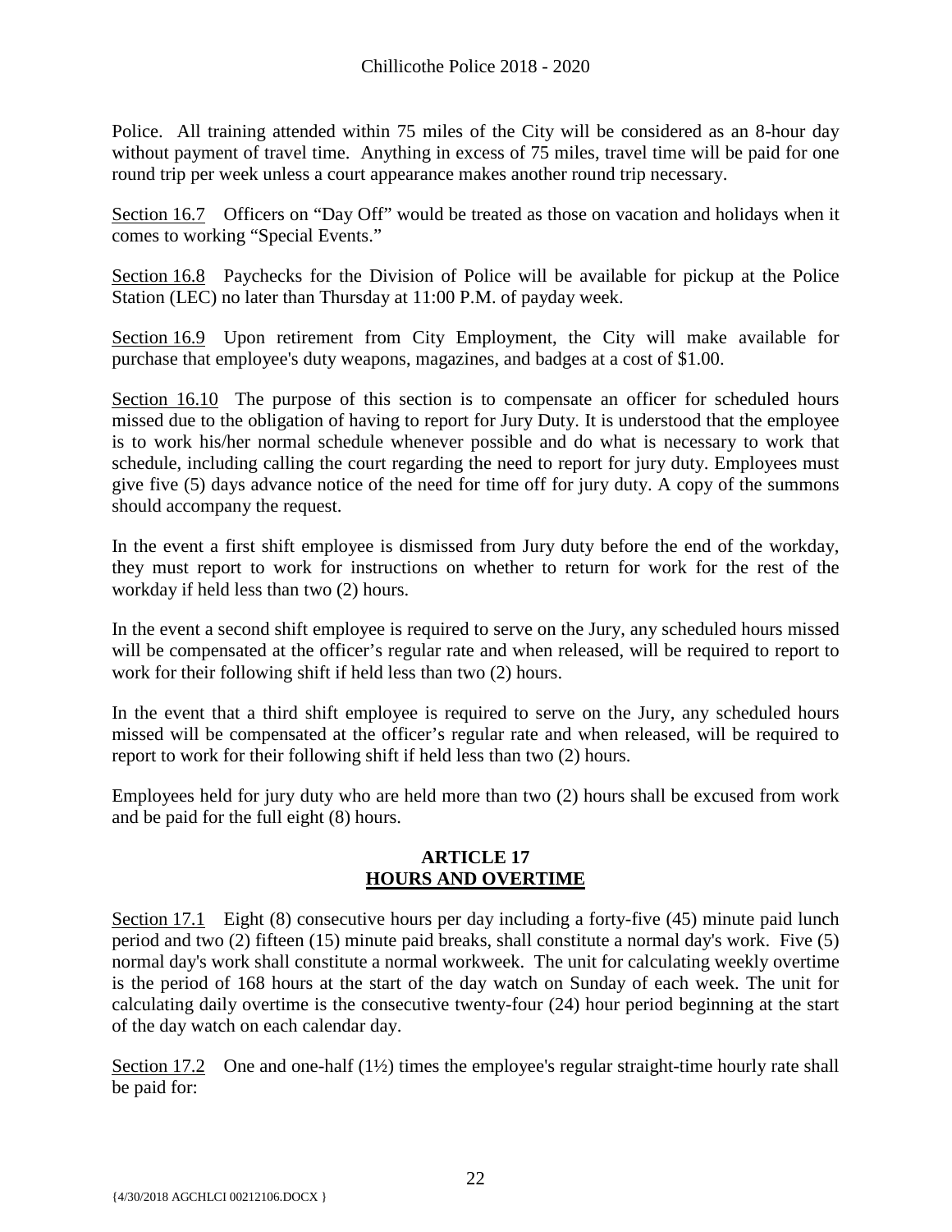Police. All training attended within 75 miles of the City will be considered as an 8-hour day without payment of travel time. Anything in excess of 75 miles, travel time will be paid for one round trip per week unless a court appearance makes another round trip necessary.

Section 16.7 Officers on "Day Off" would be treated as those on vacation and holidays when it comes to working "Special Events."

Section 16.8 Paychecks for the Division of Police will be available for pickup at the Police Station (LEC) no later than Thursday at 11:00 P.M. of payday week.

Section 16.9 Upon retirement from City Employment, the City will make available for purchase that employee's duty weapons, magazines, and badges at a cost of $1.00.

Section 16.10 The purpose of this section is to compensate an officer for scheduled hours missed due to the obligation of having to report for Jury Duty. It is understood that the employee is to work his/her normal schedule whenever possible and do what is necessary to work that schedule, including calling the court regarding the need to report for jury duty. Employees must give five (5) days advance notice of the need for time off for jury duty. A copy of the summons should accompany the request.

In the event a first shift employee is dismissed from Jury duty before the end of the workday, they must report to work for instructions on whether to return for work for the rest of the workday if held less than two (2) hours.

In the event a second shift employee is required to serve on the Jury, any scheduled hours missed will be compensated at the officer's regular rate and when released, will be required to report to work for their following shift if held less than two (2) hours.

In the event that a third shift employee is required to serve on the Jury, any scheduled hours missed will be compensated at the officer's regular rate and when released, will be required to report to work for their following shift if held less than two (2) hours.

Employees held for jury duty who are held more than two (2) hours shall be excused from work and be paid for the full eight (8) hours.

## ARTICLE 17
## HOURS AND OVERTIME

Section 17.1 Eight (8) consecutive hours per day including a forty-five (45) minute paid lunch period and two (2) fifteen (15) minute paid breaks, shall constitute a normal day's work. Five (5) normal day's work shall constitute a normal workweek. The unit for calculating weekly overtime is the period of 168 hours at the start of the day watch on Sunday of each week. The unit for calculating daily overtime is the consecutive twenty-four (24) hour period beginning at the start of the day watch on each calendar day.

Section 17.2 One and one-half (1½) times the employee's regular straight-time hourly rate shall be paid for: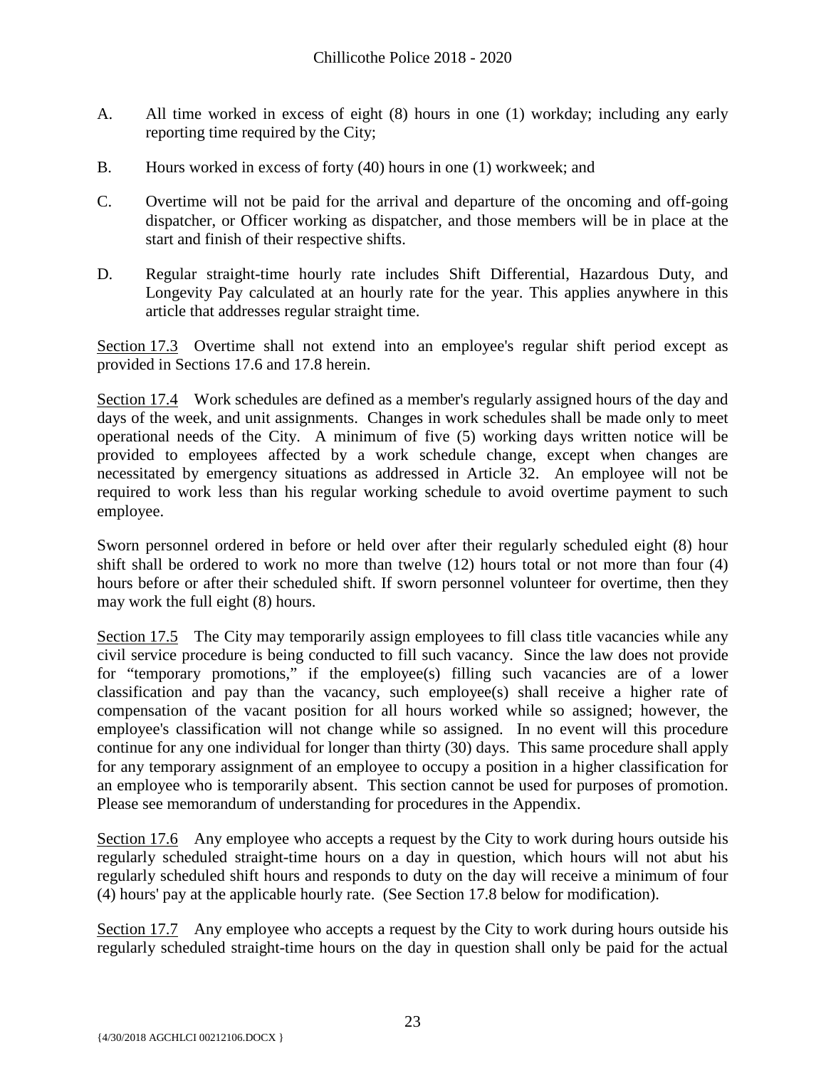A. All time worked in excess of eight (8) hours in one (1) workday; including any early reporting time required by the City;

B. Hours worked in excess of forty (40) hours in one (1) workweek; and

C. Overtime will not be paid for the arrival and departure of the oncoming and off-going dispatcher, or Officer working as dispatcher, and those members will be in place at the start and finish of their respective shifts.

D. Regular straight-time hourly rate includes Shift Differential, Hazardous Duty, and Longevity Pay calculated at an hourly rate for the year. This applies anywhere in this article that addresses regular straight time.

Section 17.3 Overtime shall not extend into an employee's regular shift period except as provided in Sections 17.6 and 17.8 herein.

Section 17.4 Work schedules are defined as a member's regularly assigned hours of the day and days of the week, and unit assignments. Changes in work schedules shall be made only to meet operational needs of the City. A minimum of five (5) working days written notice will be provided to employees affected by a work schedule change, except when changes are necessitated by emergency situations as addressed in Article 32. An employee will not be required to work less than his regular working schedule to avoid overtime payment to such employee.

Sworn personnel ordered in before or held over after their regularly scheduled eight (8) hour shift shall be ordered to work no more than twelve (12) hours total or not more than four (4) hours before or after their scheduled shift. If sworn personnel volunteer for overtime, then they may work the full eight (8) hours.

Section 17.5 The City may temporarily assign employees to fill class title vacancies while any civil service procedure is being conducted to fill such vacancy. Since the law does not provide for "temporary promotions," if the employee(s) filling such vacancies are of a lower classification and pay than the vacancy, such employee(s) shall receive a higher rate of compensation of the vacant position for all hours worked while so assigned; however, the employee's classification will not change while so assigned. In no event will this procedure continue for any one individual for longer than thirty (30) days. This same procedure shall apply for any temporary assignment of an employee to occupy a position in a higher classification for an employee who is temporarily absent. This section cannot be used for purposes of promotion. Please see memorandum of understanding for procedures in the Appendix.

Section 17.6 Any employee who accepts a request by the City to work during hours outside his regularly scheduled straight-time hours on a day in question, which hours will not abut his regularly scheduled shift hours and responds to duty on the day will receive a minimum of four (4) hours' pay at the applicable hourly rate. (See Section 17.8 below for modification).

Section 17.7 Any employee who accepts a request by the City to work during hours outside his regularly scheduled straight-time hours on the day in question shall only be paid for the actual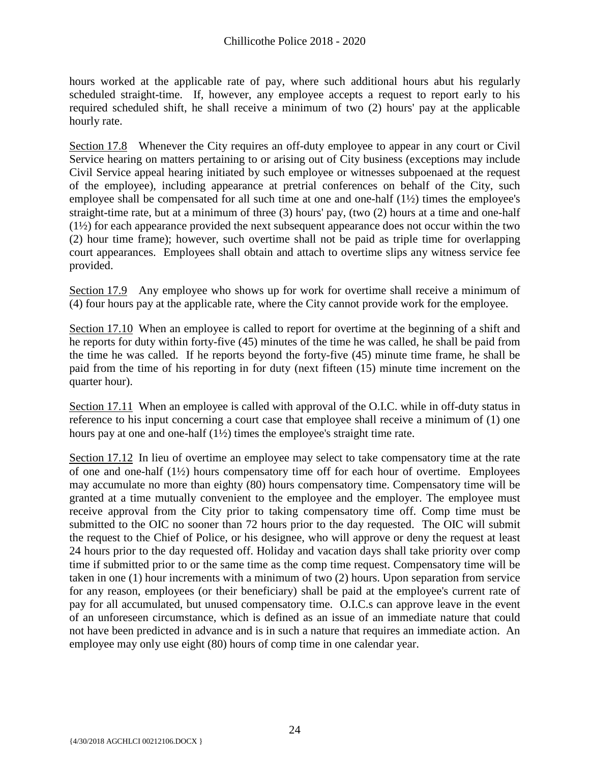hours worked at the applicable rate of pay, where such additional hours abut his regularly scheduled straight-time. If, however, any employee accepts a request to report early to his required scheduled shift, he shall receive a minimum of two (2) hours' pay at the applicable hourly rate.

Section 17.8 Whenever the City requires an off-duty employee to appear in any court or Civil Service hearing on matters pertaining to or arising out of City business (exceptions may include Civil Service appeal hearing initiated by such employee or witnesses subpoenaed at the request of the employee), including appearance at pretrial conferences on behalf of the City, such employee shall be compensated for all such time at one and one-half (1½) times the employee's straight-time rate, but at a minimum of three (3) hours' pay, (two (2) hours at a time and one-half (1½) for each appearance provided the next subsequent appearance does not occur within the two (2) hour time frame); however, such overtime shall not be paid as triple time for overlapping court appearances. Employees shall obtain and attach to overtime slips any witness service fee provided.

Section 17.9 Any employee who shows up for work for overtime shall receive a minimum of (4) four hours pay at the applicable rate, where the City cannot provide work for the employee.

Section 17.10 When an employee is called to report for overtime at the beginning of a shift and he reports for duty within forty-five (45) minutes of the time he was called, he shall be paid from the time he was called. If he reports beyond the forty-five (45) minute time frame, he shall be paid from the time of his reporting in for duty (next fifteen (15) minute time increment on the quarter hour).

Section 17.11 When an employee is called with approval of the O.I.C. while in off-duty status in reference to his input concerning a court case that employee shall receive a minimum of (1) one hours pay at one and one-half (1½) times the employee's straight time rate.

Section 17.12 In lieu of overtime an employee may select to take compensatory time at the rate of one and one-half (1½) hours compensatory time off for each hour of overtime. Employees may accumulate no more than eighty (80) hours compensatory time. Compensatory time will be granted at a time mutually convenient to the employee and the employer. The employee must receive approval from the City prior to taking compensatory time off. Comp time must be submitted to the OIC no sooner than 72 hours prior to the day requested. The OIC will submit the request to the Chief of Police, or his designee, who will approve or deny the request at least 24 hours prior to the day requested off. Holiday and vacation days shall take priority over comp time if submitted prior to or the same time as the comp time request. Compensatory time will be taken in one (1) hour increments with a minimum of two (2) hours. Upon separation from service for any reason, employees (or their beneficiary) shall be paid at the employee's current rate of pay for all accumulated, but unused compensatory time. O.I.C.s can approve leave in the event of an unforeseen circumstance, which is defined as an issue of an immediate nature that could not have been predicted in advance and is in such a nature that requires an immediate action. An employee may only use eight (80) hours of comp time in one calendar year.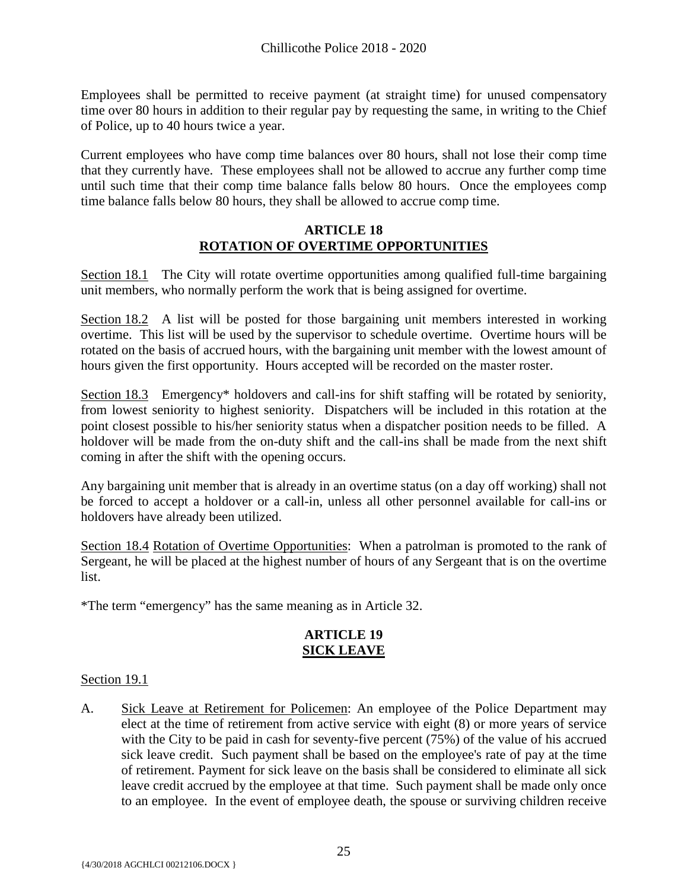Employees shall be permitted to receive payment (at straight time) for unused compensatory time over 80 hours in addition to their regular pay by requesting the same, in writing to the Chief of Police, up to 40 hours twice a year.

Current employees who have comp time balances over 80 hours, shall not lose their comp time that they currently have. These employees shall not be allowed to accrue any further comp time until such time that their comp time balance falls below 80 hours. Once the employees comp time balance falls below 80 hours, they shall be allowed to accrue comp time.

## ARTICLE 18
## ROTATION OF OVERTIME OPPORTUNITIES

Section 18.1 The City will rotate overtime opportunities among qualified full-time bargaining unit members, who normally perform the work that is being assigned for overtime.

Section 18.2 A list will be posted for those bargaining unit members interested in working overtime. This list will be used by the supervisor to schedule overtime. Overtime hours will be rotated on the basis of accrued hours, with the bargaining unit member with the lowest amount of hours given the first opportunity. Hours accepted will be recorded on the master roster.

Section 18.3 Emergency* holdovers and call-ins for shift staffing will be rotated by seniority, from lowest seniority to highest seniority. Dispatchers will be included in this rotation at the point closest possible to his/her seniority status when a dispatcher position needs to be filled. A holdover will be made from the on-duty shift and the call-ins shall be made from the next shift coming in after the shift with the opening occurs.

Any bargaining unit member that is already in an overtime status (on a day off working) shall not be forced to accept a holdover or a call-in, unless all other personnel available for call-ins or holdovers have already been utilized.

Section 18.4 Rotation of Overtime Opportunities: When a patrolman is promoted to the rank of Sergeant, he will be placed at the highest number of hours of any Sergeant that is on the overtime list.

*The term "emergency" has the same meaning as in Article 32.

## ARTICLE 19
## SICK LEAVE

Section 19.1

A. Sick Leave at Retirement for Policemen: An employee of the Police Department may elect at the time of retirement from active service with eight (8) or more years of service with the City to be paid in cash for seventy-five percent (75%) of the value of his accrued sick leave credit. Such payment shall be based on the employee's rate of pay at the time of retirement. Payment for sick leave on the basis shall be considered to eliminate all sick leave credit accrued by the employee at that time. Such payment shall be made only once to an employee. In the event of employee death, the spouse or surviving children receive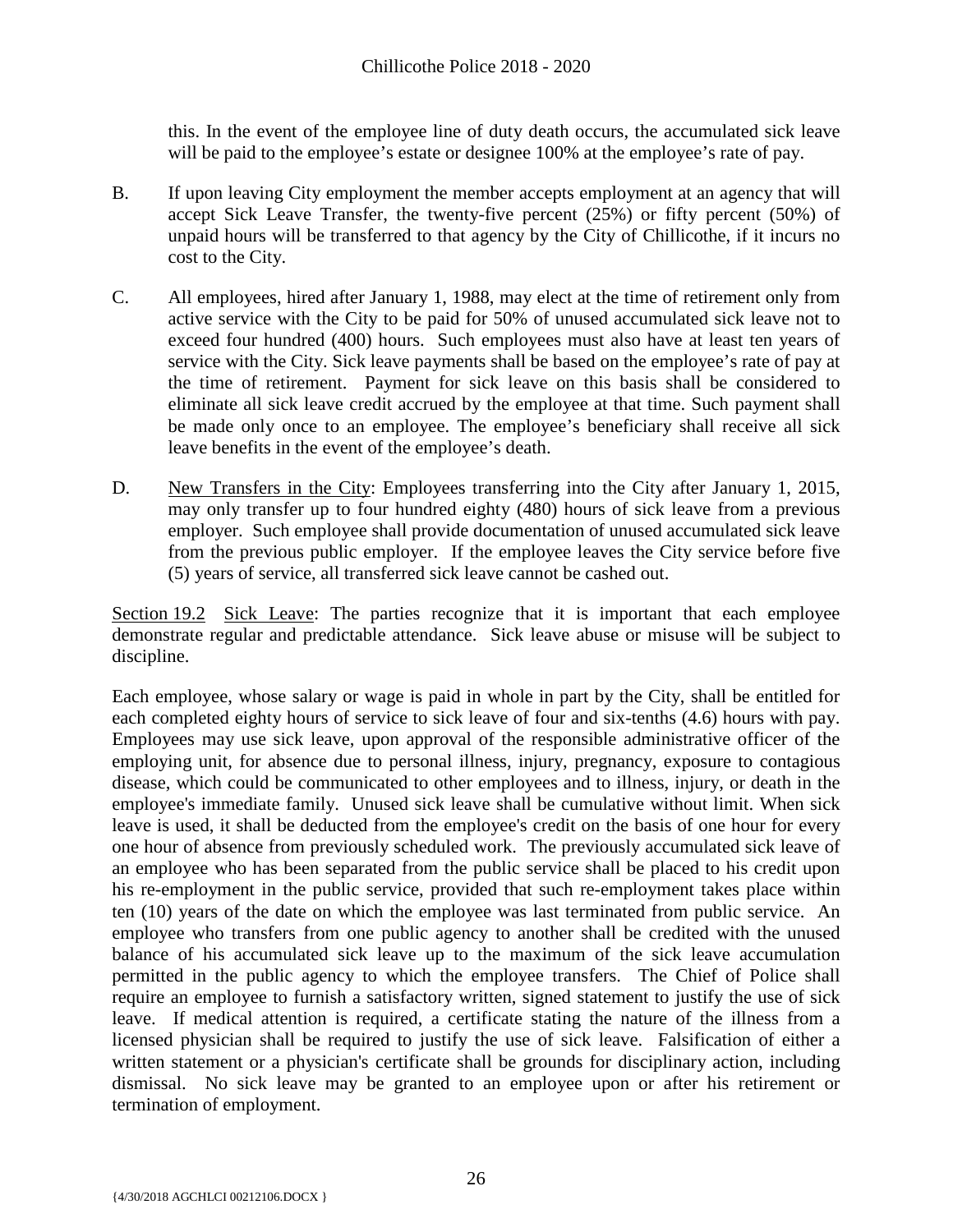this. In the event of the employee line of duty death occurs, the accumulated sick leave will be paid to the employee's estate or designee 100% at the employee's rate of pay.

B. If upon leaving City employment the member accepts employment at an agency that will accept Sick Leave Transfer, the twenty-five percent (25%) or fifty percent (50%) of unpaid hours will be transferred to that agency by the City of Chillicothe, if it incurs no cost to the City.

C. All employees, hired after January 1, 1988, may elect at the time of retirement only from active service with the City to be paid for 50% of unused accumulated sick leave not to exceed four hundred (400) hours. Such employees must also have at least ten years of service with the City. Sick leave payments shall be based on the employee's rate of pay at the time of retirement. Payment for sick leave on this basis shall be considered to eliminate all sick leave credit accrued by the employee at that time. Such payment shall be made only once to an employee. The employee's beneficiary shall receive all sick leave benefits in the event of the employee's death.

D. New Transfers in the City: Employees transferring into the City after January 1, 2015, may only transfer up to four hundred eighty (480) hours of sick leave from a previous employer. Such employee shall provide documentation of unused accumulated sick leave from the previous public employer. If the employee leaves the City service before five (5) years of service, all transferred sick leave cannot be cashed out.

Section 19.2 Sick Leave: The parties recognize that it is important that each employee demonstrate regular and predictable attendance. Sick leave abuse or misuse will be subject to discipline.

Each employee, whose salary or wage is paid in whole in part by the City, shall be entitled for each completed eighty hours of service to sick leave of four and six-tenths (4.6) hours with pay. Employees may use sick leave, upon approval of the responsible administrative officer of the employing unit, for absence due to personal illness, injury, pregnancy, exposure to contagious disease, which could be communicated to other employees and to illness, injury, or death in the employee's immediate family. Unused sick leave shall be cumulative without limit. When sick leave is used, it shall be deducted from the employee's credit on the basis of one hour for every one hour of absence from previously scheduled work. The previously accumulated sick leave of an employee who has been separated from the public service shall be placed to his credit upon his re-employment in the public service, provided that such re-employment takes place within ten (10) years of the date on which the employee was last terminated from public service. An employee who transfers from one public agency to another shall be credited with the unused balance of his accumulated sick leave up to the maximum of the sick leave accumulation permitted in the public agency to which the employee transfers. The Chief of Police shall require an employee to furnish a satisfactory written, signed statement to justify the use of sick leave. If medical attention is required, a certificate stating the nature of the illness from a licensed physician shall be required to justify the use of sick leave. Falsification of either a written statement or a physician's certificate shall be grounds for disciplinary action, including dismissal. No sick leave may be granted to an employee upon or after his retirement or termination of employment.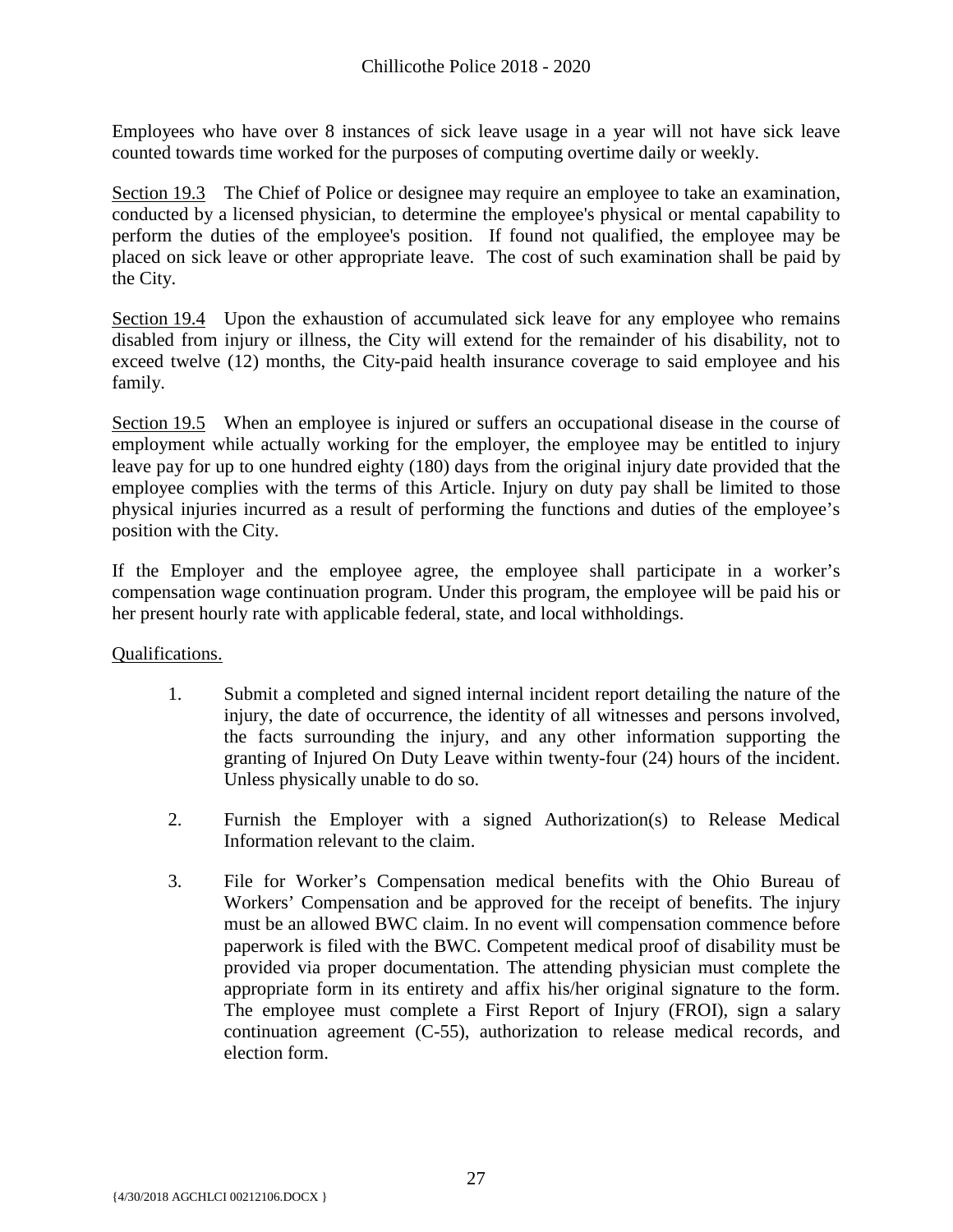Employees who have over 8 instances of sick leave usage in a year will not have sick leave counted towards time worked for the purposes of computing overtime daily or weekly.

Section 19.3 The Chief of Police or designee may require an employee to take an examination, conducted by a licensed physician, to determine the employee's physical or mental capability to perform the duties of the employee's position. If found not qualified, the employee may be placed on sick leave or other appropriate leave. The cost of such examination shall be paid by the City.

Section 19.4 Upon the exhaustion of accumulated sick leave for any employee who remains disabled from injury or illness, the City will extend for the remainder of his disability, not to exceed twelve (12) months, the City-paid health insurance coverage to said employee and his family.

Section 19.5 When an employee is injured or suffers an occupational disease in the course of employment while actually working for the employer, the employee may be entitled to injury leave pay for up to one hundred eighty (180) days from the original injury date provided that the employee complies with the terms of this Article. Injury on duty pay shall be limited to those physical injuries incurred as a result of performing the functions and duties of the employee's position with the City.

If the Employer and the employee agree, the employee shall participate in a worker's compensation wage continuation program. Under this program, the employee will be paid his or her present hourly rate with applicable federal, state, and local withholdings.

Qualifications.

1. Submit a completed and signed internal incident report detailing the nature of the injury, the date of occurrence, the identity of all witnesses and persons involved, the facts surrounding the injury, and any other information supporting the granting of Injured On Duty Leave within twenty-four (24) hours of the incident. Unless physically unable to do so.

2. Furnish the Employer with a signed Authorization(s) to Release Medical Information relevant to the claim.

3. File for Worker's Compensation medical benefits with the Ohio Bureau of Workers' Compensation and be approved for the receipt of benefits. The injury must be an allowed BWC claim. In no event will compensation commence before paperwork is filed with the BWC. Competent medical proof of disability must be provided via proper documentation. The attending physician must complete the appropriate form in its entirety and affix his/her original signature to the form. The employee must complete a First Report of Injury (FROI), sign a salary continuation agreement (C-55), authorization to release medical records, and election form.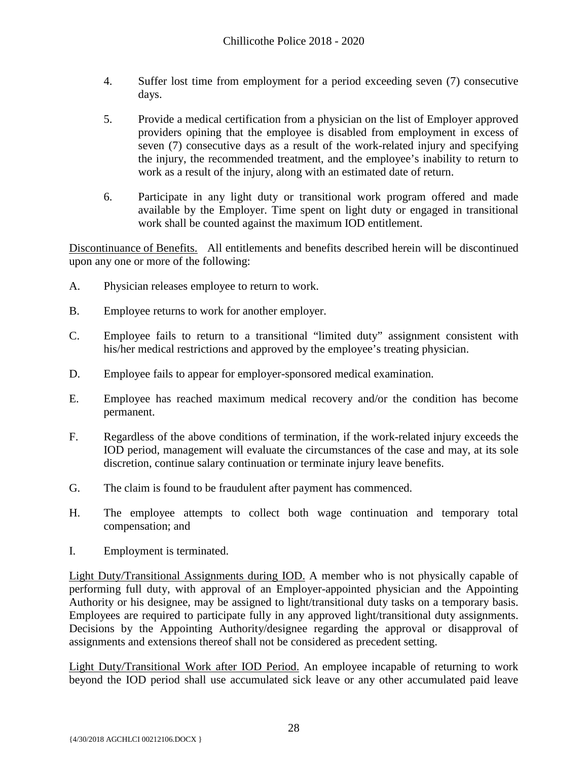4. Suffer lost time from employment for a period exceeding seven (7) consecutive days.

5. Provide a medical certification from a physician on the list of Employer approved providers opining that the employee is disabled from employment in excess of seven (7) consecutive days as a result of the work-related injury and specifying the injury, the recommended treatment, and the employee's inability to return to work as a result of the injury, along with an estimated date of return.

6. Participate in any light duty or transitional work program offered and made available by the Employer. Time spent on light duty or engaged in transitional work shall be counted against the maximum IOD entitlement.

<u>Discontinuance of Benefits.</u> All entitlements and benefits described herein will be discontinued upon any one or more of the following:

A. Physician releases employee to return to work.

B. Employee returns to work for another employer.

C. Employee fails to return to a transitional "limited duty" assignment consistent with his/her medical restrictions and approved by the employee's treating physician.

D. Employee fails to appear for employer-sponsored medical examination.

E. Employee has reached maximum medical recovery and/or the condition has become permanent.

F. Regardless of the above conditions of termination, if the work-related injury exceeds the IOD period, management will evaluate the circumstances of the case and may, at its sole discretion, continue salary continuation or terminate injury leave benefits.

G. The claim is found to be fraudulent after payment has commenced.

H. The employee attempts to collect both wage continuation and temporary total compensation; and

I. Employment is terminated.

<u>Light Duty/Transitional Assignments during IOD.</u> A member who is not physically capable of performing full duty, with approval of an Employer-appointed physician and the Appointing Authority or his designee, may be assigned to light/transitional duty tasks on a temporary basis. Employees are required to participate fully in any approved light/transitional duty assignments. Decisions by the Appointing Authority/designee regarding the approval or disapproval of assignments and extensions thereof shall not be considered as precedent setting.

<u>Light Duty/Transitional Work after IOD Period.</u> An employee incapable of returning to work beyond the IOD period shall use accumulated sick leave or any other accumulated paid leave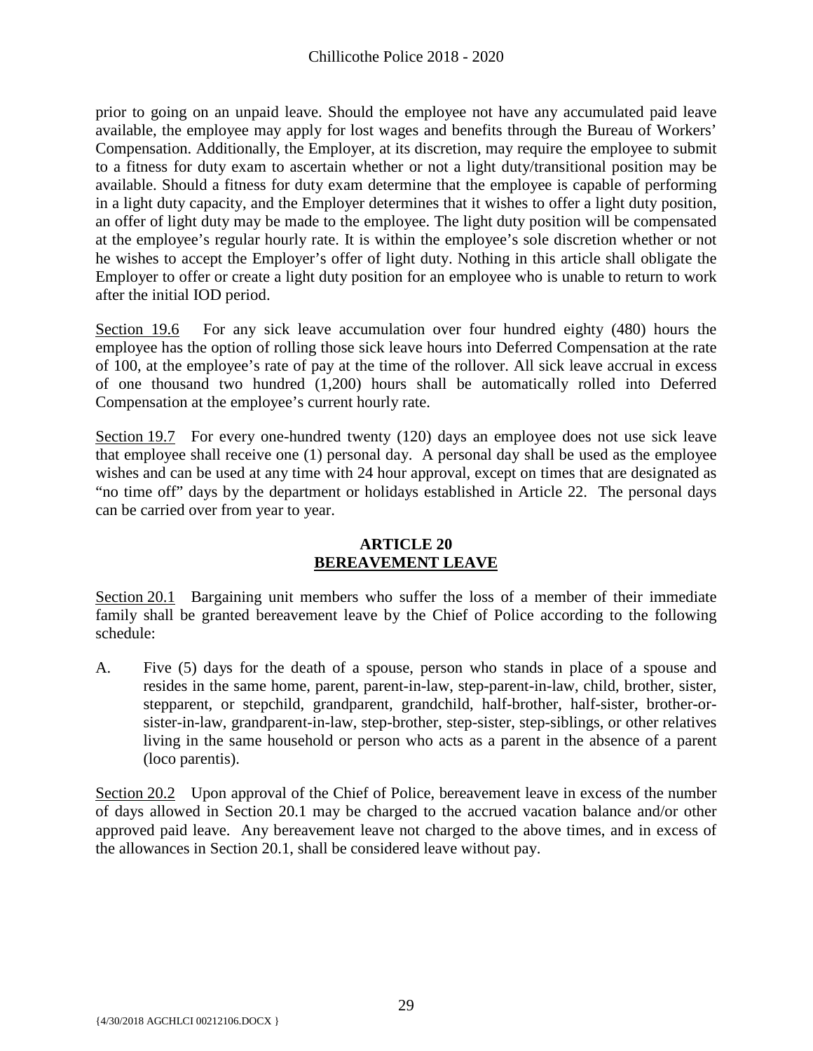prior to going on an unpaid leave. Should the employee not have any accumulated paid leave available, the employee may apply for lost wages and benefits through the Bureau of Workers' Compensation. Additionally, the Employer, at its discretion, may require the employee to submit to a fitness for duty exam to ascertain whether or not a light duty/transitional position may be available. Should a fitness for duty exam determine that the employee is capable of performing in a light duty capacity, and the Employer determines that it wishes to offer a light duty position, an offer of light duty may be made to the employee. The light duty position will be compensated at the employee's regular hourly rate. It is within the employee's sole discretion whether or not he wishes to accept the Employer's offer of light duty. Nothing in this article shall obligate the Employer to offer or create a light duty position for an employee who is unable to return to work after the initial IOD period.

Section 19.6 For any sick leave accumulation over four hundred eighty (480) hours the employee has the option of rolling those sick leave hours into Deferred Compensation at the rate of 100, at the employee's rate of pay at the time of the rollover. All sick leave accrual in excess of one thousand two hundred (1,200) hours shall be automatically rolled into Deferred Compensation at the employee's current hourly rate.

Section 19.7 For every one-hundred twenty (120) days an employee does not use sick leave that employee shall receive one (1) personal day. A personal day shall be used as the employee wishes and can be used at any time with 24 hour approval, except on times that are designated as "no time off" days by the department or holidays established in Article 22. The personal days can be carried over from year to year.

## ARTICLE 20
## BEREAVEMENT LEAVE

Section 20.1 Bargaining unit members who suffer the loss of a member of their immediate family shall be granted bereavement leave by the Chief of Police according to the following schedule:

A. Five (5) days for the death of a spouse, person who stands in place of a spouse and resides in the same home, parent, parent-in-law, step-parent-in-law, child, brother, sister, stepparent, or stepchild, grandparent, grandchild, half-brother, half-sister, brother-or-sister-in-law, grandparent-in-law, step-brother, step-sister, step-siblings, or other relatives living in the same household or person who acts as a parent in the absence of a parent (loco parentis).

Section 20.2 Upon approval of the Chief of Police, bereavement leave in excess of the number of days allowed in Section 20.1 may be charged to the accrued vacation balance and/or other approved paid leave. Any bereavement leave not charged to the above times, and in excess of the allowances in Section 20.1, shall be considered leave without pay.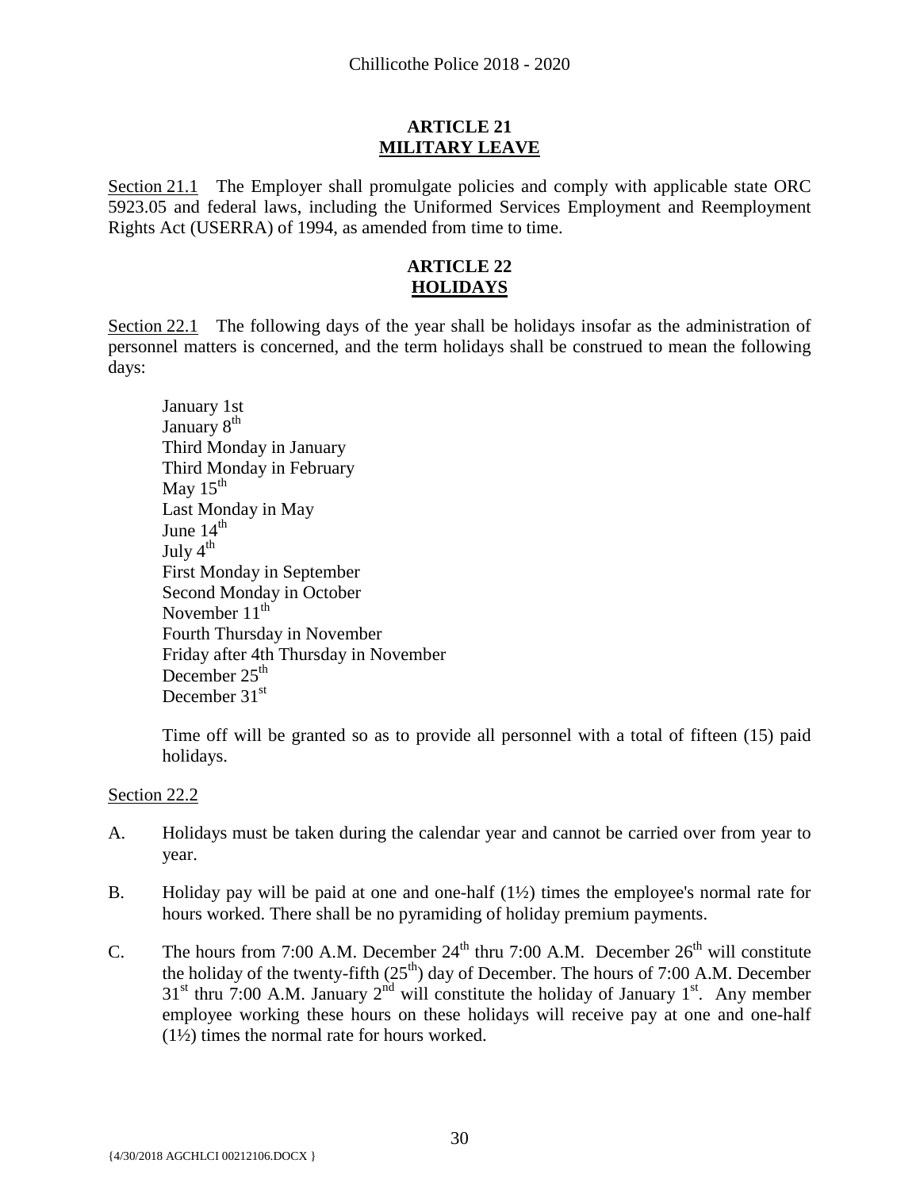## ARTICLE 21
## MILITARY LEAVE

Section 21.1 The Employer shall promulgate policies and comply with applicable state ORC 5923.05 and federal laws, including the Uniformed Services Employment and Reemployment Rights Act (USERRA) of 1994, as amended from time to time.

## ARTICLE 22
## HOLIDAYS

Section 22.1 The following days of the year shall be holidays insofar as the administration of personnel matters is concerned, and the term holidays shall be construed to mean the following days:

January 1st
January 8th
Third Monday in January
Third Monday in February
May 15th
Last Monday in May
June 14th
July 4th
First Monday in September
Second Monday in October
November 11th
Fourth Thursday in November
Friday after 4th Thursday in November
December 25th
December 31st

Time off will be granted so as to provide all personnel with a total of fifteen (15) paid holidays.

Section 22.2

A. Holidays must be taken during the calendar year and cannot be carried over from year to year.

B. Holiday pay will be paid at one and one-half (1½) times the employee's normal rate for hours worked. There shall be no pyramiding of holiday premium payments.

C. The hours from 7:00 A.M. December 24th thru 7:00 A.M. December 26th will constitute the holiday of the twenty-fifth (25th) day of December. The hours of 7:00 A.M. December 31st thru 7:00 A.M. January 2nd will constitute the holiday of January 1st. Any member employee working these hours on these holidays will receive pay at one and one-half (1½) times the normal rate for hours worked.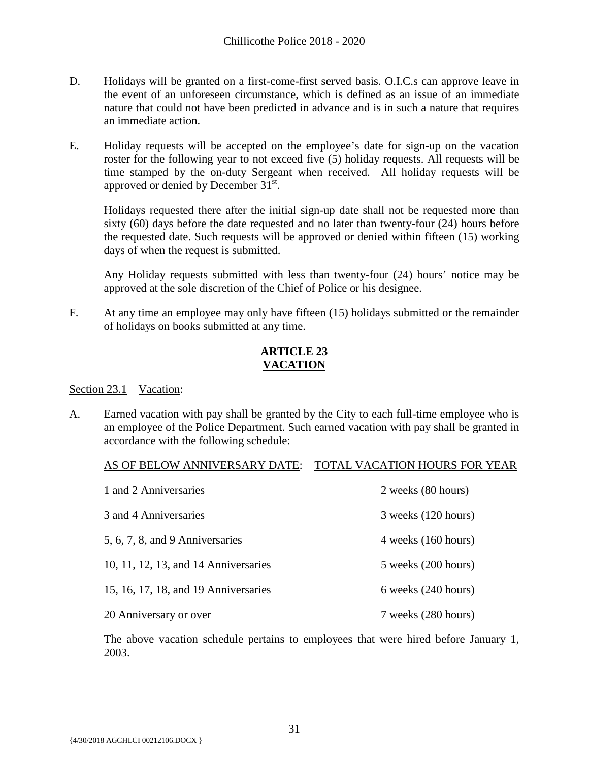D. Holidays will be granted on a first-come-first served basis. O.I.C.s can approve leave in the event of an unforeseen circumstance, which is defined as an issue of an immediate nature that could not have been predicted in advance and is in such a nature that requires an immediate action.

E. Holiday requests will be accepted on the employee's date for sign-up on the vacation roster for the following year to not exceed five (5) holiday requests. All requests will be time stamped by the on-duty Sergeant when received. All holiday requests will be approved or denied by December 31st.

   Holidays requested there after the initial sign-up date shall not be requested more than sixty (60) days before the date requested and no later than twenty-four (24) hours before the requested date. Such requests will be approved or denied within fifteen (15) working days of when the request is submitted.

   Any Holiday requests submitted with less than twenty-four (24) hours' notice may be approved at the sole discretion of the Chief of Police or his designee.

F. At any time an employee may only have fifteen (15) holidays submitted or the remainder of holidays on books submitted at any time.

## ARTICLE 23
## VACATION

Section 23.1 Vacation:

A. Earned vacation with pay shall be granted by the City to each full-time employee who is an employee of the Police Department. Such earned vacation with pay shall be granted in accordance with the following schedule:

| AS OF BELOW ANNIVERSARY DATE: | TOTAL VACATION HOURS FOR YEAR |
|---|---|
| 1 and 2 Anniversaries | 2 weeks (80 hours) |
| 3 and 4 Anniversaries | 3 weeks (120 hours) |
| 5, 6, 7, 8, and 9 Anniversaries | 4 weeks (160 hours) |
| 10, 11, 12, 13, and 14 Anniversaries | 5 weeks (200 hours) |
| 15, 16, 17, 18, and 19 Anniversaries | 6 weeks (240 hours) |
| 20 Anniversary or over | 7 weeks (280 hours) |

The above vacation schedule pertains to employees that were hired before January 1, 2003.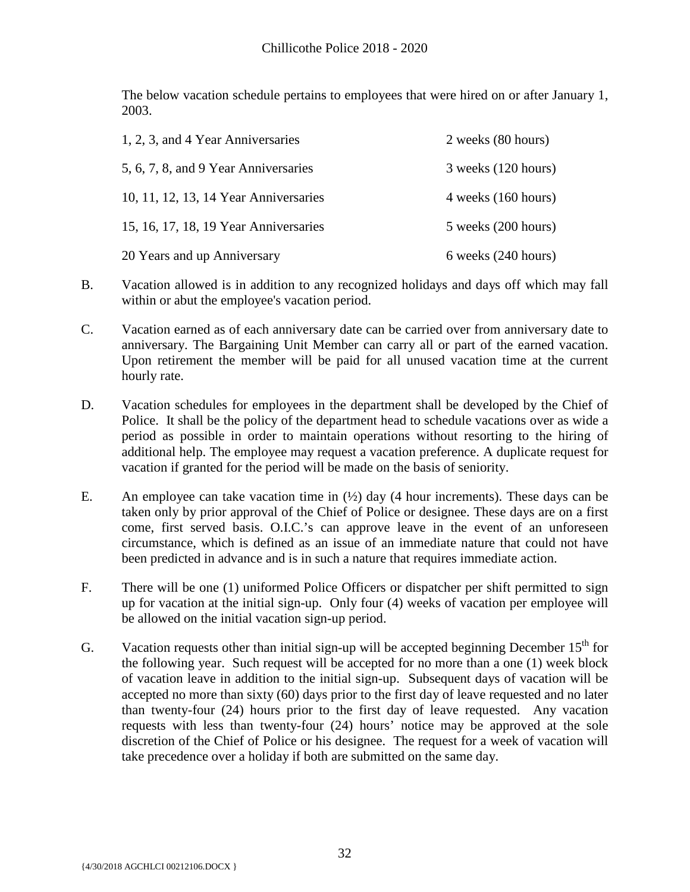The below vacation schedule pertains to employees that were hired on or after January 1, 2003.

| | |
|---|---|
| 1, 2, 3, and 4 Year Anniversaries | 2 weeks (80 hours) |
| 5, 6, 7, 8, and 9 Year Anniversaries | 3 weeks (120 hours) |
| 10, 11, 12, 13, 14 Year Anniversaries | 4 weeks (160 hours) |
| 15, 16, 17, 18, 19 Year Anniversaries | 5 weeks (200 hours) |
| 20 Years and up Anniversary | 6 weeks (240 hours) |

B. Vacation allowed is in addition to any recognized holidays and days off which may fall within or abut the employee's vacation period.

C. Vacation earned as of each anniversary date can be carried over from anniversary date to anniversary. The Bargaining Unit Member can carry all or part of the earned vacation. Upon retirement the member will be paid for all unused vacation time at the current hourly rate.

D. Vacation schedules for employees in the department shall be developed by the Chief of Police. It shall be the policy of the department head to schedule vacations over as wide a period as possible in order to maintain operations without resorting to the hiring of additional help. The employee may request a vacation preference. A duplicate request for vacation if granted for the period will be made on the basis of seniority.

E. An employee can take vacation time in (½) day (4 hour increments). These days can be taken only by prior approval of the Chief of Police or designee. These days are on a first come, first served basis. O.I.C.'s can approve leave in the event of an unforeseen circumstance, which is defined as an issue of an immediate nature that could not have been predicted in advance and is in such a nature that requires immediate action.

F. There will be one (1) uniformed Police Officers or dispatcher per shift permitted to sign up for vacation at the initial sign-up. Only four (4) weeks of vacation per employee will be allowed on the initial vacation sign-up period.

G. Vacation requests other than initial sign-up will be accepted beginning December 15th for the following year. Such request will be accepted for no more than a one (1) week block of vacation leave in addition to the initial sign-up. Subsequent days of vacation will be accepted no more than sixty (60) days prior to the first day of leave requested and no later than twenty-four (24) hours prior to the first day of leave requested. Any vacation requests with less than twenty-four (24) hours' notice may be approved at the sole discretion of the Chief of Police or his designee. The request for a week of vacation will take precedence over a holiday if both are submitted on the same day.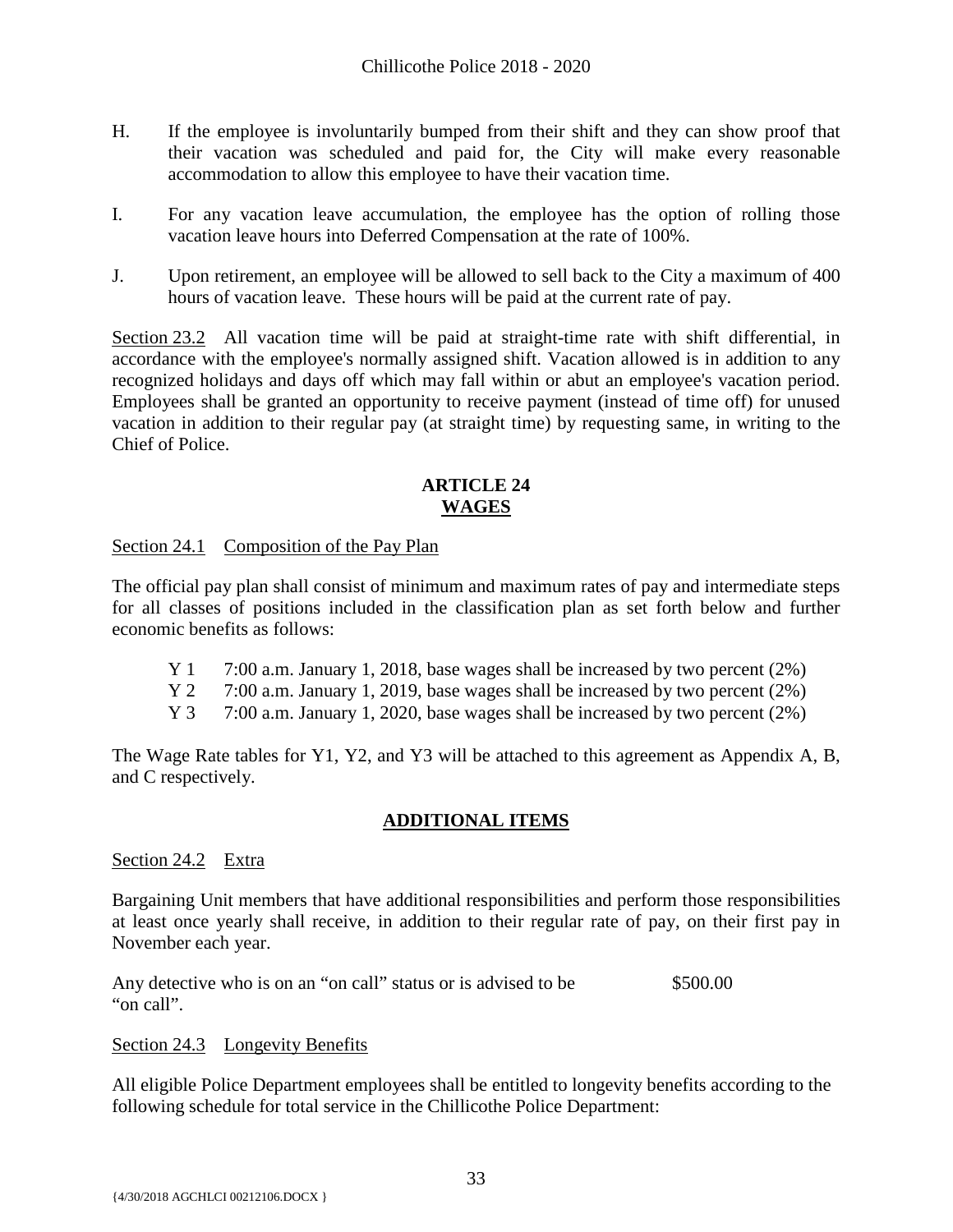H. If the employee is involuntarily bumped from their shift and they can show proof that their vacation was scheduled and paid for, the City will make every reasonable accommodation to allow this employee to have their vacation time.

I. For any vacation leave accumulation, the employee has the option of rolling those vacation leave hours into Deferred Compensation at the rate of 100%.

J. Upon retirement, an employee will be allowed to sell back to the City a maximum of 400 hours of vacation leave. These hours will be paid at the current rate of pay.

Section 23.2 All vacation time will be paid at straight-time rate with shift differential, in accordance with the employee's normally assigned shift. Vacation allowed is in addition to any recognized holidays and days off which may fall within or abut an employee's vacation period. Employees shall be granted an opportunity to receive payment (instead of time off) for unused vacation in addition to their regular pay (at straight time) by requesting same, in writing to the Chief of Police.

## ARTICLE 24
## WAGES

Section 24.1 Composition of the Pay Plan

The official pay plan shall consist of minimum and maximum rates of pay and intermediate steps for all classes of positions included in the classification plan as set forth below and further economic benefits as follows:

Y 1 7:00 a.m. January 1, 2018, base wages shall be increased by two percent (2%)
Y 2 7:00 a.m. January 1, 2019, base wages shall be increased by two percent (2%)
Y 3 7:00 a.m. January 1, 2020, base wages shall be increased by two percent (2%)

The Wage Rate tables for Y1, Y2, and Y3 will be attached to this agreement as Appendix A, B, and C respectively.

## ADDITIONAL ITEMS

Section 24.2 Extra

Bargaining Unit members that have additional responsibilities and perform those responsibilities at least once yearly shall receive, in addition to their regular rate of pay, on their first pay in November each year.

Any detective who is on an "on call" status or is advised to be "on call". $500.00

Section 24.3 Longevity Benefits

All eligible Police Department employees shall be entitled to longevity benefits according to the following schedule for total service in the Chillicothe Police Department: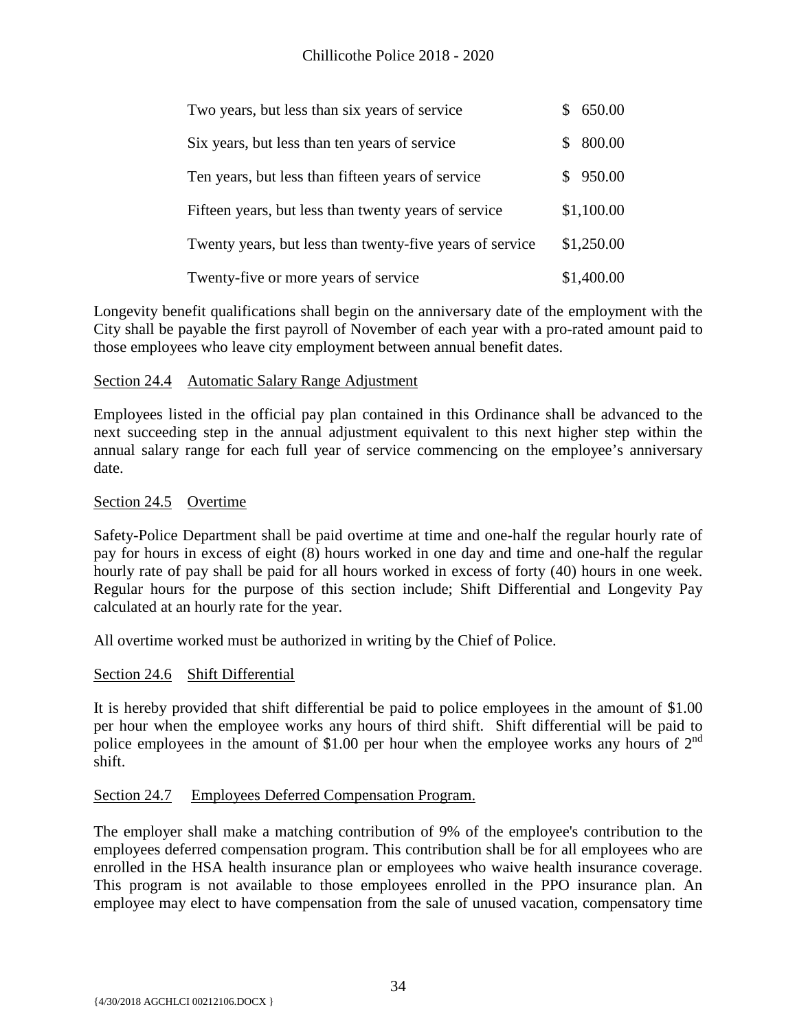| | |
|---|---|
| Two years, but less than six years of service | $ 650.00 |
| Six years, but less than ten years of service | $ 800.00 |
| Ten years, but less than fifteen years of service | $ 950.00 |
| Fifteen years, but less than twenty years of service | $1,100.00 |
| Twenty years, but less than twenty-five years of service | $1,250.00 |
| Twenty-five or more years of service | $1,400.00 |

Longevity benefit qualifications shall begin on the anniversary date of the employment with the City shall be payable the first payroll of November of each year with a pro-rated amount paid to those employees who leave city employment between annual benefit dates.

Section 24.4 Automatic Salary Range Adjustment

Employees listed in the official pay plan contained in this Ordinance shall be advanced to the next succeeding step in the annual adjustment equivalent to this next higher step within the annual salary range for each full year of service commencing on the employee's anniversary date.

Section 24.5 Overtime

Safety-Police Department shall be paid overtime at time and one-half the regular hourly rate of pay for hours in excess of eight (8) hours worked in one day and time and one-half the regular hourly rate of pay shall be paid for all hours worked in excess of forty (40) hours in one week. Regular hours for the purpose of this section include; Shift Differential and Longevity Pay calculated at an hourly rate for the year.

All overtime worked must be authorized in writing by the Chief of Police.

Section 24.6 Shift Differential

It is hereby provided that shift differential be paid to police employees in the amount of $1.00 per hour when the employee works any hours of third shift. Shift differential will be paid to police employees in the amount of $1.00 per hour when the employee works any hours of 2nd shift.

Section 24.7 Employees Deferred Compensation Program.

The employer shall make a matching contribution of 9% of the employee's contribution to the employees deferred compensation program. This contribution shall be for all employees who are enrolled in the HSA health insurance plan or employees who waive health insurance coverage. This program is not available to those employees enrolled in the PPO insurance plan. An employee may elect to have compensation from the sale of unused vacation, compensatory time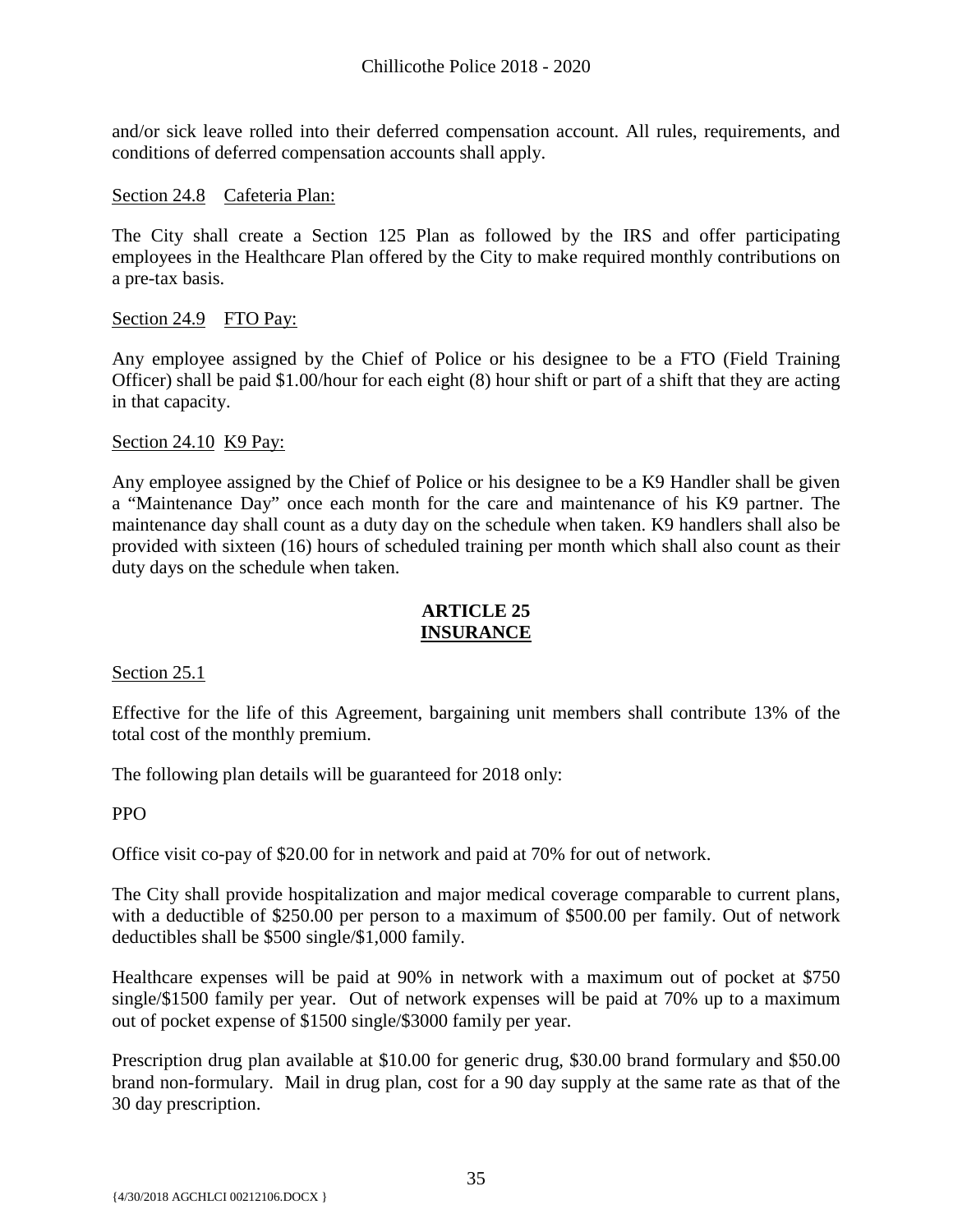and/or sick leave rolled into their deferred compensation account. All rules, requirements, and conditions of deferred compensation accounts shall apply.

Section 24.8 Cafeteria Plan:

The City shall create a Section 125 Plan as followed by the IRS and offer participating employees in the Healthcare Plan offered by the City to make required monthly contributions on a pre-tax basis.

Section 24.9 FTO Pay:

Any employee assigned by the Chief of Police or his designee to be a FTO (Field Training Officer) shall be paid $1.00/hour for each eight (8) hour shift or part of a shift that they are acting in that capacity.

Section 24.10 K9 Pay:

Any employee assigned by the Chief of Police or his designee to be a K9 Handler shall be given a "Maintenance Day" once each month for the care and maintenance of his K9 partner. The maintenance day shall count as a duty day on the schedule when taken. K9 handlers shall also be provided with sixteen (16) hours of scheduled training per month which shall also count as their duty days on the schedule when taken.

## ARTICLE 25
## INSURANCE

Section 25.1

Effective for the life of this Agreement, bargaining unit members shall contribute 13% of the total cost of the monthly premium.

The following plan details will be guaranteed for 2018 only:

PPO

Office visit co-pay of $20.00 for in network and paid at 70% for out of network.

The City shall provide hospitalization and major medical coverage comparable to current plans, with a deductible of $250.00 per person to a maximum of $500.00 per family. Out of network deductibles shall be $500 single/$1,000 family.

Healthcare expenses will be paid at 90% in network with a maximum out of pocket at $750 single/$1500 family per year. Out of network expenses will be paid at 70% up to a maximum out of pocket expense of $1500 single/$3000 family per year.

Prescription drug plan available at $10.00 for generic drug, $30.00 brand formulary and $50.00 brand non-formulary. Mail in drug plan, cost for a 90 day supply at the same rate as that of the 30 day prescription.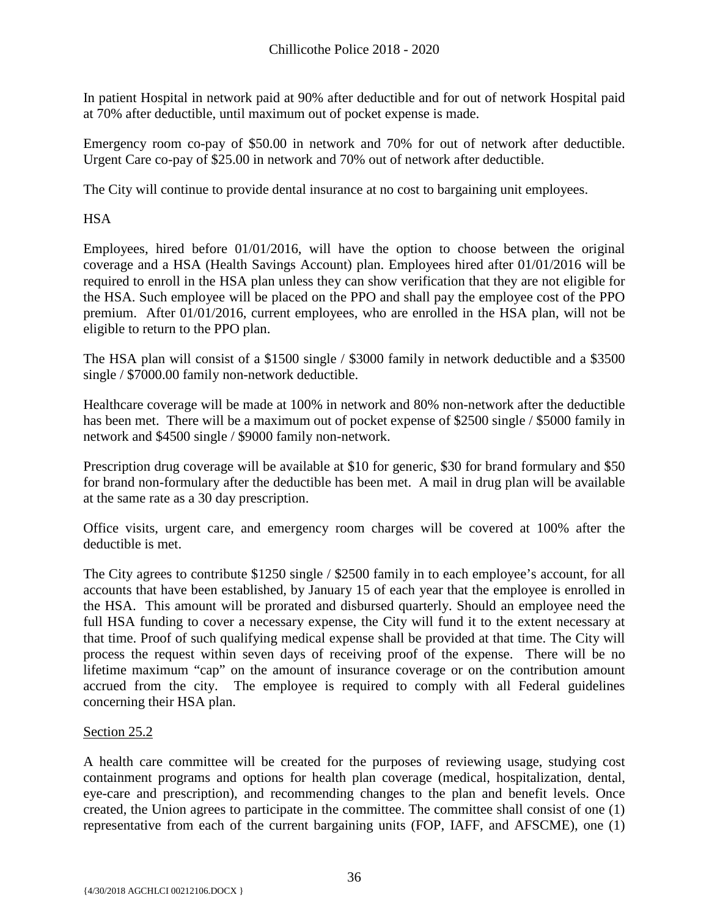In patient Hospital in network paid at 90% after deductible and for out of network Hospital paid at 70% after deductible, until maximum out of pocket expense is made.

Emergency room co-pay of $50.00 in network and 70% for out of network after deductible. Urgent Care co-pay of $25.00 in network and 70% out of network after deductible.

The City will continue to provide dental insurance at no cost to bargaining unit employees.

HSA

Employees, hired before 01/01/2016, will have the option to choose between the original coverage and a HSA (Health Savings Account) plan. Employees hired after 01/01/2016 will be required to enroll in the HSA plan unless they can show verification that they are not eligible for the HSA. Such employee will be placed on the PPO and shall pay the employee cost of the PPO premium. After 01/01/2016, current employees, who are enrolled in the HSA plan, will not be eligible to return to the PPO plan.

The HSA plan will consist of a $1500 single / $3000 family in network deductible and a $3500 single / $7000.00 family non-network deductible.

Healthcare coverage will be made at 100% in network and 80% non-network after the deductible has been met. There will be a maximum out of pocket expense of $2500 single / $5000 family in network and $4500 single / $9000 family non-network.

Prescription drug coverage will be available at $10 for generic, $30 for brand formulary and $50 for brand non-formulary after the deductible has been met. A mail in drug plan will be available at the same rate as a 30 day prescription.

Office visits, urgent care, and emergency room charges will be covered at 100% after the deductible is met.

The City agrees to contribute $1250 single / $2500 family in to each employee's account, for all accounts that have been established, by January 15 of each year that the employee is enrolled in the HSA. This amount will be prorated and disbursed quarterly. Should an employee need the full HSA funding to cover a necessary expense, the City will fund it to the extent necessary at that time. Proof of such qualifying medical expense shall be provided at that time. The City will process the request within seven days of receiving proof of the expense. There will be no lifetime maximum "cap" on the amount of insurance coverage or on the contribution amount accrued from the city. The employee is required to comply with all Federal guidelines concerning their HSA plan.

Section 25.2

A health care committee will be created for the purposes of reviewing usage, studying cost containment programs and options for health plan coverage (medical, hospitalization, dental, eye-care and prescription), and recommending changes to the plan and benefit levels. Once created, the Union agrees to participate in the committee. The committee shall consist of one (1) representative from each of the current bargaining units (FOP, IAFF, and AFSCME), one (1)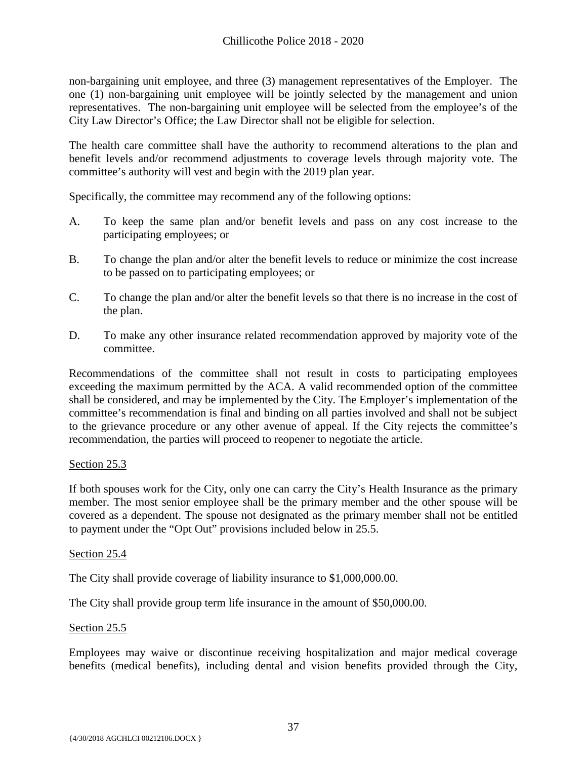non-bargaining unit employee, and three (3) management representatives of the Employer. The one (1) non-bargaining unit employee will be jointly selected by the management and union representatives. The non-bargaining unit employee will be selected from the employee's of the City Law Director's Office; the Law Director shall not be eligible for selection.

The health care committee shall have the authority to recommend alterations to the plan and benefit levels and/or recommend adjustments to coverage levels through majority vote. The committee's authority will vest and begin with the 2019 plan year.

Specifically, the committee may recommend any of the following options:

A. To keep the same plan and/or benefit levels and pass on any cost increase to the participating employees; or

B. To change the plan and/or alter the benefit levels to reduce or minimize the cost increase to be passed on to participating employees; or

C. To change the plan and/or alter the benefit levels so that there is no increase in the cost of the plan.

D. To make any other insurance related recommendation approved by majority vote of the committee.

Recommendations of the committee shall not result in costs to participating employees exceeding the maximum permitted by the ACA. A valid recommended option of the committee shall be considered, and may be implemented by the City. The Employer's implementation of the committee's recommendation is final and binding on all parties involved and shall not be subject to the grievance procedure or any other avenue of appeal. If the City rejects the committee's recommendation, the parties will proceed to reopener to negotiate the article.

Section 25.3

If both spouses work for the City, only one can carry the City's Health Insurance as the primary member. The most senior employee shall be the primary member and the other spouse will be covered as a dependent. The spouse not designated as the primary member shall not be entitled to payment under the "Opt Out" provisions included below in 25.5.

Section 25.4

The City shall provide coverage of liability insurance to $1,000,000.00.

The City shall provide group term life insurance in the amount of $50,000.00.

Section 25.5

Employees may waive or discontinue receiving hospitalization and major medical coverage benefits (medical benefits), including dental and vision benefits provided through the City,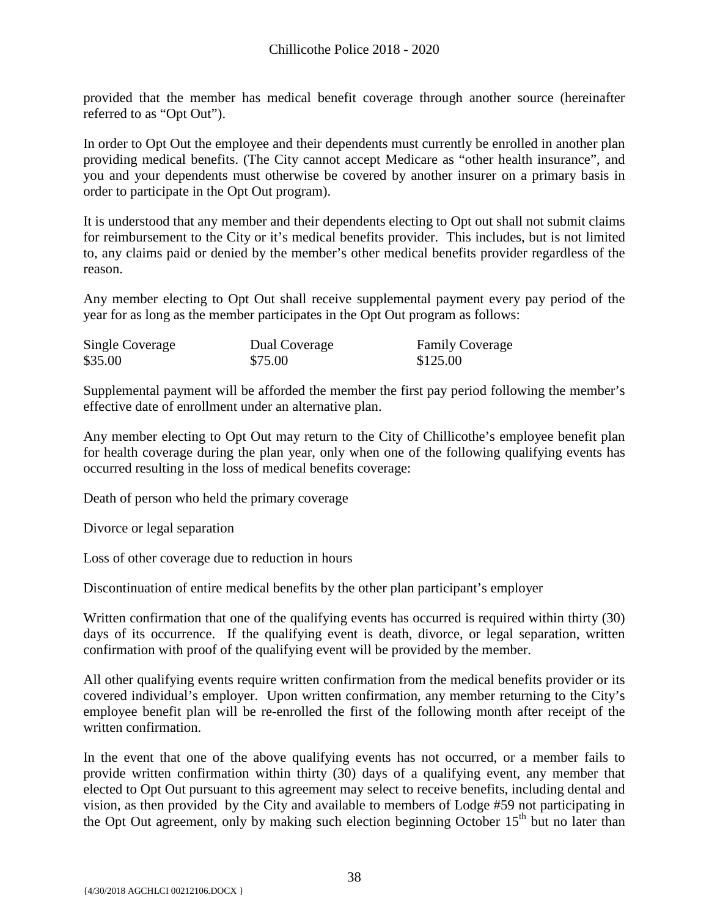provided that the member has medical benefit coverage through another source (hereinafter referred to as "Opt Out").

In order to Opt Out the employee and their dependents must currently be enrolled in another plan providing medical benefits. (The City cannot accept Medicare as "other health insurance", and you and your dependents must otherwise be covered by another insurer on a primary basis in order to participate in the Opt Out program).

It is understood that any member and their dependents electing to Opt out shall not submit claims for reimbursement to the City or it's medical benefits provider. This includes, but is not limited to, any claims paid or denied by the member's other medical benefits provider regardless of the reason.

Any member electing to Opt Out shall receive supplemental payment every pay period of the year for as long as the member participates in the Opt Out program as follows:

| Single Coverage | Dual Coverage | Family Coverage |
|---|---|---|
| $35.00 | $75.00 | $125.00 |

Supplemental payment will be afforded the member the first pay period following the member's effective date of enrollment under an alternative plan.

Any member electing to Opt Out may return to the City of Chillicothe's employee benefit plan for health coverage during the plan year, only when one of the following qualifying events has occurred resulting in the loss of medical benefits coverage:

Death of person who held the primary coverage

Divorce or legal separation

Loss of other coverage due to reduction in hours

Discontinuation of entire medical benefits by the other plan participant's employer

Written confirmation that one of the qualifying events has occurred is required within thirty (30) days of its occurrence. If the qualifying event is death, divorce, or legal separation, written confirmation with proof of the qualifying event will be provided by the member.

All other qualifying events require written confirmation from the medical benefits provider or its covered individual's employer. Upon written confirmation, any member returning to the City's employee benefit plan will be re-enrolled the first of the following month after receipt of the written confirmation.

In the event that one of the above qualifying events has not occurred, or a member fails to provide written confirmation within thirty (30) days of a qualifying event, any member that elected to Opt Out pursuant to this agreement may select to receive benefits, including dental and vision, as then provided by the City and available to members of Lodge #59 not participating in the Opt Out agreement, only by making such election beginning October 15th but no later than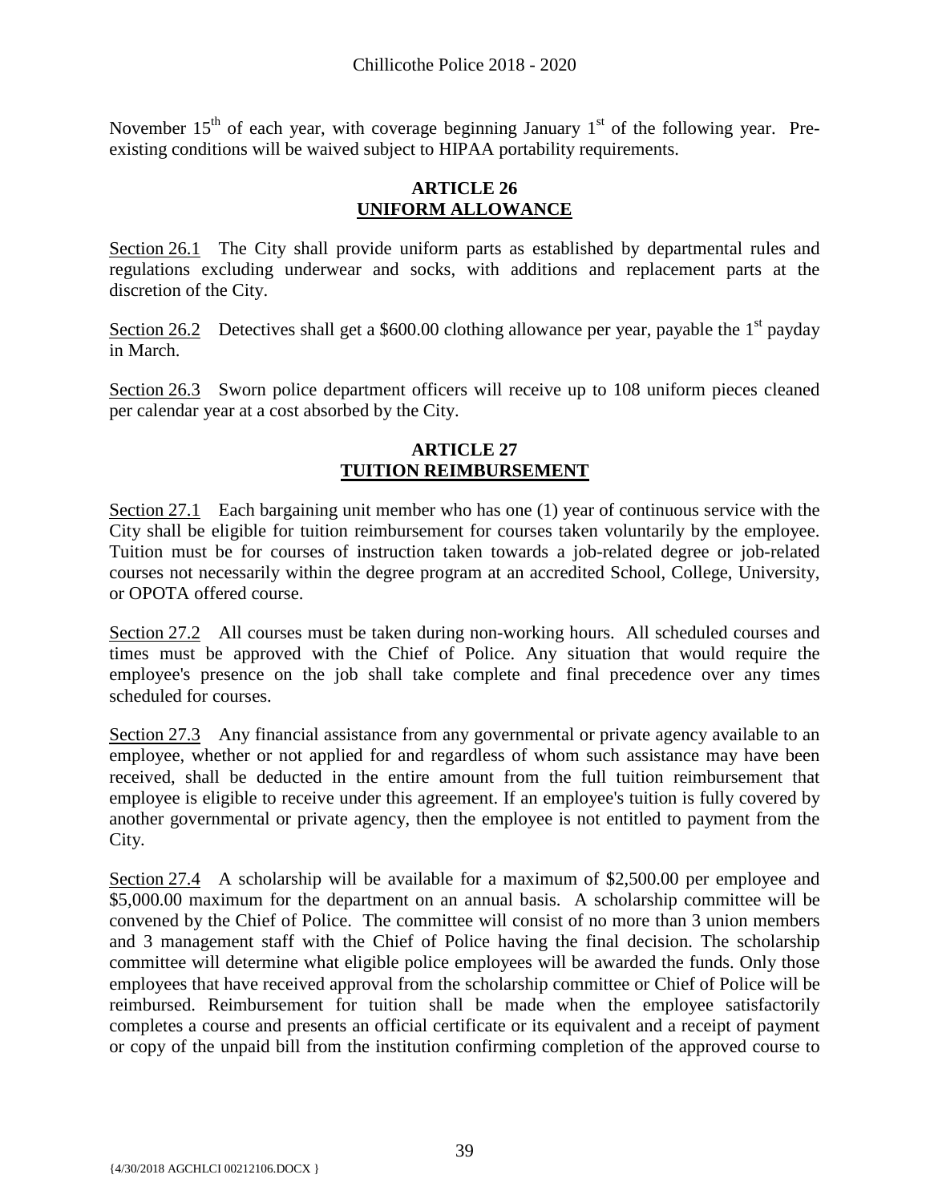November 15th of each year, with coverage beginning January 1st of the following year. Pre-existing conditions will be waived subject to HIPAA portability requirements.

## ARTICLE 26
## UNIFORM ALLOWANCE

Section 26.1 The City shall provide uniform parts as established by departmental rules and regulations excluding underwear and socks, with additions and replacement parts at the discretion of the City.

Section 26.2 Detectives shall get a $600.00 clothing allowance per year, payable the 1st payday in March.

Section 26.3 Sworn police department officers will receive up to 108 uniform pieces cleaned per calendar year at a cost absorbed by the City.

## ARTICLE 27
## TUITION REIMBURSEMENT

Section 27.1 Each bargaining unit member who has one (1) year of continuous service with the City shall be eligible for tuition reimbursement for courses taken voluntarily by the employee. Tuition must be for courses of instruction taken towards a job-related degree or job-related courses not necessarily within the degree program at an accredited School, College, University, or OPOTA offered course.

Section 27.2 All courses must be taken during non-working hours. All scheduled courses and times must be approved with the Chief of Police. Any situation that would require the employee's presence on the job shall take complete and final precedence over any times scheduled for courses.

Section 27.3 Any financial assistance from any governmental or private agency available to an employee, whether or not applied for and regardless of whom such assistance may have been received, shall be deducted in the entire amount from the full tuition reimbursement that employee is eligible to receive under this agreement. If an employee's tuition is fully covered by another governmental or private agency, then the employee is not entitled to payment from the City.

Section 27.4 A scholarship will be available for a maximum of $2,500.00 per employee and $5,000.00 maximum for the department on an annual basis. A scholarship committee will be convened by the Chief of Police. The committee will consist of no more than 3 union members and 3 management staff with the Chief of Police having the final decision. The scholarship committee will determine what eligible police employees will be awarded the funds. Only those employees that have received approval from the scholarship committee or Chief of Police will be reimbursed. Reimbursement for tuition shall be made when the employee satisfactorily completes a course and presents an official certificate or its equivalent and a receipt of payment or copy of the unpaid bill from the institution confirming completion of the approved course to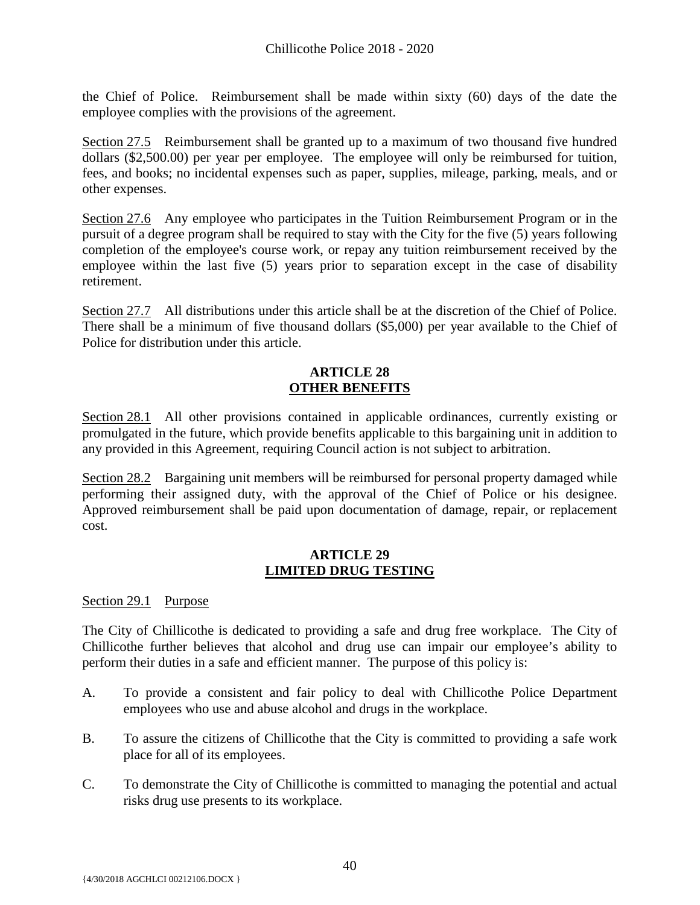the Chief of Police. Reimbursement shall be made within sixty (60) days of the date the employee complies with the provisions of the agreement.

Section 27.5 Reimbursement shall be granted up to a maximum of two thousand five hundred dollars ($2,500.00) per year per employee. The employee will only be reimbursed for tuition, fees, and books; no incidental expenses such as paper, supplies, mileage, parking, meals, and or other expenses.

Section 27.6 Any employee who participates in the Tuition Reimbursement Program or in the pursuit of a degree program shall be required to stay with the City for the five (5) years following completion of the employee's course work, or repay any tuition reimbursement received by the employee within the last five (5) years prior to separation except in the case of disability retirement.

Section 27.7 All distributions under this article shall be at the discretion of the Chief of Police. There shall be a minimum of five thousand dollars ($5,000) per year available to the Chief of Police for distribution under this article.

## ARTICLE 28
## OTHER BENEFITS

Section 28.1 All other provisions contained in applicable ordinances, currently existing or promulgated in the future, which provide benefits applicable to this bargaining unit in addition to any provided in this Agreement, requiring Council action is not subject to arbitration.

Section 28.2 Bargaining unit members will be reimbursed for personal property damaged while performing their assigned duty, with the approval of the Chief of Police or his designee. Approved reimbursement shall be paid upon documentation of damage, repair, or replacement cost.

## ARTICLE 29
## LIMITED DRUG TESTING

Section 29.1 Purpose

The City of Chillicothe is dedicated to providing a safe and drug free workplace. The City of Chillicothe further believes that alcohol and drug use can impair our employee's ability to perform their duties in a safe and efficient manner. The purpose of this policy is:

A. To provide a consistent and fair policy to deal with Chillicothe Police Department employees who use and abuse alcohol and drugs in the workplace.

B. To assure the citizens of Chillicothe that the City is committed to providing a safe work place for all of its employees.

C. To demonstrate the City of Chillicothe is committed to managing the potential and actual risks drug use presents to its workplace.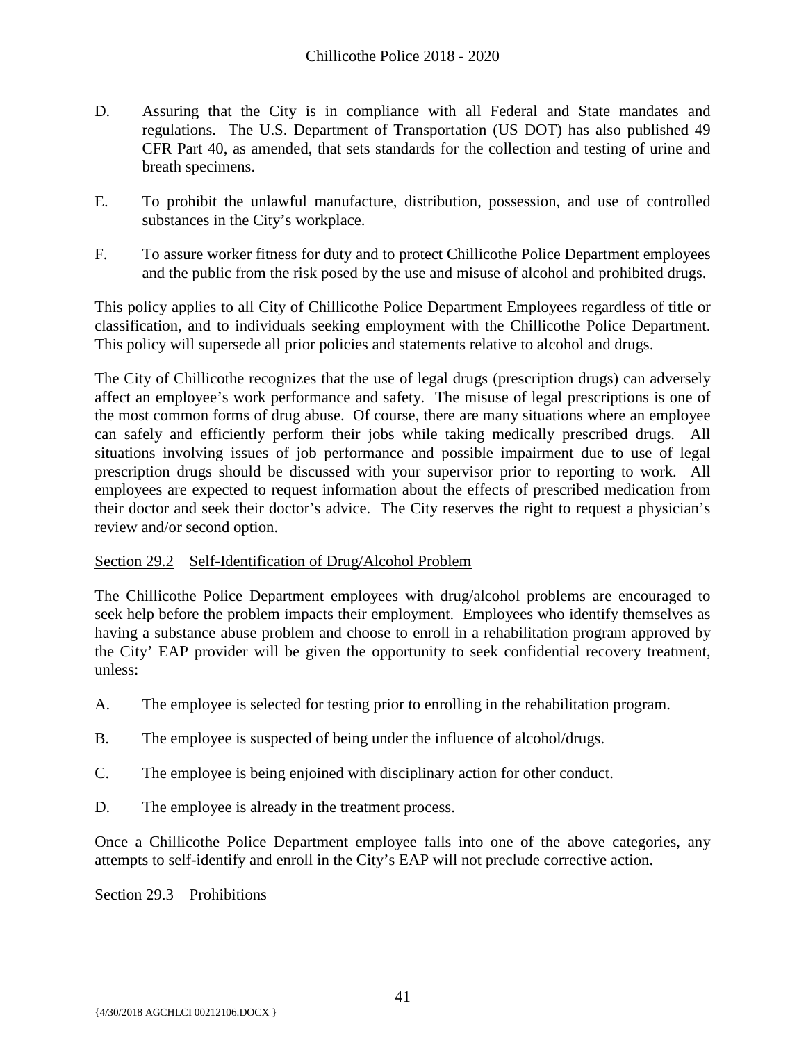D. Assuring that the City is in compliance with all Federal and State mandates and regulations. The U.S. Department of Transportation (US DOT) has also published 49 CFR Part 40, as amended, that sets standards for the collection and testing of urine and breath specimens.

E. To prohibit the unlawful manufacture, distribution, possession, and use of controlled substances in the City's workplace.

F. To assure worker fitness for duty and to protect Chillicothe Police Department employees and the public from the risk posed by the use and misuse of alcohol and prohibited drugs.

This policy applies to all City of Chillicothe Police Department Employees regardless of title or classification, and to individuals seeking employment with the Chillicothe Police Department. This policy will supersede all prior policies and statements relative to alcohol and drugs.

The City of Chillicothe recognizes that the use of legal drugs (prescription drugs) can adversely affect an employee's work performance and safety. The misuse of legal prescriptions is one of the most common forms of drug abuse. Of course, there are many situations where an employee can safely and efficiently perform their jobs while taking medically prescribed drugs. All situations involving issues of job performance and possible impairment due to use of legal prescription drugs should be discussed with your supervisor prior to reporting to work. All employees are expected to request information about the effects of prescribed medication from their doctor and seek their doctor's advice. The City reserves the right to request a physician's review and/or second option.

Section 29.2 Self-Identification of Drug/Alcohol Problem

The Chillicothe Police Department employees with drug/alcohol problems are encouraged to seek help before the problem impacts their employment. Employees who identify themselves as having a substance abuse problem and choose to enroll in a rehabilitation program approved by the City' EAP provider will be given the opportunity to seek confidential recovery treatment, unless:

A. The employee is selected for testing prior to enrolling in the rehabilitation program.

B. The employee is suspected of being under the influence of alcohol/drugs.

C. The employee is being enjoined with disciplinary action for other conduct.

D. The employee is already in the treatment process.

Once a Chillicothe Police Department employee falls into one of the above categories, any attempts to self-identify and enroll in the City's EAP will not preclude corrective action.

Section 29.3 Prohibitions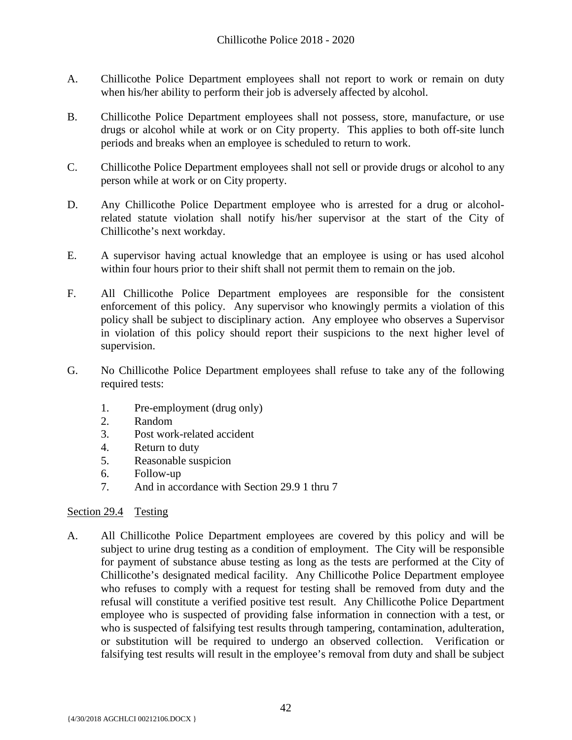A. Chillicothe Police Department employees shall not report to work or remain on duty when his/her ability to perform their job is adversely affected by alcohol.

B. Chillicothe Police Department employees shall not possess, store, manufacture, or use drugs or alcohol while at work or on City property. This applies to both off-site lunch periods and breaks when an employee is scheduled to return to work.

C. Chillicothe Police Department employees shall not sell or provide drugs or alcohol to any person while at work or on City property.

D. Any Chillicothe Police Department employee who is arrested for a drug or alcohol-related statute violation shall notify his/her supervisor at the start of the City of Chillicothe's next workday.

E. A supervisor having actual knowledge that an employee is using or has used alcohol within four hours prior to their shift shall not permit them to remain on the job.

F. All Chillicothe Police Department employees are responsible for the consistent enforcement of this policy. Any supervisor who knowingly permits a violation of this policy shall be subject to disciplinary action. Any employee who observes a Supervisor in violation of this policy should report their suspicions to the next higher level of supervision.

G. No Chillicothe Police Department employees shall refuse to take any of the following required tests:

   1. Pre-employment (drug only)
   2. Random
   3. Post work-related accident
   4. Return to duty
   5. Reasonable suspicion
   6. Follow-up
   7. And in accordance with Section 29.9 1 thru 7

<u>Section 29.4 Testing</u>

A. All Chillicothe Police Department employees are covered by this policy and will be subject to urine drug testing as a condition of employment. The City will be responsible for payment of substance abuse testing as long as the tests are performed at the City of Chillicothe's designated medical facility. Any Chillicothe Police Department employee who refuses to comply with a request for testing shall be removed from duty and the refusal will constitute a verified positive test result. Any Chillicothe Police Department employee who is suspected of providing false information in connection with a test, or who is suspected of falsifying test results through tampering, contamination, adulteration, or substitution will be required to undergo an observed collection. Verification or falsifying test results will result in the employee's removal from duty and shall be subject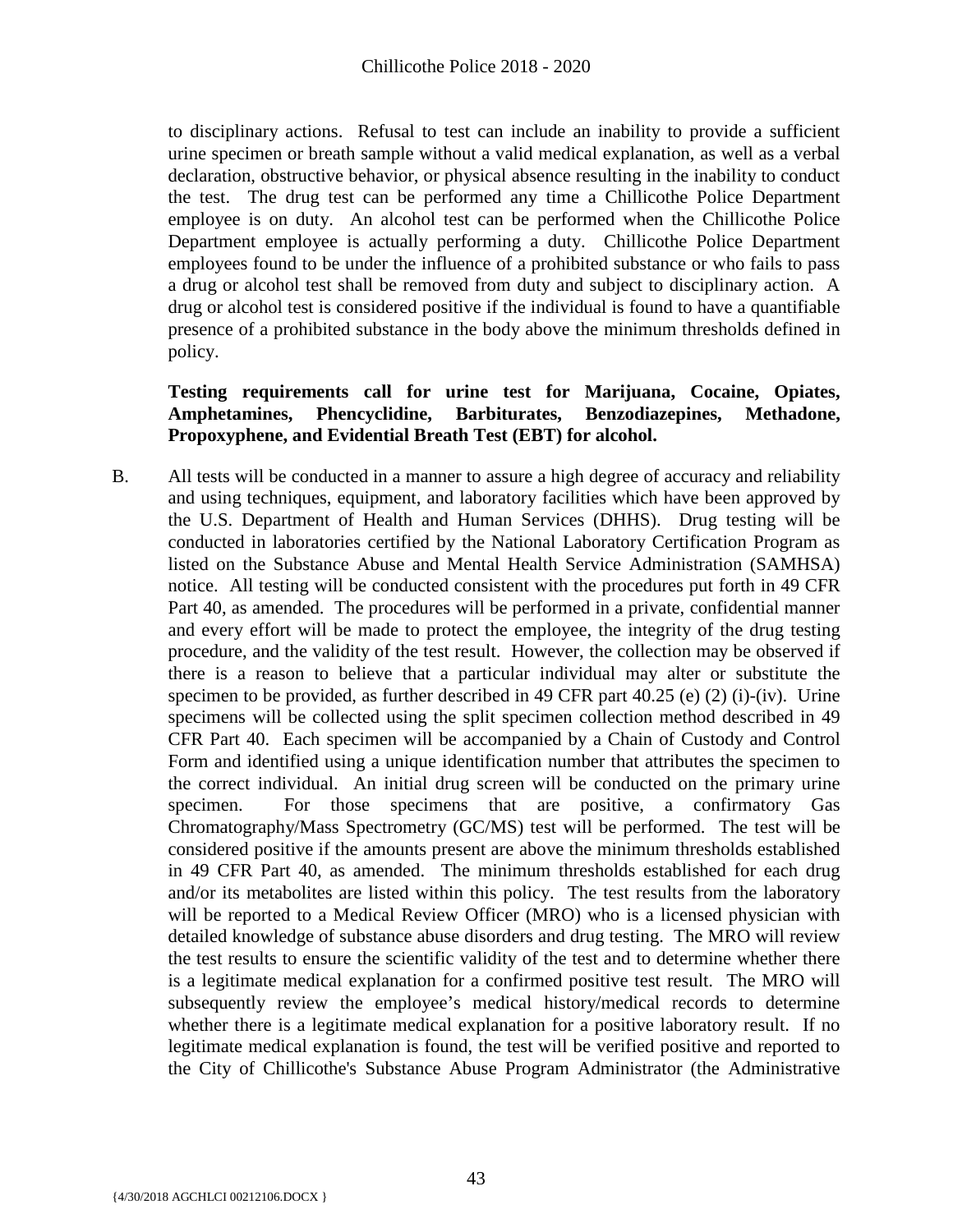to disciplinary actions. Refusal to test can include an inability to provide a sufficient urine specimen or breath sample without a valid medical explanation, as well as a verbal declaration, obstructive behavior, or physical absence resulting in the inability to conduct the test. The drug test can be performed any time a Chillicothe Police Department employee is on duty. An alcohol test can be performed when the Chillicothe Police Department employee is actually performing a duty. Chillicothe Police Department employees found to be under the influence of a prohibited substance or who fails to pass a drug or alcohol test shall be removed from duty and subject to disciplinary action. A drug or alcohol test is considered positive if the individual is found to have a quantifiable presence of a prohibited substance in the body above the minimum thresholds defined in policy.

**Testing requirements call for urine test for Marijuana, Cocaine, Opiates, Amphetamines, Phencyclidine, Barbiturates, Benzodiazepines, Methadone, Propoxyphene, and Evidential Breath Test (EBT) for alcohol.**

B. All tests will be conducted in a manner to assure a high degree of accuracy and reliability and using techniques, equipment, and laboratory facilities which have been approved by the U.S. Department of Health and Human Services (DHHS). Drug testing will be conducted in laboratories certified by the National Laboratory Certification Program as listed on the Substance Abuse and Mental Health Service Administration (SAMHSA) notice. All testing will be conducted consistent with the procedures put forth in 49 CFR Part 40, as amended. The procedures will be performed in a private, confidential manner and every effort will be made to protect the employee, the integrity of the drug testing procedure, and the validity of the test result. However, the collection may be observed if there is a reason to believe that a particular individual may alter or substitute the specimen to be provided, as further described in 49 CFR part 40.25 (e) (2) (i)-(iv). Urine specimens will be collected using the split specimen collection method described in 49 CFR Part 40. Each specimen will be accompanied by a Chain of Custody and Control Form and identified using a unique identification number that attributes the specimen to the correct individual. An initial drug screen will be conducted on the primary urine specimen. For those specimens that are positive, a confirmatory Gas Chromatography/Mass Spectrometry (GC/MS) test will be performed. The test will be considered positive if the amounts present are above the minimum thresholds established in 49 CFR Part 40, as amended. The minimum thresholds established for each drug and/or its metabolites are listed within this policy. The test results from the laboratory will be reported to a Medical Review Officer (MRO) who is a licensed physician with detailed knowledge of substance abuse disorders and drug testing. The MRO will review the test results to ensure the scientific validity of the test and to determine whether there is a legitimate medical explanation for a confirmed positive test result. The MRO will subsequently review the employee's medical history/medical records to determine whether there is a legitimate medical explanation for a positive laboratory result. If no legitimate medical explanation is found, the test will be verified positive and reported to the City of Chillicothe's Substance Abuse Program Administrator (the Administrative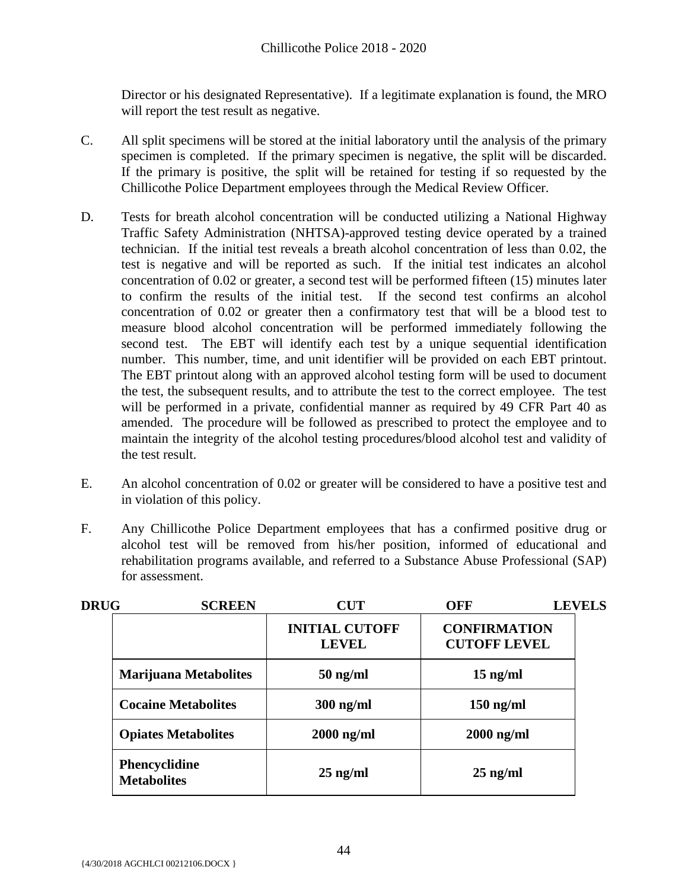Director or his designated Representative). If a legitimate explanation is found, the MRO will report the test result as negative.

C. All split specimens will be stored at the initial laboratory until the analysis of the primary specimen is completed. If the primary specimen is negative, the split will be discarded. If the primary is positive, the split will be retained for testing if so requested by the Chillicothe Police Department employees through the Medical Review Officer.

D. Tests for breath alcohol concentration will be conducted utilizing a National Highway Traffic Safety Administration (NHTSA)-approved testing device operated by a trained technician. If the initial test reveals a breath alcohol concentration of less than 0.02, the test is negative and will be reported as such. If the initial test indicates an alcohol concentration of 0.02 or greater, a second test will be performed fifteen (15) minutes later to confirm the results of the initial test. If the second test confirms an alcohol concentration of 0.02 or greater then a confirmatory test that will be a blood test to measure blood alcohol concentration will be performed immediately following the second test. The EBT will identify each test by a unique sequential identification number. This number, time, and unit identifier will be provided on each EBT printout. The EBT printout along with an approved alcohol testing form will be used to document the test, the subsequent results, and to attribute the test to the correct employee. The test will be performed in a private, confidential manner as required by 49 CFR Part 40 as amended. The procedure will be followed as prescribed to protect the employee and to maintain the integrity of the alcohol testing procedures/blood alcohol test and validity of the test result.

E. An alcohol concentration of 0.02 or greater will be considered to have a positive test and in violation of this policy.

F. Any Chillicothe Police Department employees that has a confirmed positive drug or alcohol test will be removed from his/her position, informed of educational and rehabilitation programs available, and referred to a Substance Abuse Professional (SAP) for assessment.

**DRUG SCREEN CUT OFF LEVELS**

| | **INITIAL CUTOFF LEVEL** | **CONFIRMATION CUTOFF LEVEL** |
|---|---|---|
| **Marijuana Metabolites** | **50 ng/ml** | **15 ng/ml** |
| **Cocaine Metabolites** | **300 ng/ml** | **150 ng/ml** |
| **Opiates Metabolites** | **2000 ng/ml** | **2000 ng/ml** |
| **Phencyclidine Metabolites** | **25 ng/ml** | **25 ng/ml** |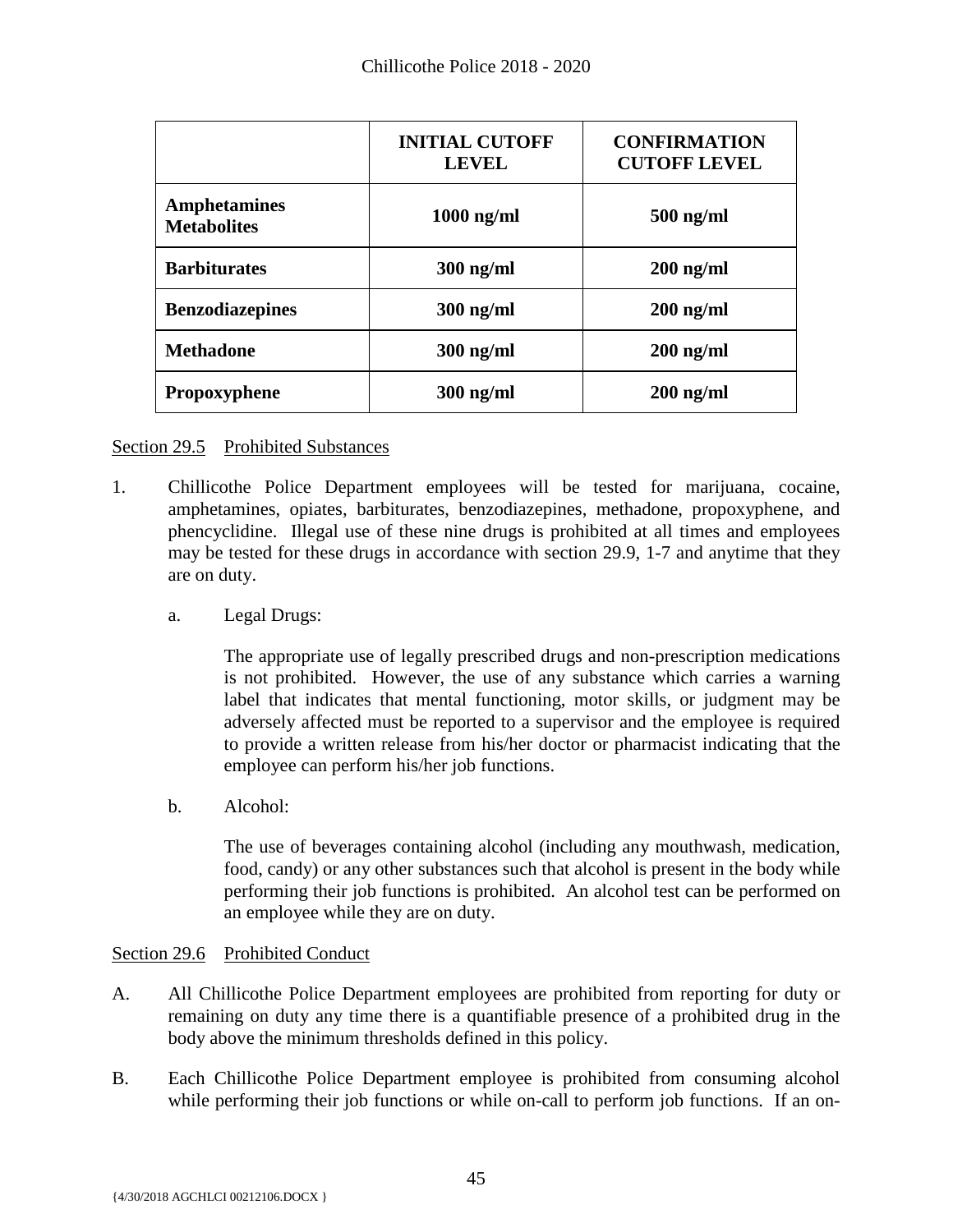| | **INITIAL CUTOFF LEVEL** | **CONFIRMATION CUTOFF LEVEL** |
|---|---|---|
| **Amphetamines Metabolites** | **1000 ng/ml** | **500 ng/ml** |
| **Barbiturates** | **300 ng/ml** | **200 ng/ml** |
| **Benzodiazepines** | **300 ng/ml** | **200 ng/ml** |
| **Methadone** | **300 ng/ml** | **200 ng/ml** |
| **Propoxyphene** | **300 ng/ml** | **200 ng/ml** |

Section 29.5 Prohibited Substances

1. Chillicothe Police Department employees will be tested for marijuana, cocaine, amphetamines, opiates, barbiturates, benzodiazepines, methadone, propoxyphene, and phencyclidine. Illegal use of these nine drugs is prohibited at all times and employees may be tested for these drugs in accordance with section 29.9, 1-7 and anytime that they are on duty.

   a. Legal Drugs:

      The appropriate use of legally prescribed drugs and non-prescription medications is not prohibited. However, the use of any substance which carries a warning label that indicates that mental functioning, motor skills, or judgment may be adversely affected must be reported to a supervisor and the employee is required to provide a written release from his/her doctor or pharmacist indicating that the employee can perform his/her job functions.

   b. Alcohol:

      The use of beverages containing alcohol (including any mouthwash, medication, food, candy) or any other substances such that alcohol is present in the body while performing their job functions is prohibited. An alcohol test can be performed on an employee while they are on duty.

Section 29.6 Prohibited Conduct

A. All Chillicothe Police Department employees are prohibited from reporting for duty or remaining on duty any time there is a quantifiable presence of a prohibited drug in the body above the minimum thresholds defined in this policy.

B. Each Chillicothe Police Department employee is prohibited from consuming alcohol while performing their job functions or while on-call to perform job functions. If an on-

{4/30/2018 AGCHLCI 00212106.DOCX }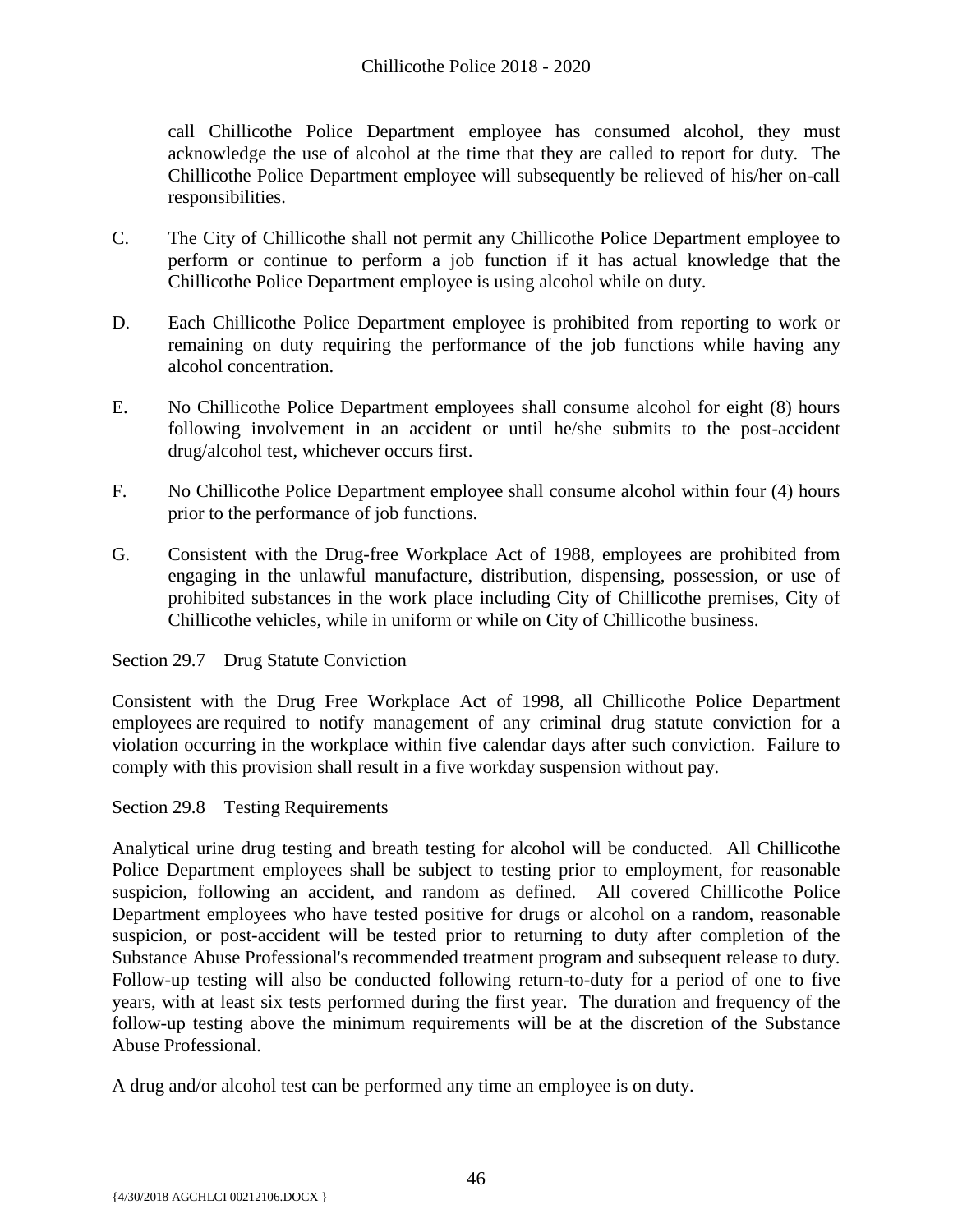call Chillicothe Police Department employee has consumed alcohol, they must acknowledge the use of alcohol at the time that they are called to report for duty. The Chillicothe Police Department employee will subsequently be relieved of his/her on-call responsibilities.

C. The City of Chillicothe shall not permit any Chillicothe Police Department employee to perform or continue to perform a job function if it has actual knowledge that the Chillicothe Police Department employee is using alcohol while on duty.

D. Each Chillicothe Police Department employee is prohibited from reporting to work or remaining on duty requiring the performance of the job functions while having any alcohol concentration.

E. No Chillicothe Police Department employees shall consume alcohol for eight (8) hours following involvement in an accident or until he/she submits to the post-accident drug/alcohol test, whichever occurs first.

F. No Chillicothe Police Department employee shall consume alcohol within four (4) hours prior to the performance of job functions.

G. Consistent with the Drug-free Workplace Act of 1988, employees are prohibited from engaging in the unlawful manufacture, distribution, dispensing, possession, or use of prohibited substances in the work place including City of Chillicothe premises, City of Chillicothe vehicles, while in uniform or while on City of Chillicothe business.

Section 29.7 Drug Statute Conviction

Consistent with the Drug Free Workplace Act of 1998, all Chillicothe Police Department employees are required to notify management of any criminal drug statute conviction for a violation occurring in the workplace within five calendar days after such conviction. Failure to comply with this provision shall result in a five workday suspension without pay.

Section 29.8 Testing Requirements

Analytical urine drug testing and breath testing for alcohol will be conducted. All Chillicothe Police Department employees shall be subject to testing prior to employment, for reasonable suspicion, following an accident, and random as defined. All covered Chillicothe Police Department employees who have tested positive for drugs or alcohol on a random, reasonable suspicion, or post-accident will be tested prior to returning to duty after completion of the Substance Abuse Professional's recommended treatment program and subsequent release to duty. Follow-up testing will also be conducted following return-to-duty for a period of one to five years, with at least six tests performed during the first year. The duration and frequency of the follow-up testing above the minimum requirements will be at the discretion of the Substance Abuse Professional.

A drug and/or alcohol test can be performed any time an employee is on duty.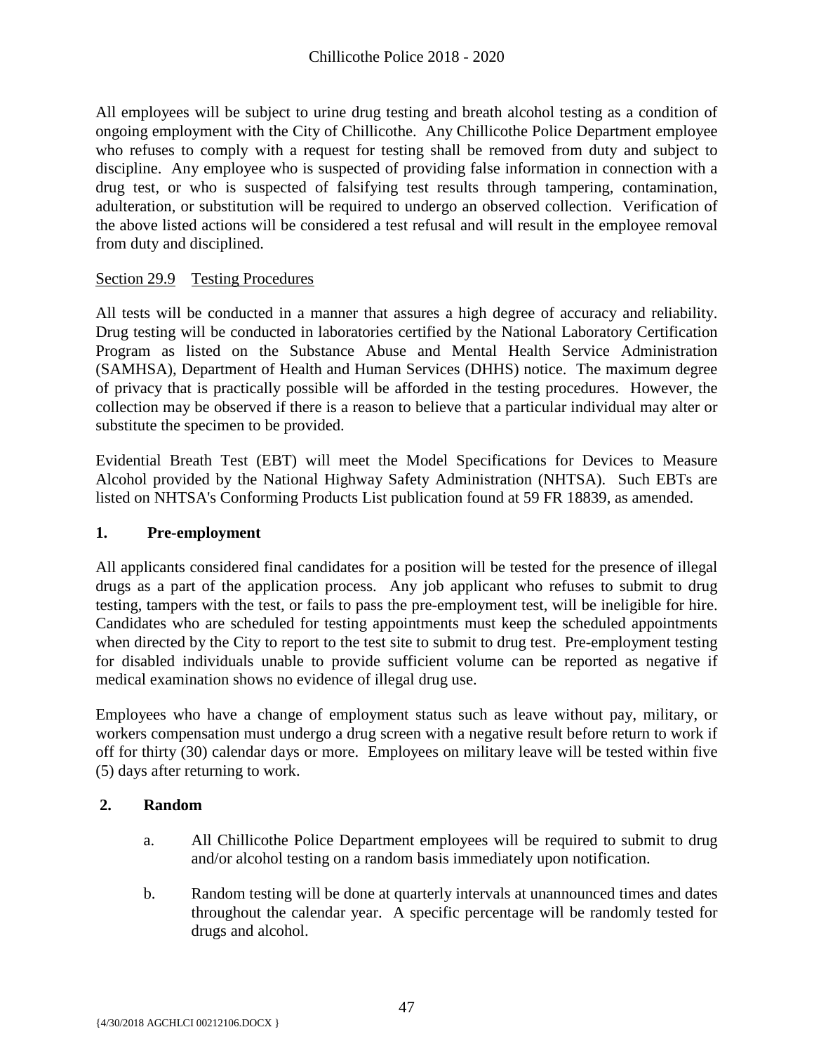All employees will be subject to urine drug testing and breath alcohol testing as a condition of ongoing employment with the City of Chillicothe. Any Chillicothe Police Department employee who refuses to comply with a request for testing shall be removed from duty and subject to discipline. Any employee who is suspected of providing false information in connection with a drug test, or who is suspected of falsifying test results through tampering, contamination, adulteration, or substitution will be required to undergo an observed collection. Verification of the above listed actions will be considered a test refusal and will result in the employee removal from duty and disciplined.

Section 29.9 Testing Procedures

All tests will be conducted in a manner that assures a high degree of accuracy and reliability. Drug testing will be conducted in laboratories certified by the National Laboratory Certification Program as listed on the Substance Abuse and Mental Health Service Administration (SAMHSA), Department of Health and Human Services (DHHS) notice. The maximum degree of privacy that is practically possible will be afforded in the testing procedures. However, the collection may be observed if there is a reason to believe that a particular individual may alter or substitute the specimen to be provided.

Evidential Breath Test (EBT) will meet the Model Specifications for Devices to Measure Alcohol provided by the National Highway Safety Administration (NHTSA). Such EBTs are listed on NHTSA's Conforming Products List publication found at 59 FR 18839, as amended.

**1. Pre-employment**

All applicants considered final candidates for a position will be tested for the presence of illegal drugs as a part of the application process. Any job applicant who refuses to submit to drug testing, tampers with the test, or fails to pass the pre-employment test, will be ineligible for hire. Candidates who are scheduled for testing appointments must keep the scheduled appointments when directed by the City to report to the test site to submit to drug test. Pre-employment testing for disabled individuals unable to provide sufficient volume can be reported as negative if medical examination shows no evidence of illegal drug use.

Employees who have a change of employment status such as leave without pay, military, or workers compensation must undergo a drug screen with a negative result before return to work if off for thirty (30) calendar days or more. Employees on military leave will be tested within five (5) days after returning to work.

**2. Random**

a. All Chillicothe Police Department employees will be required to submit to drug and/or alcohol testing on a random basis immediately upon notification.

b. Random testing will be done at quarterly intervals at unannounced times and dates throughout the calendar year. A specific percentage will be randomly tested for drugs and alcohol.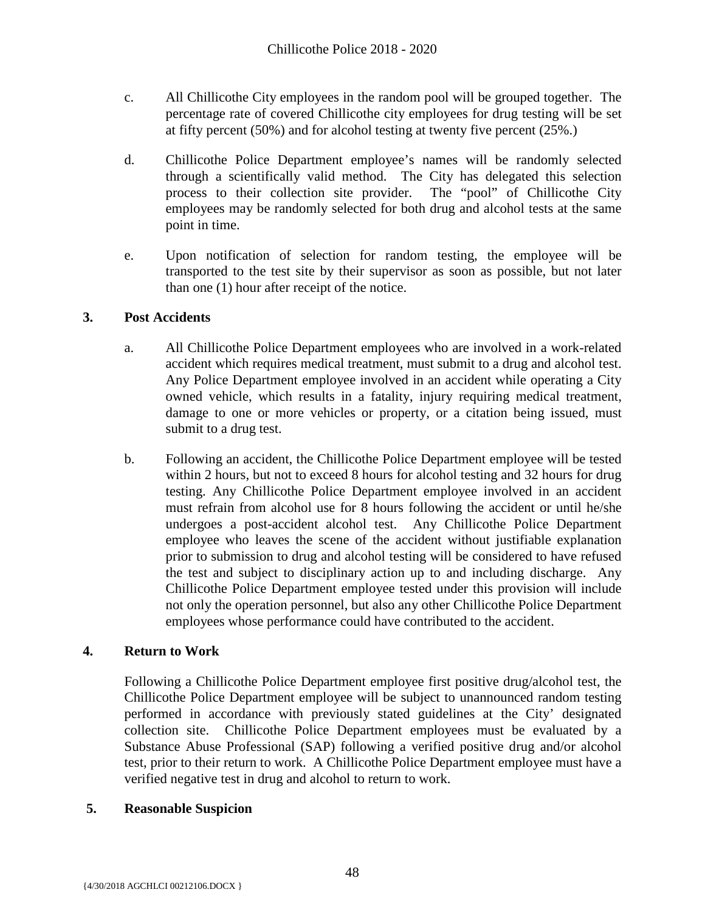c. All Chillicothe City employees in the random pool will be grouped together. The percentage rate of covered Chillicothe city employees for drug testing will be set at fifty percent (50%) and for alcohol testing at twenty five percent (25%.)

d. Chillicothe Police Department employee's names will be randomly selected through a scientifically valid method. The City has delegated this selection process to their collection site provider. The "pool" of Chillicothe City employees may be randomly selected for both drug and alcohol tests at the same point in time.

e. Upon notification of selection for random testing, the employee will be transported to the test site by their supervisor as soon as possible, but not later than one (1) hour after receipt of the notice.

**3. Post Accidents**

a. All Chillicothe Police Department employees who are involved in a work-related accident which requires medical treatment, must submit to a drug and alcohol test. Any Police Department employee involved in an accident while operating a City owned vehicle, which results in a fatality, injury requiring medical treatment, damage to one or more vehicles or property, or a citation being issued, must submit to a drug test.

b. Following an accident, the Chillicothe Police Department employee will be tested within 2 hours, but not to exceed 8 hours for alcohol testing and 32 hours for drug testing. Any Chillicothe Police Department employee involved in an accident must refrain from alcohol use for 8 hours following the accident or until he/she undergoes a post-accident alcohol test. Any Chillicothe Police Department employee who leaves the scene of the accident without justifiable explanation prior to submission to drug and alcohol testing will be considered to have refused the test and subject to disciplinary action up to and including discharge. Any Chillicothe Police Department employee tested under this provision will include not only the operation personnel, but also any other Chillicothe Police Department employees whose performance could have contributed to the accident.

**4. Return to Work**

Following a Chillicothe Police Department employee first positive drug/alcohol test, the Chillicothe Police Department employee will be subject to unannounced random testing performed in accordance with previously stated guidelines at the City' designated collection site. Chillicothe Police Department employees must be evaluated by a Substance Abuse Professional (SAP) following a verified positive drug and/or alcohol test, prior to their return to work. A Chillicothe Police Department employee must have a verified negative test in drug and alcohol to return to work.

**5. Reasonable Suspicion**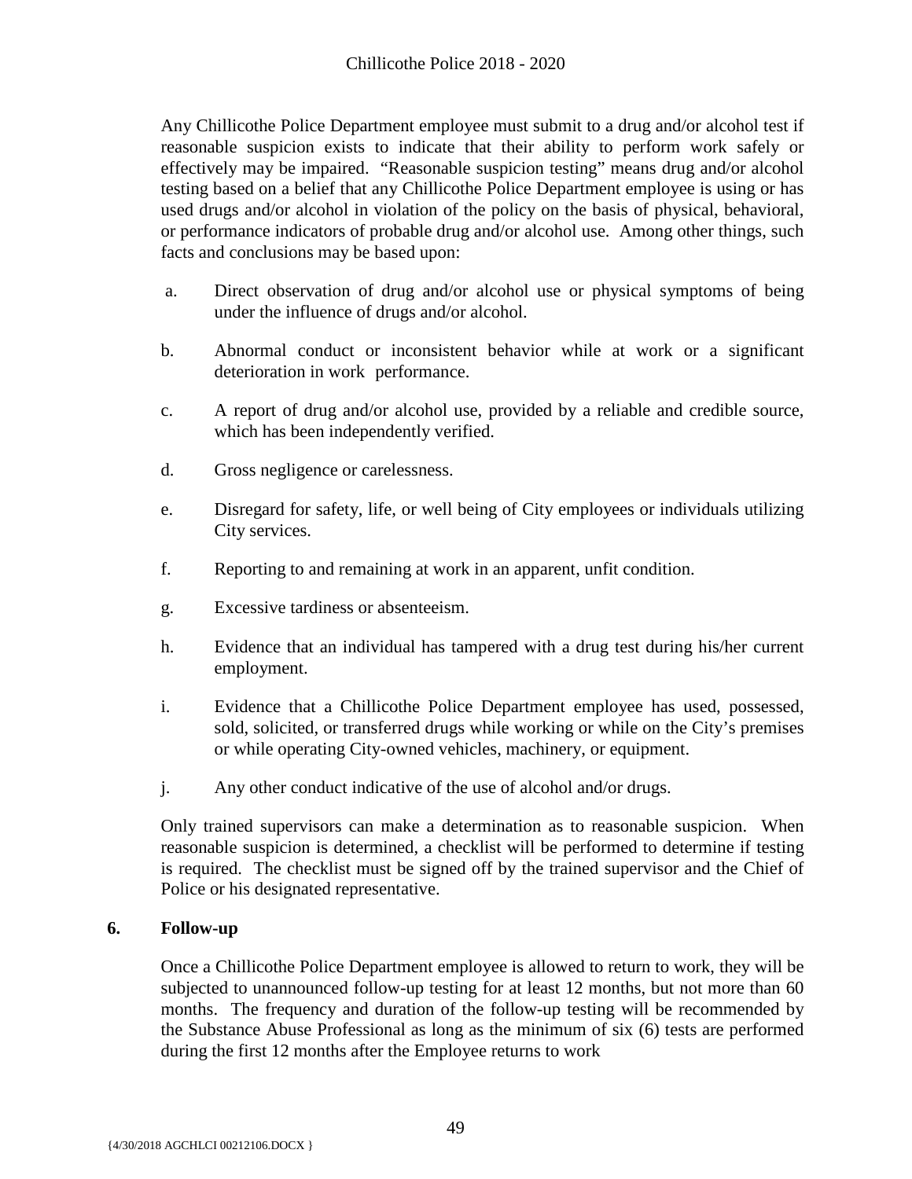Any Chillicothe Police Department employee must submit to a drug and/or alcohol test if reasonable suspicion exists to indicate that their ability to perform work safely or effectively may be impaired. "Reasonable suspicion testing" means drug and/or alcohol testing based on a belief that any Chillicothe Police Department employee is using or has used drugs and/or alcohol in violation of the policy on the basis of physical, behavioral, or performance indicators of probable drug and/or alcohol use. Among other things, such facts and conclusions may be based upon:

a. Direct observation of drug and/or alcohol use or physical symptoms of being under the influence of drugs and/or alcohol.

b. Abnormal conduct or inconsistent behavior while at work or a significant deterioration in work performance.

c. A report of drug and/or alcohol use, provided by a reliable and credible source, which has been independently verified.

d. Gross negligence or carelessness.

e. Disregard for safety, life, or well being of City employees or individuals utilizing City services.

f. Reporting to and remaining at work in an apparent, unfit condition.

g. Excessive tardiness or absenteeism.

h. Evidence that an individual has tampered with a drug test during his/her current employment.

i. Evidence that a Chillicothe Police Department employee has used, possessed, sold, solicited, or transferred drugs while working or while on the City's premises or while operating City-owned vehicles, machinery, or equipment.

j. Any other conduct indicative of the use of alcohol and/or drugs.

Only trained supervisors can make a determination as to reasonable suspicion. When reasonable suspicion is determined, a checklist will be performed to determine if testing is required. The checklist must be signed off by the trained supervisor and the Chief of Police or his designated representative.

**6. Follow-up**

Once a Chillicothe Police Department employee is allowed to return to work, they will be subjected to unannounced follow-up testing for at least 12 months, but not more than 60 months. The frequency and duration of the follow-up testing will be recommended by the Substance Abuse Professional as long as the minimum of six (6) tests are performed during the first 12 months after the Employee returns to work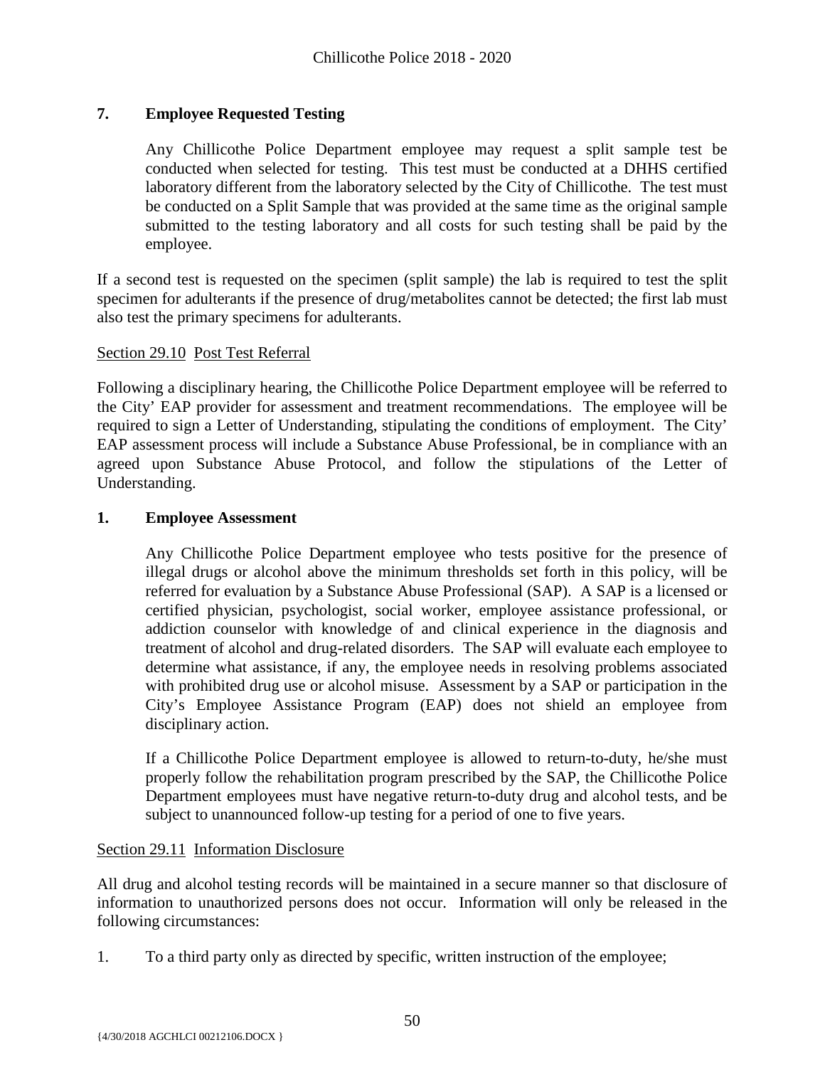**7. Employee Requested Testing**

Any Chillicothe Police Department employee may request a split sample test be conducted when selected for testing. This test must be conducted at a DHHS certified laboratory different from the laboratory selected by the City of Chillicothe. The test must be conducted on a Split Sample that was provided at the same time as the original sample submitted to the testing laboratory and all costs for such testing shall be paid by the employee.

If a second test is requested on the specimen (split sample) the lab is required to test the split specimen for adulterants if the presence of drug/metabolites cannot be detected; the first lab must also test the primary specimens for adulterants.

Section 29.10 Post Test Referral

Following a disciplinary hearing, the Chillicothe Police Department employee will be referred to the City' EAP provider for assessment and treatment recommendations. The employee will be required to sign a Letter of Understanding, stipulating the conditions of employment. The City' EAP assessment process will include a Substance Abuse Professional, be in compliance with an agreed upon Substance Abuse Protocol, and follow the stipulations of the Letter of Understanding.

**1. Employee Assessment**

Any Chillicothe Police Department employee who tests positive for the presence of illegal drugs or alcohol above the minimum thresholds set forth in this policy, will be referred for evaluation by a Substance Abuse Professional (SAP). A SAP is a licensed or certified physician, psychologist, social worker, employee assistance professional, or addiction counselor with knowledge of and clinical experience in the diagnosis and treatment of alcohol and drug-related disorders. The SAP will evaluate each employee to determine what assistance, if any, the employee needs in resolving problems associated with prohibited drug use or alcohol misuse. Assessment by a SAP or participation in the City's Employee Assistance Program (EAP) does not shield an employee from disciplinary action.

If a Chillicothe Police Department employee is allowed to return-to-duty, he/she must properly follow the rehabilitation program prescribed by the SAP, the Chillicothe Police Department employees must have negative return-to-duty drug and alcohol tests, and be subject to unannounced follow-up testing for a period of one to five years.

Section 29.11 Information Disclosure

All drug and alcohol testing records will be maintained in a secure manner so that disclosure of information to unauthorized persons does not occur. Information will only be released in the following circumstances:

1. To a third party only as directed by specific, written instruction of the employee;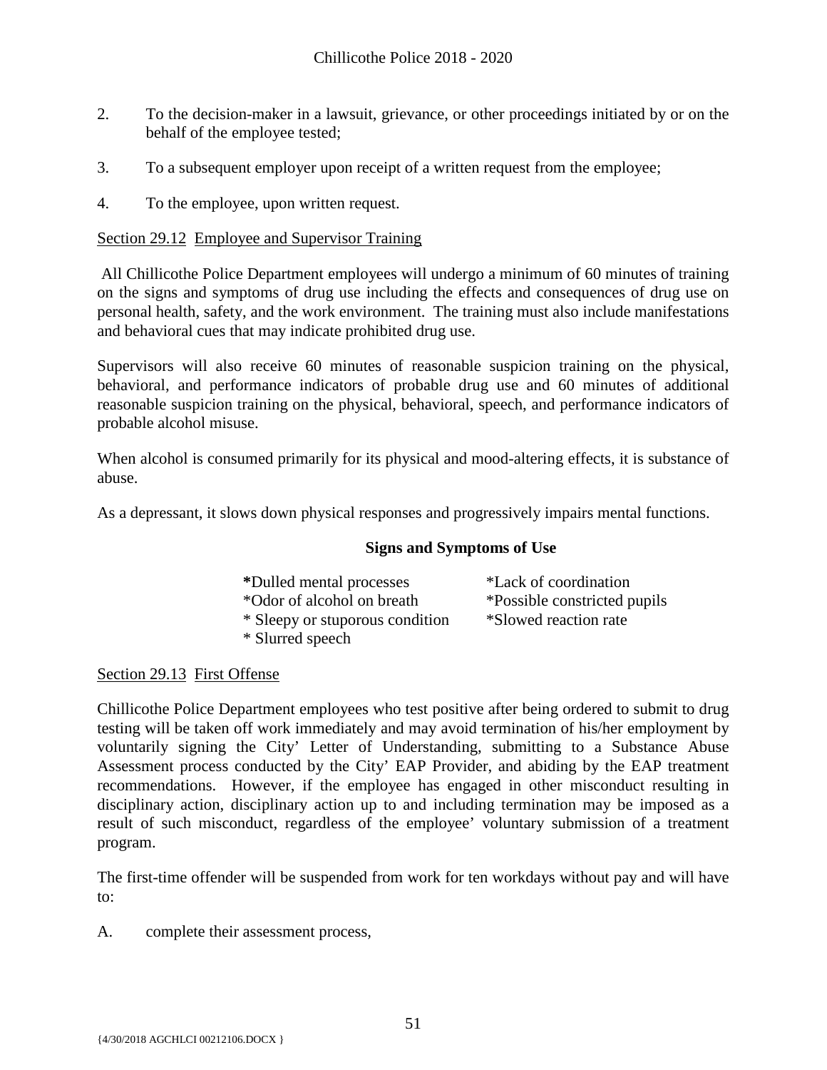2. To the decision-maker in a lawsuit, grievance, or other proceedings initiated by or on the behalf of the employee tested;

3. To a subsequent employer upon receipt of a written request from the employee;

4. To the employee, upon written request.

Section 29.12 Employee and Supervisor Training

All Chillicothe Police Department employees will undergo a minimum of 60 minutes of training on the signs and symptoms of drug use including the effects and consequences of drug use on personal health, safety, and the work environment. The training must also include manifestations and behavioral cues that may indicate prohibited drug use.

Supervisors will also receive 60 minutes of reasonable suspicion training on the physical, behavioral, and performance indicators of probable drug use and 60 minutes of additional reasonable suspicion training on the physical, behavioral, speech, and performance indicators of probable alcohol misuse.

When alcohol is consumed primarily for its physical and mood-altering effects, it is substance of abuse.

As a depressant, it slows down physical responses and progressively impairs mental functions.

**Signs and Symptoms of Use**

*Dulled mental processes
*Odor of alcohol on breath
* Sleepy or stuporous condition
* Slurred speech
*Lack of coordination
*Possible constricted pupils
*Slowed reaction rate

Section 29.13 First Offense

Chillicothe Police Department employees who test positive after being ordered to submit to drug testing will be taken off work immediately and may avoid termination of his/her employment by voluntarily signing the City' Letter of Understanding, submitting to a Substance Abuse Assessment process conducted by the City' EAP Provider, and abiding by the EAP treatment recommendations. However, if the employee has engaged in other misconduct resulting in disciplinary action, disciplinary action up to and including termination may be imposed as a result of such misconduct, regardless of the employee' voluntary submission of a treatment program.

The first-time offender will be suspended from work for ten workdays without pay and will have to:

A. complete their assessment process,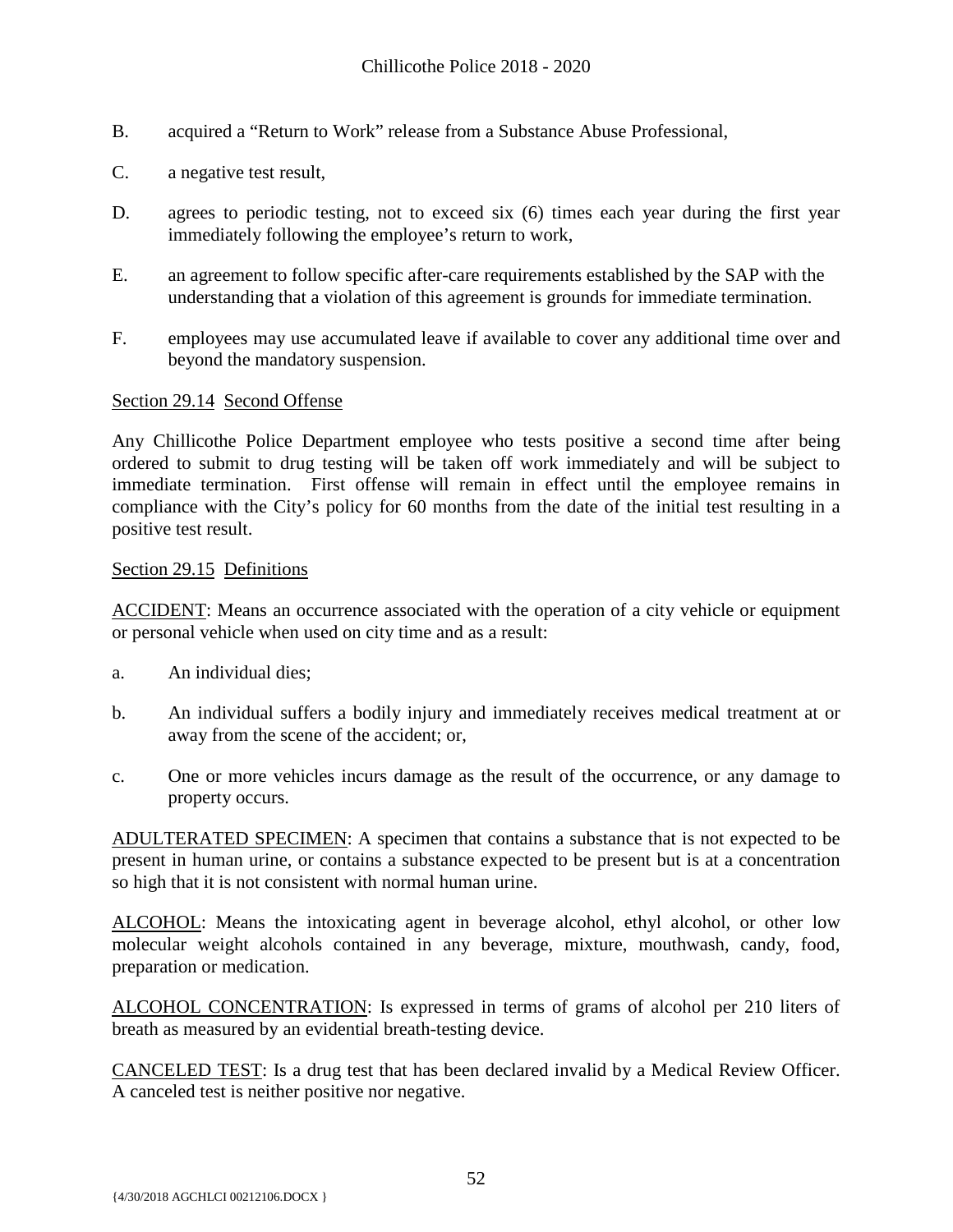B. acquired a "Return to Work" release from a Substance Abuse Professional,

C. a negative test result,

D. agrees to periodic testing, not to exceed six (6) times each year during the first year immediately following the employee's return to work,

E. an agreement to follow specific after-care requirements established by the SAP with the understanding that a violation of this agreement is grounds for immediate termination.

F. employees may use accumulated leave if available to cover any additional time over and beyond the mandatory suspension.

Section 29.14 Second Offense

Any Chillicothe Police Department employee who tests positive a second time after being ordered to submit to drug testing will be taken off work immediately and will be subject to immediate termination. First offense will remain in effect until the employee remains in compliance with the City's policy for 60 months from the date of the initial test resulting in a positive test result.

Section 29.15 Definitions

ACCIDENT: Means an occurrence associated with the operation of a city vehicle or equipment or personal vehicle when used on city time and as a result:

a. An individual dies;

b. An individual suffers a bodily injury and immediately receives medical treatment at or away from the scene of the accident; or,

c. One or more vehicles incurs damage as the result of the occurrence, or any damage to property occurs.

ADULTERATED SPECIMEN: A specimen that contains a substance that is not expected to be present in human urine, or contains a substance expected to be present but is at a concentration so high that it is not consistent with normal human urine.

ALCOHOL: Means the intoxicating agent in beverage alcohol, ethyl alcohol, or other low molecular weight alcohols contained in any beverage, mixture, mouthwash, candy, food, preparation or medication.

ALCOHOL CONCENTRATION: Is expressed in terms of grams of alcohol per 210 liters of breath as measured by an evidential breath-testing device.

CANCELED TEST: Is a drug test that has been declared invalid by a Medical Review Officer. A canceled test is neither positive nor negative.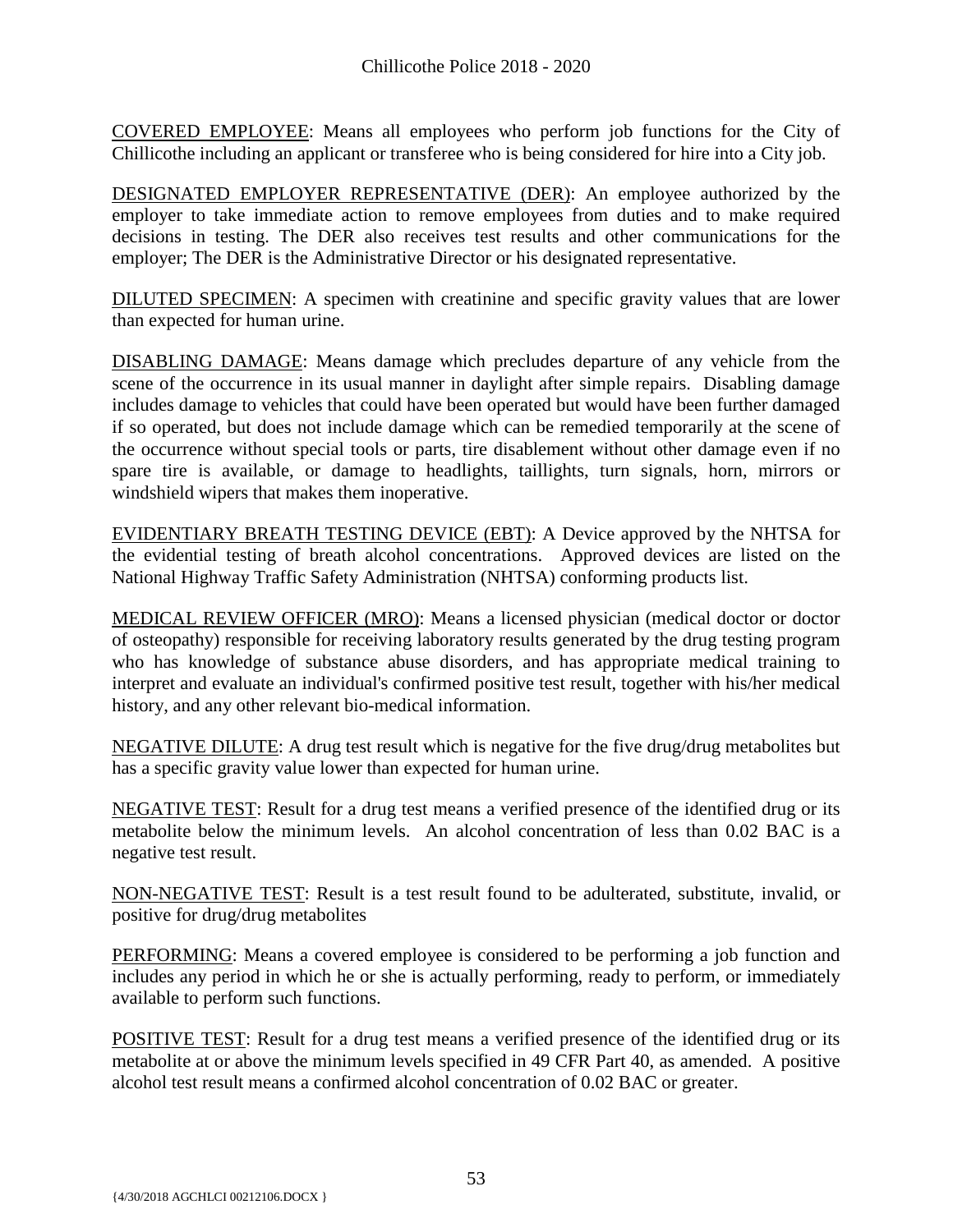COVERED EMPLOYEE: Means all employees who perform job functions for the City of Chillicothe including an applicant or transferee who is being considered for hire into a City job.

DESIGNATED EMPLOYER REPRESENTATIVE (DER): An employee authorized by the employer to take immediate action to remove employees from duties and to make required decisions in testing. The DER also receives test results and other communications for the employer; The DER is the Administrative Director or his designated representative.

DILUTED SPECIMEN: A specimen with creatinine and specific gravity values that are lower than expected for human urine.

DISABLING DAMAGE: Means damage which precludes departure of any vehicle from the scene of the occurrence in its usual manner in daylight after simple repairs. Disabling damage includes damage to vehicles that could have been operated but would have been further damaged if so operated, but does not include damage which can be remedied temporarily at the scene of the occurrence without special tools or parts, tire disablement without other damage even if no spare tire is available, or damage to headlights, taillights, turn signals, horn, mirrors or windshield wipers that makes them inoperative.

EVIDENTIARY BREATH TESTING DEVICE (EBT): A Device approved by the NHTSA for the evidential testing of breath alcohol concentrations. Approved devices are listed on the National Highway Traffic Safety Administration (NHTSA) conforming products list.

MEDICAL REVIEW OFFICER (MRO): Means a licensed physician (medical doctor or doctor of osteopathy) responsible for receiving laboratory results generated by the drug testing program who has knowledge of substance abuse disorders, and has appropriate medical training to interpret and evaluate an individual's confirmed positive test result, together with his/her medical history, and any other relevant bio-medical information.

NEGATIVE DILUTE: A drug test result which is negative for the five drug/drug metabolites but has a specific gravity value lower than expected for human urine.

NEGATIVE TEST: Result for a drug test means a verified presence of the identified drug or its metabolite below the minimum levels. An alcohol concentration of less than 0.02 BAC is a negative test result.

NON-NEGATIVE TEST: Result is a test result found to be adulterated, substitute, invalid, or positive for drug/drug metabolites

PERFORMING: Means a covered employee is considered to be performing a job function and includes any period in which he or she is actually performing, ready to perform, or immediately available to perform such functions.

POSITIVE TEST: Result for a drug test means a verified presence of the identified drug or its metabolite at or above the minimum levels specified in 49 CFR Part 40, as amended. A positive alcohol test result means a confirmed alcohol concentration of 0.02 BAC or greater.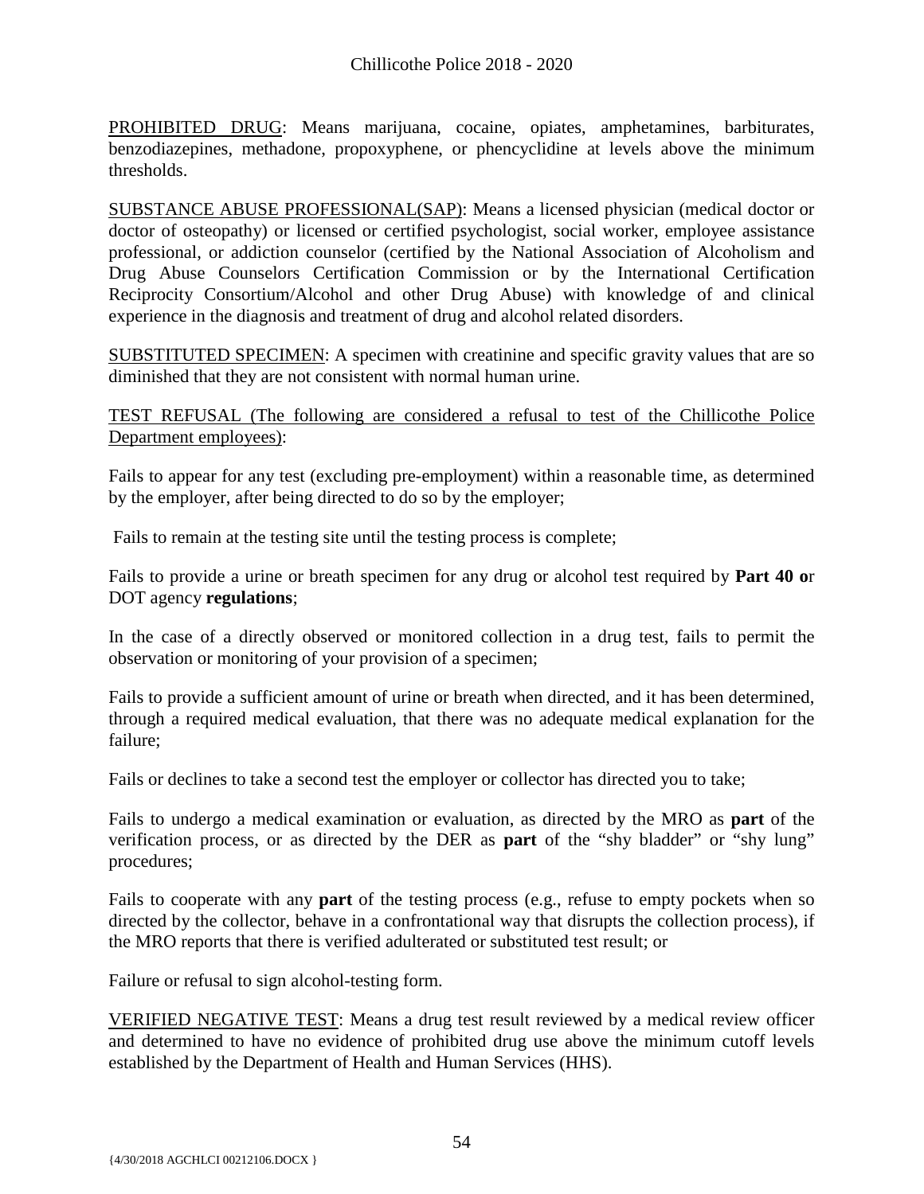PROHIBITED DRUG: Means marijuana, cocaine, opiates, amphetamines, barbiturates, benzodiazepines, methadone, propoxyphene, or phencyclidine at levels above the minimum thresholds.

SUBSTANCE ABUSE PROFESSIONAL(SAP): Means a licensed physician (medical doctor or doctor of osteopathy) or licensed or certified psychologist, social worker, employee assistance professional, or addiction counselor (certified by the National Association of Alcoholism and Drug Abuse Counselors Certification Commission or by the International Certification Reciprocity Consortium/Alcohol and other Drug Abuse) with knowledge of and clinical experience in the diagnosis and treatment of drug and alcohol related disorders.

SUBSTITUTED SPECIMEN: A specimen with creatinine and specific gravity values that are so diminished that they are not consistent with normal human urine.

TEST REFUSAL (The following are considered a refusal to test of the Chillicothe Police Department employees):

Fails to appear for any test (excluding pre-employment) within a reasonable time, as determined by the employer, after being directed to do so by the employer;

Fails to remain at the testing site until the testing process is complete;

Fails to provide a urine or breath specimen for any drug or alcohol test required by **Part 40 o**r DOT agency **regulations**;

In the case of a directly observed or monitored collection in a drug test, fails to permit the observation or monitoring of your provision of a specimen;

Fails to provide a sufficient amount of urine or breath when directed, and it has been determined, through a required medical evaluation, that there was no adequate medical explanation for the failure;

Fails or declines to take a second test the employer or collector has directed you to take;

Fails to undergo a medical examination or evaluation, as directed by the MRO as **part** of the verification process, or as directed by the DER as **part** of the "shy bladder" or "shy lung" procedures;

Fails to cooperate with any **part** of the testing process (e.g., refuse to empty pockets when so directed by the collector, behave in a confrontational way that disrupts the collection process), if the MRO reports that there is verified adulterated or substituted test result; or

Failure or refusal to sign alcohol-testing form.

VERIFIED NEGATIVE TEST: Means a drug test result reviewed by a medical review officer and determined to have no evidence of prohibited drug use above the minimum cutoff levels established by the Department of Health and Human Services (HHS).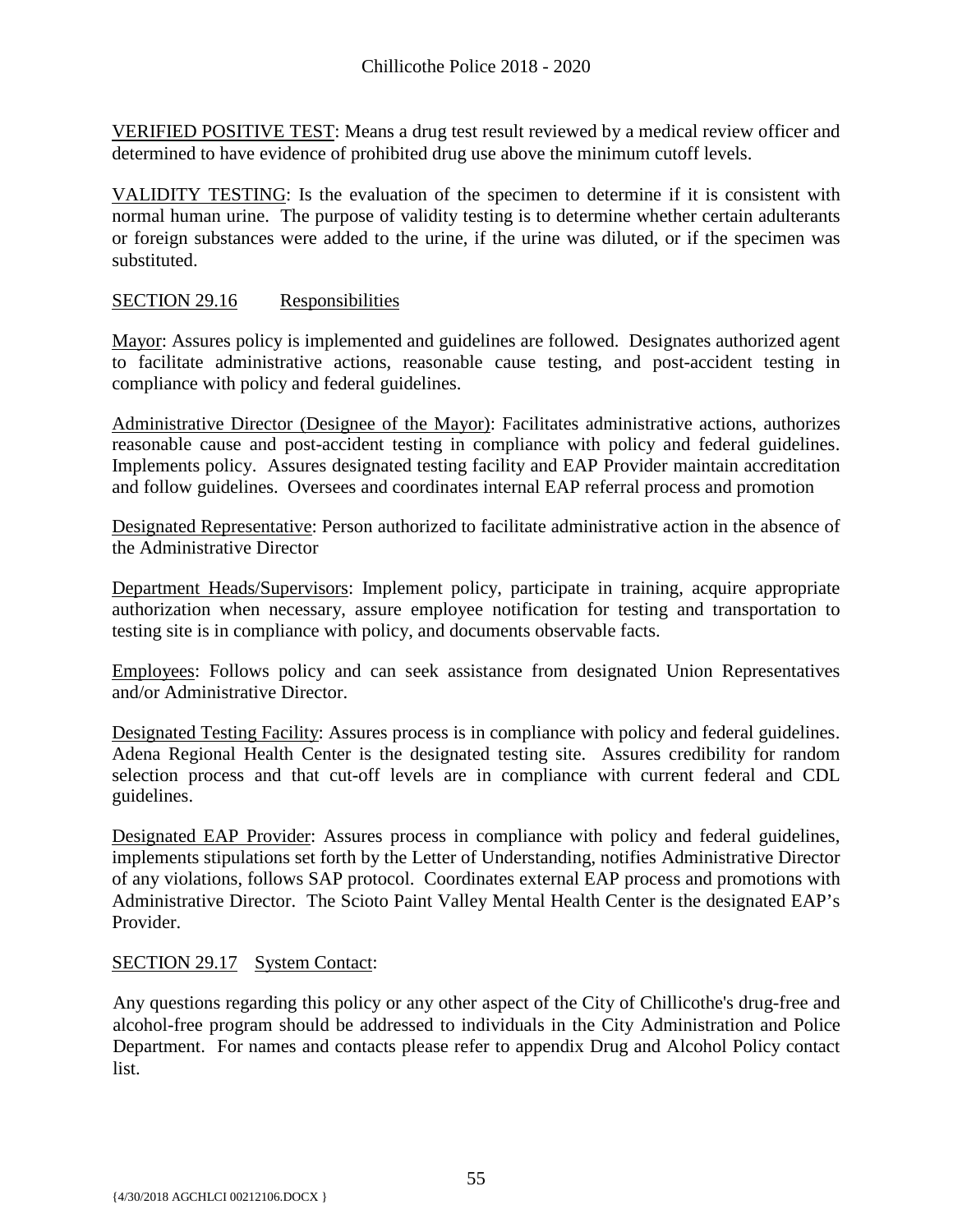VERIFIED POSITIVE TEST: Means a drug test result reviewed by a medical review officer and determined to have evidence of prohibited drug use above the minimum cutoff levels.

VALIDITY TESTING: Is the evaluation of the specimen to determine if it is consistent with normal human urine. The purpose of validity testing is to determine whether certain adulterants or foreign substances were added to the urine, if the urine was diluted, or if the specimen was substituted.

SECTION 29.16 Responsibilities

Mayor: Assures policy is implemented and guidelines are followed. Designates authorized agent to facilitate administrative actions, reasonable cause testing, and post-accident testing in compliance with policy and federal guidelines.

Administrative Director (Designee of the Mayor): Facilitates administrative actions, authorizes reasonable cause and post-accident testing in compliance with policy and federal guidelines. Implements policy. Assures designated testing facility and EAP Provider maintain accreditation and follow guidelines. Oversees and coordinates internal EAP referral process and promotion

Designated Representative: Person authorized to facilitate administrative action in the absence of the Administrative Director

Department Heads/Supervisors: Implement policy, participate in training, acquire appropriate authorization when necessary, assure employee notification for testing and transportation to testing site is in compliance with policy, and documents observable facts.

Employees: Follows policy and can seek assistance from designated Union Representatives and/or Administrative Director.

Designated Testing Facility: Assures process is in compliance with policy and federal guidelines. Adena Regional Health Center is the designated testing site. Assures credibility for random selection process and that cut-off levels are in compliance with current federal and CDL guidelines.

Designated EAP Provider: Assures process in compliance with policy and federal guidelines, implements stipulations set forth by the Letter of Understanding, notifies Administrative Director of any violations, follows SAP protocol. Coordinates external EAP process and promotions with Administrative Director. The Scioto Paint Valley Mental Health Center is the designated EAP's Provider.

SECTION 29.17 System Contact:

Any questions regarding this policy or any other aspect of the City of Chillicothe's drug-free and alcohol-free program should be addressed to individuals in the City Administration and Police Department. For names and contacts please refer to appendix Drug and Alcohol Policy contact list.

{4/30/2018 AGCHLCI 00212106.DOCX }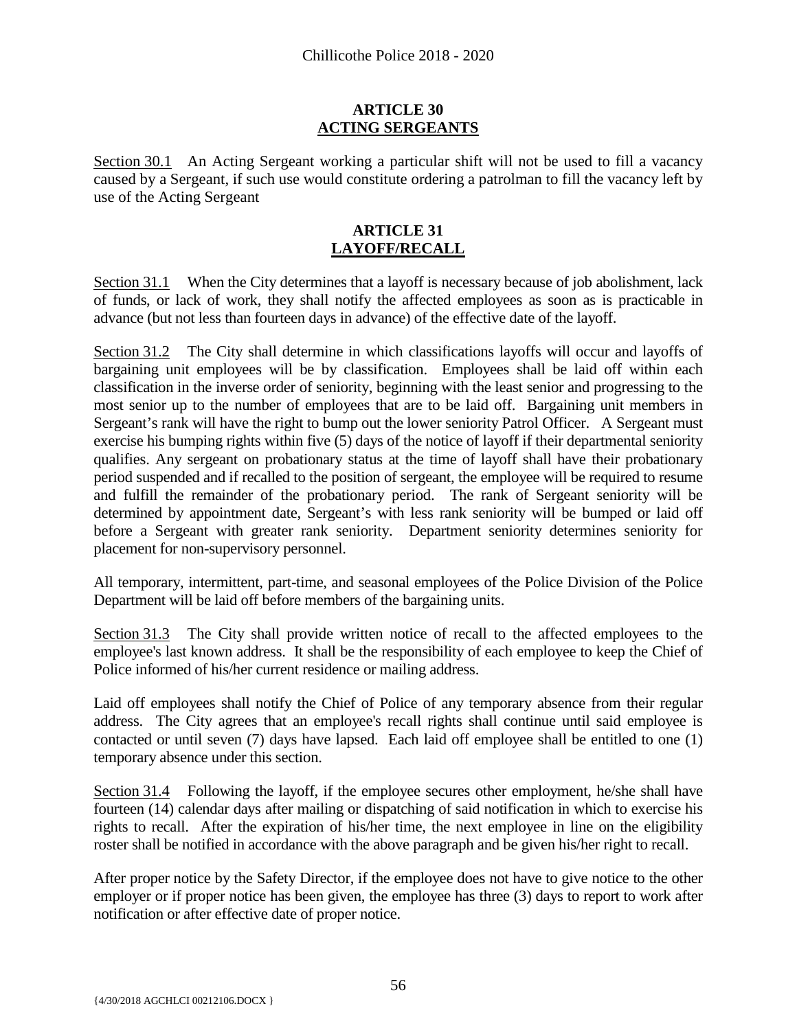## ARTICLE 30
## ACTING SERGEANTS

Section 30.1 An Acting Sergeant working a particular shift will not be used to fill a vacancy caused by a Sergeant, if such use would constitute ordering a patrolman to fill the vacancy left by use of the Acting Sergeant

## ARTICLE 31
## LAYOFF/RECALL

Section 31.1 When the City determines that a layoff is necessary because of job abolishment, lack of funds, or lack of work, they shall notify the affected employees as soon as is practicable in advance (but not less than fourteen days in advance) of the effective date of the layoff.

Section 31.2 The City shall determine in which classifications layoffs will occur and layoffs of bargaining unit employees will be by classification. Employees shall be laid off within each classification in the inverse order of seniority, beginning with the least senior and progressing to the most senior up to the number of employees that are to be laid off. Bargaining unit members in Sergeant's rank will have the right to bump out the lower seniority Patrol Officer. A Sergeant must exercise his bumping rights within five (5) days of the notice of layoff if their departmental seniority qualifies. Any sergeant on probationary status at the time of layoff shall have their probationary period suspended and if recalled to the position of sergeant, the employee will be required to resume and fulfill the remainder of the probationary period. The rank of Sergeant seniority will be determined by appointment date, Sergeant's with less rank seniority will be bumped or laid off before a Sergeant with greater rank seniority. Department seniority determines seniority for placement for non-supervisory personnel.

All temporary, intermittent, part-time, and seasonal employees of the Police Division of the Police Department will be laid off before members of the bargaining units.

Section 31.3 The City shall provide written notice of recall to the affected employees to the employee's last known address. It shall be the responsibility of each employee to keep the Chief of Police informed of his/her current residence or mailing address.

Laid off employees shall notify the Chief of Police of any temporary absence from their regular address. The City agrees that an employee's recall rights shall continue until said employee is contacted or until seven (7) days have lapsed. Each laid off employee shall be entitled to one (1) temporary absence under this section.

Section 31.4 Following the layoff, if the employee secures other employment, he/she shall have fourteen (14) calendar days after mailing or dispatching of said notification in which to exercise his rights to recall. After the expiration of his/her time, the next employee in line on the eligibility roster shall be notified in accordance with the above paragraph and be given his/her right to recall.

After proper notice by the Safety Director, if the employee does not have to give notice to the other employer or if proper notice has been given, the employee has three (3) days to report to work after notification or after effective date of proper notice.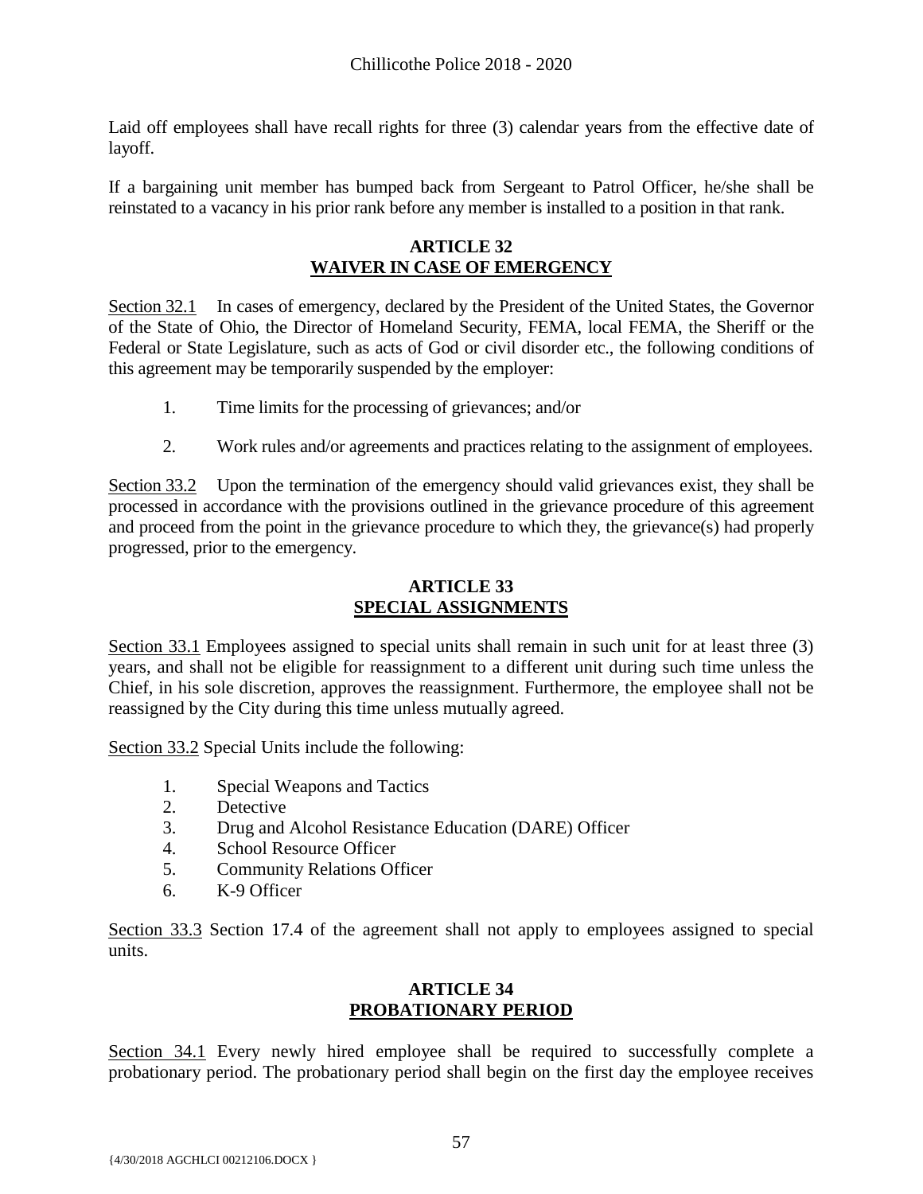Laid off employees shall have recall rights for three (3) calendar years from the effective date of layoff.

If a bargaining unit member has bumped back from Sergeant to Patrol Officer, he/she shall be reinstated to a vacancy in his prior rank before any member is installed to a position in that rank.

## ARTICLE 32
## WAIVER IN CASE OF EMERGENCY

Section 32.1 In cases of emergency, declared by the President of the United States, the Governor of the State of Ohio, the Director of Homeland Security, FEMA, local FEMA, the Sheriff or the Federal or State Legislature, such as acts of God or civil disorder etc., the following conditions of this agreement may be temporarily suspended by the employer:

1. Time limits for the processing of grievances; and/or

2. Work rules and/or agreements and practices relating to the assignment of employees.

Section 33.2 Upon the termination of the emergency should valid grievances exist, they shall be processed in accordance with the provisions outlined in the grievance procedure of this agreement and proceed from the point in the grievance procedure to which they, the grievance(s) had properly progressed, prior to the emergency.

## ARTICLE 33
## SPECIAL ASSIGNMENTS

Section 33.1 Employees assigned to special units shall remain in such unit for at least three (3) years, and shall not be eligible for reassignment to a different unit during such time unless the Chief, in his sole discretion, approves the reassignment. Furthermore, the employee shall not be reassigned by the City during this time unless mutually agreed.

Section 33.2 Special Units include the following:

1. Special Weapons and Tactics
2. Detective
3. Drug and Alcohol Resistance Education (DARE) Officer
4. School Resource Officer
5. Community Relations Officer
6. K-9 Officer

Section 33.3 Section 17.4 of the agreement shall not apply to employees assigned to special units.

## ARTICLE 34
## PROBATIONARY PERIOD

Section 34.1 Every newly hired employee shall be required to successfully complete a probationary period. The probationary period shall begin on the first day the employee receives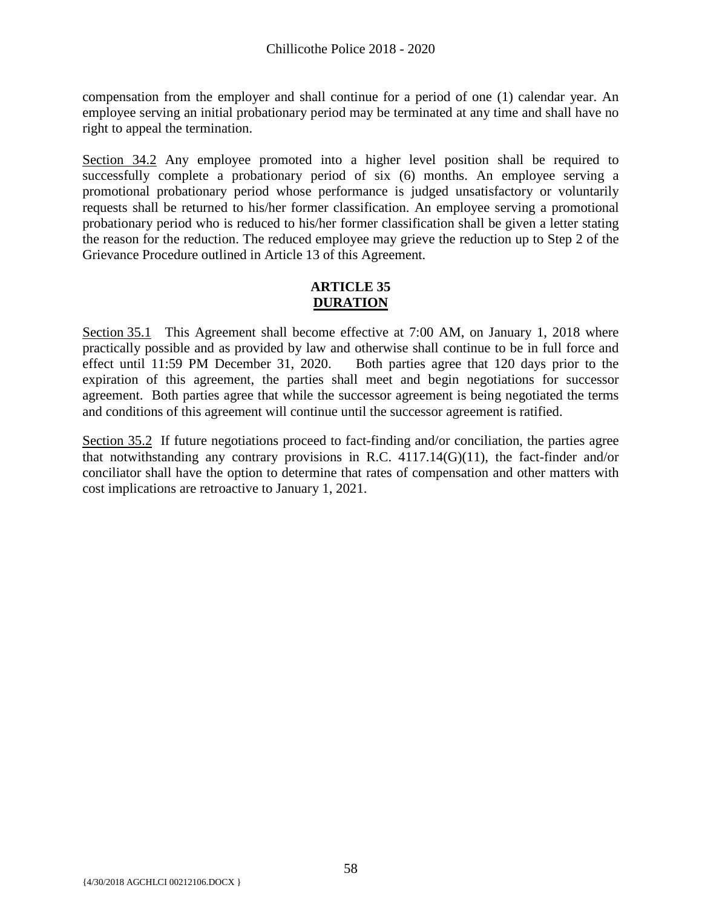compensation from the employer and shall continue for a period of one (1) calendar year. An employee serving an initial probationary period may be terminated at any time and shall have no right to appeal the termination.

Section 34.2 Any employee promoted into a higher level position shall be required to successfully complete a probationary period of six (6) months. An employee serving a promotional probationary period whose performance is judged unsatisfactory or voluntarily requests shall be returned to his/her former classification. An employee serving a promotional probationary period who is reduced to his/her former classification shall be given a letter stating the reason for the reduction. The reduced employee may grieve the reduction up to Step 2 of the Grievance Procedure outlined in Article 13 of this Agreement.

## ARTICLE 35
## DURATION

Section 35.1 This Agreement shall become effective at 7:00 AM, on January 1, 2018 where practically possible and as provided by law and otherwise shall continue to be in full force and effect until 11:59 PM December 31, 2020. Both parties agree that 120 days prior to the expiration of this agreement, the parties shall meet and begin negotiations for successor agreement. Both parties agree that while the successor agreement is being negotiated the terms and conditions of this agreement will continue until the successor agreement is ratified.

Section 35.2 If future negotiations proceed to fact-finding and/or conciliation, the parties agree that notwithstanding any contrary provisions in R.C. 4117.14(G)(11), the fact-finder and/or conciliator shall have the option to determine that rates of compensation and other matters with cost implications are retroactive to January 1, 2021.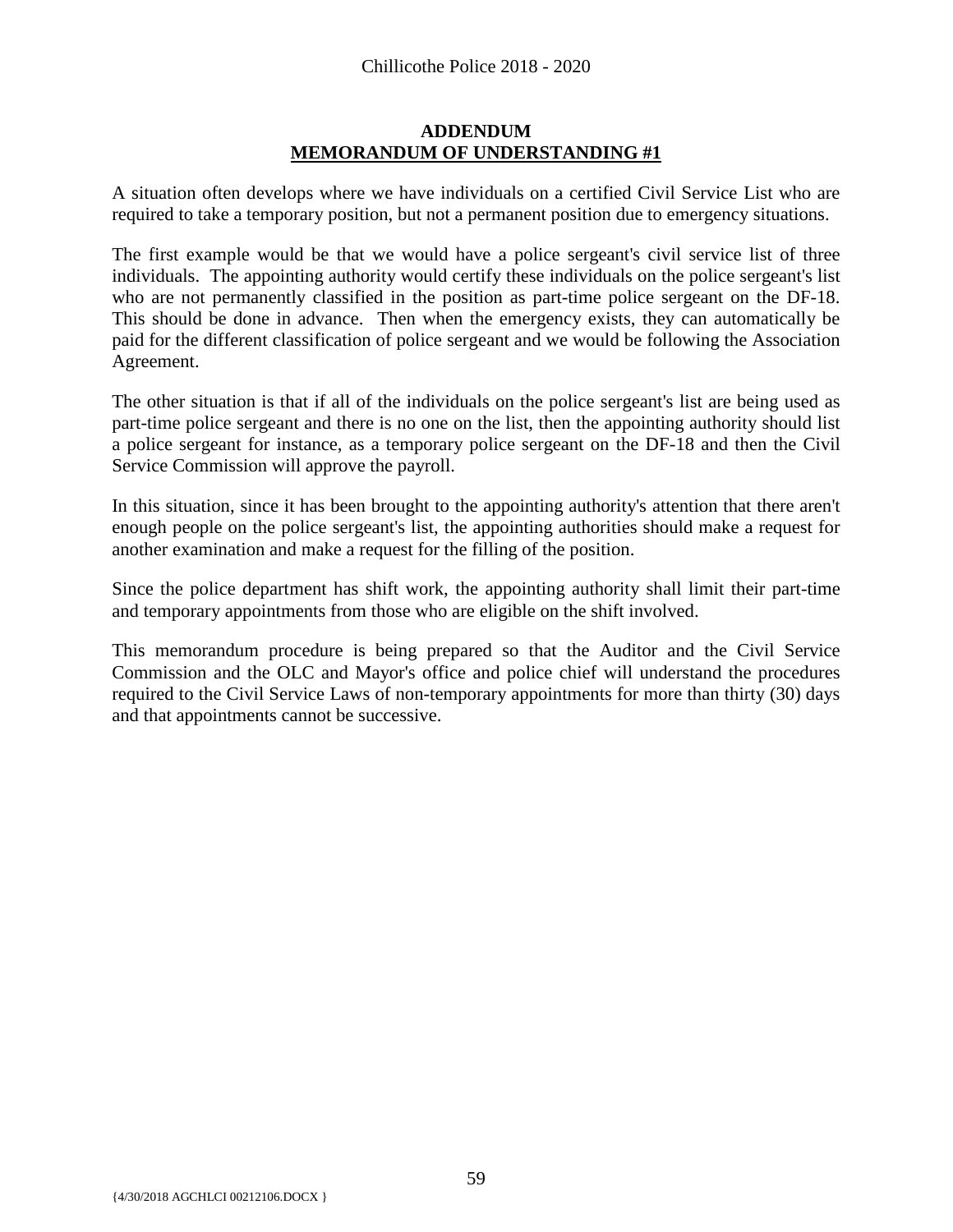## ADDENDUM
## MEMORANDUM OF UNDERSTANDING #1

A situation often develops where we have individuals on a certified Civil Service List who are required to take a temporary position, but not a permanent position due to emergency situations.

The first example would be that we would have a police sergeant's civil service list of three individuals. The appointing authority would certify these individuals on the police sergeant's list who are not permanently classified in the position as part-time police sergeant on the DF-18. This should be done in advance. Then when the emergency exists, they can automatically be paid for the different classification of police sergeant and we would be following the Association Agreement.

The other situation is that if all of the individuals on the police sergeant's list are being used as part-time police sergeant and there is no one on the list, then the appointing authority should list a police sergeant for instance, as a temporary police sergeant on the DF-18 and then the Civil Service Commission will approve the payroll.

In this situation, since it has been brought to the appointing authority's attention that there aren't enough people on the police sergeant's list, the appointing authorities should make a request for another examination and make a request for the filling of the position.

Since the police department has shift work, the appointing authority shall limit their part-time and temporary appointments from those who are eligible on the shift involved.

This memorandum procedure is being prepared so that the Auditor and the Civil Service Commission and the OLC and Mayor's office and police chief will understand the procedures required to the Civil Service Laws of non-temporary appointments for more than thirty (30) days and that appointments cannot be successive.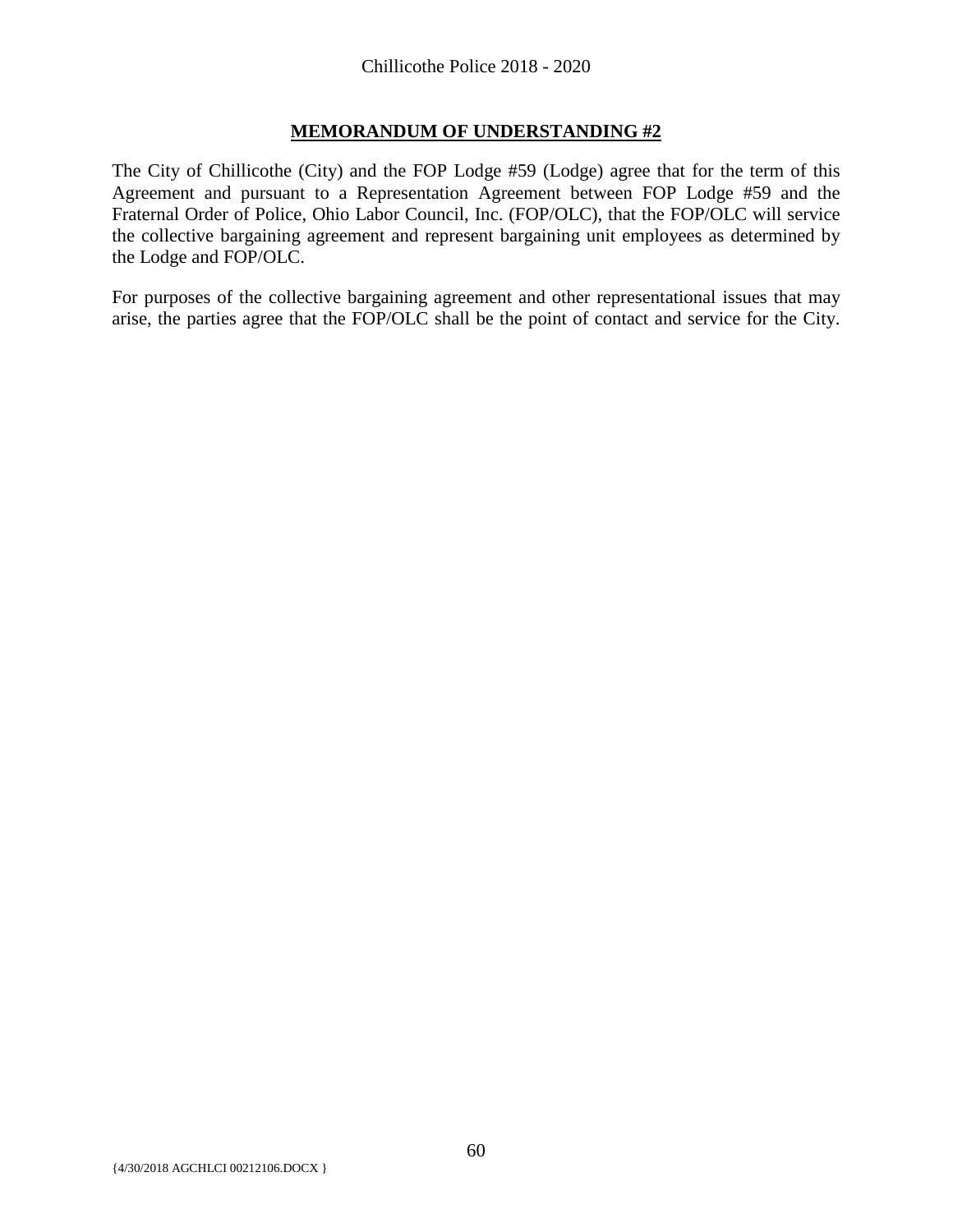## MEMORANDUM OF UNDERSTANDING #2

The City of Chillicothe (City) and the FOP Lodge #59 (Lodge) agree that for the term of this Agreement and pursuant to a Representation Agreement between FOP Lodge #59 and the Fraternal Order of Police, Ohio Labor Council, Inc. (FOP/OLC), that the FOP/OLC will service the collective bargaining agreement and represent bargaining unit employees as determined by the Lodge and FOP/OLC.

For purposes of the collective bargaining agreement and other representational issues that may arise, the parties agree that the FOP/OLC shall be the point of contact and service for the City.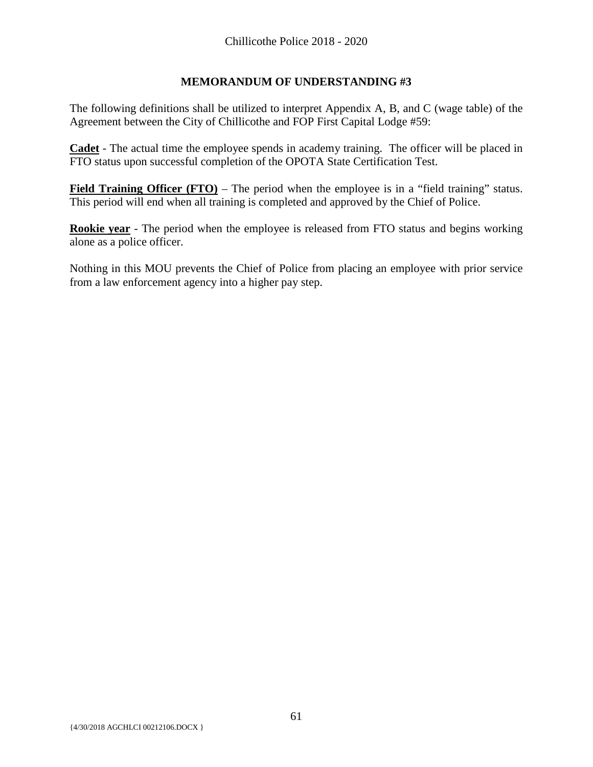## MEMORANDUM OF UNDERSTANDING #3

The following definitions shall be utilized to interpret Appendix A, B, and C (wage table) of the Agreement between the City of Chillicothe and FOP First Capital Lodge #59:

**Cadet** - The actual time the employee spends in academy training. The officer will be placed in FTO status upon successful completion of the OPOTA State Certification Test.

**Field Training Officer (FTO)** – The period when the employee is in a "field training" status. This period will end when all training is completed and approved by the Chief of Police.

**Rookie year** - The period when the employee is released from FTO status and begins working alone as a police officer.

Nothing in this MOU prevents the Chief of Police from placing an employee with prior service from a law enforcement agency into a higher pay step.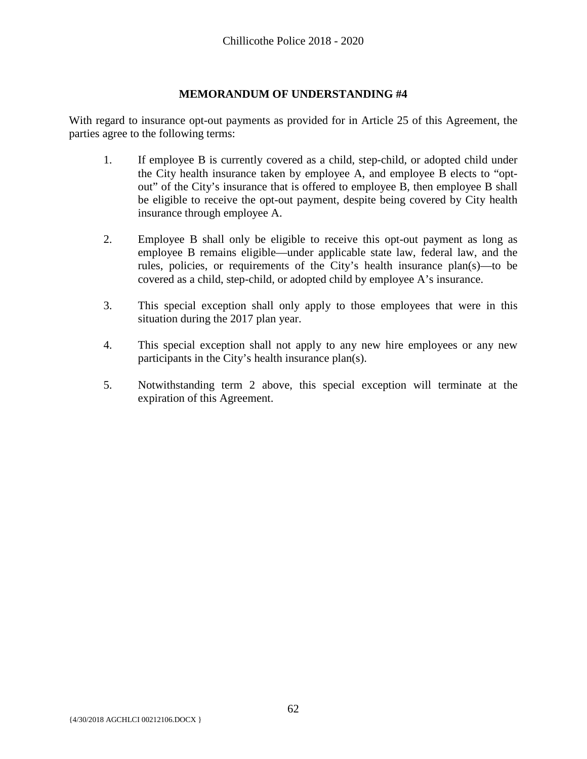## MEMORANDUM OF UNDERSTANDING #4

With regard to insurance opt-out payments as provided for in Article 25 of this Agreement, the parties agree to the following terms:

1. If employee B is currently covered as a child, step-child, or adopted child under the City health insurance taken by employee A, and employee B elects to "opt-out" of the City's insurance that is offered to employee B, then employee B shall be eligible to receive the opt-out payment, despite being covered by City health insurance through employee A.

2. Employee B shall only be eligible to receive this opt-out payment as long as employee B remains eligible—under applicable state law, federal law, and the rules, policies, or requirements of the City's health insurance plan(s)—to be covered as a child, step-child, or adopted child by employee A's insurance.

3. This special exception shall only apply to those employees that were in this situation during the 2017 plan year.

4. This special exception shall not apply to any new hire employees or any new participants in the City's health insurance plan(s).

5. Notwithstanding term 2 above, this special exception will terminate at the expiration of this Agreement.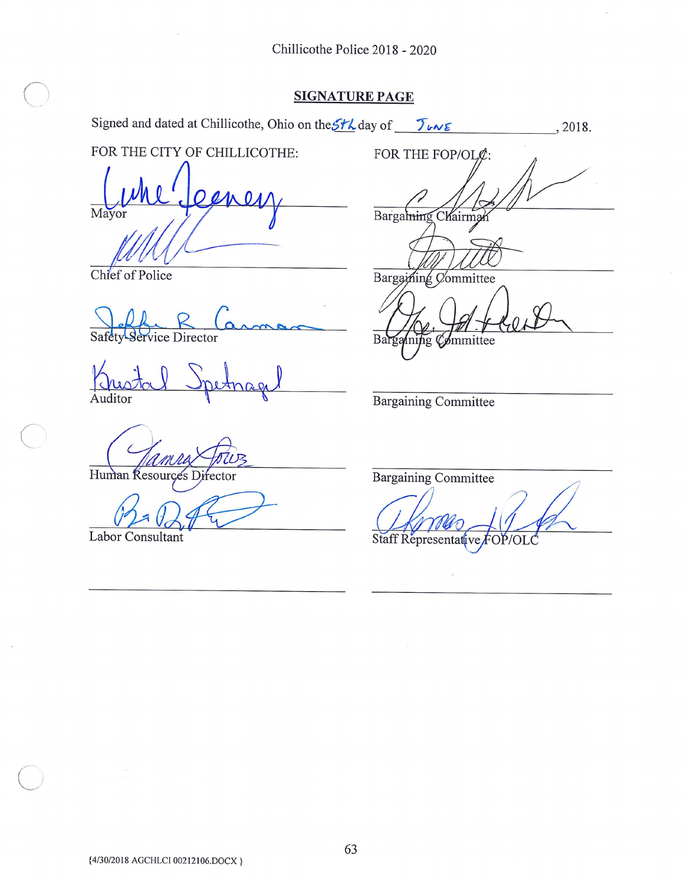## SIGNATURE PAGE

Signed and dated at Chillicothe, Ohio on the 5th day of June, 2018.

| FOR THE CITY OF CHILLICOTHE: | FOR THE FOP/OLC: |
|---|---|
| Mayor | Bargaining Chairman |
| Chief of Police | Bargaining Committee |
| Safety-Service Director | Bargaining Committee |
| Auditor | Bargaining Committee |
| Human Resources Director | Bargaining Committee |
| Labor Consultant | Staff Representative FOP/OLC |

{4/30/2018 AGCHLCI 00212106.DOCX }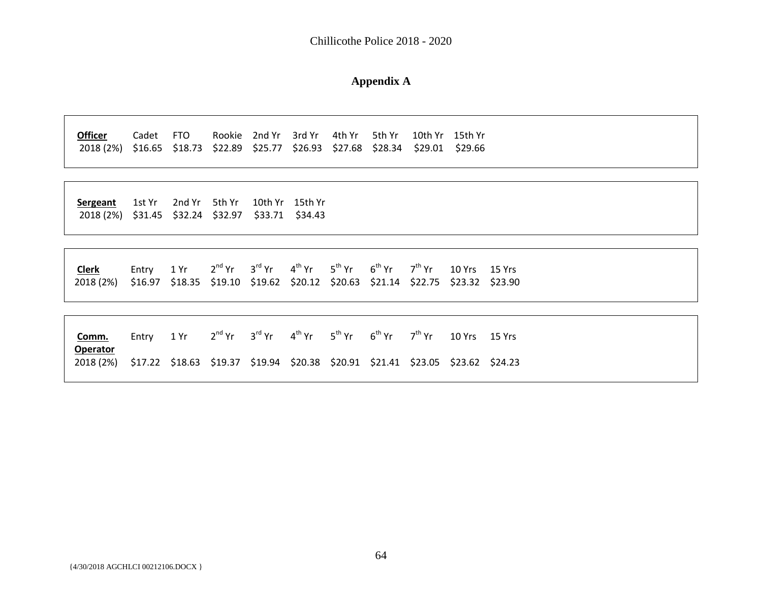# Appendix A

| **Officer** | Cadet | FTO | Rookie | 2nd Yr | 3rd Yr | 4th Yr | 5th Yr | 10th Yr | 15th Yr |
|---|---|---|---|---|---|---|---|---|---|
| 2018 (2%) | $16.65 | $18.73 | $22.89 | $25.77 | $26.93 | $27.68 | $28.34 | $29.01 | $29.66 |

| **Sergeant** | 1st Yr | 2nd Yr | 5th Yr | 10th Yr | 15th Yr |
|---|---|---|---|---|---|
| 2018 (2%) | $31.45 | $32.24 | $32.97 | $33.71 | $34.43 |

| **Clerk** | Entry | 1 Yr | 2nd Yr | 3rd Yr | 4th Yr | 5th Yr | 6th Yr | 7th Yr | 10 Yrs | 15 Yrs |
|---|---|---|---|---|---|---|---|---|---|---|
| 2018 (2%) | $16.97 | $18.35 | $19.10 | $19.62 | $20.12 | $20.63 | $21.14 | $22.75 | $23.32 | $23.90 |

| **Comm. Operator** | Entry | 1 Yr | 2nd Yr | 3rd Yr | 4th Yr | 5th Yr | 6th Yr | 7th Yr | 10 Yrs | 15 Yrs |
|---|---|---|---|---|---|---|---|---|---|---|
| 2018 (2%) | $17.22 | $18.63 | $19.37 | $19.94 | $20.38 | $20.91 | $21.41 | $23.05 | $23.62 | $24.23 |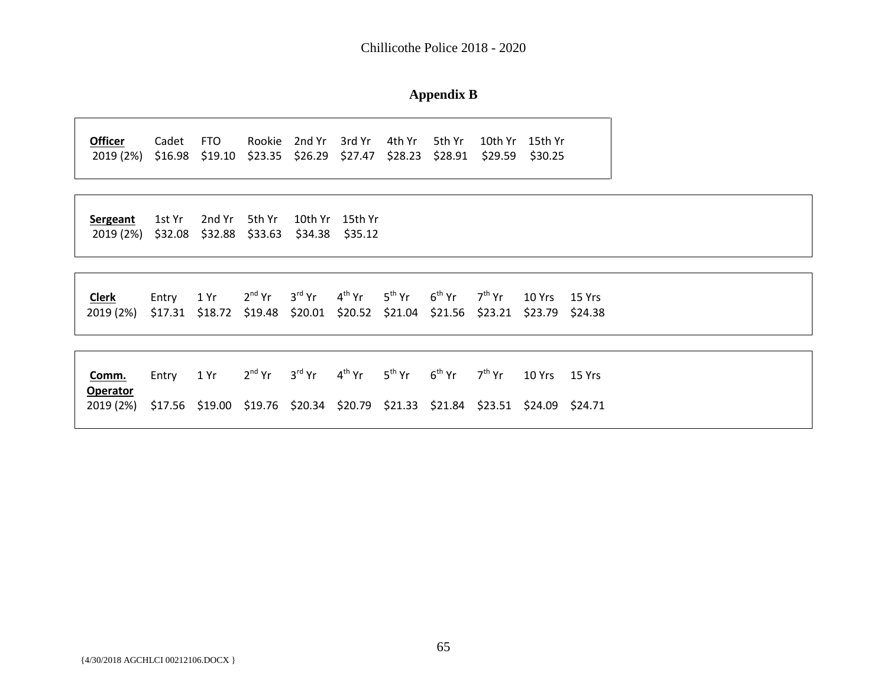## Appendix B

| Officer | Cadet | FTO | Rookie | 2nd Yr | 3rd Yr | 4th Yr | 5th Yr | 10th Yr | 15th Yr |
|---|---|---|---|---|---|---|---|---|---|
| 2019 (2%) | $16.98 | $19.10 | $23.35 | $26.29 | $27.47 | $28.23 | $28.91 | $29.59 | $30.25 |

| Sergeant | 1st Yr | 2nd Yr | 5th Yr | 10th Yr | 15th Yr |
|---|---|---|---|---|---|
| 2019 (2%) | $32.08 | $32.88 | $33.63 | $34.38 | $35.12 |

| Clerk | Entry | 1 Yr | 2nd Yr | 3rd Yr | 4th Yr | 5th Yr | 6th Yr | 7th Yr | 10 Yrs | 15 Yrs |
|---|---|---|---|---|---|---|---|---|---|---|
| 2019 (2%) | $17.31 | $18.72 | $19.48 | $20.01 | $20.52 | $21.04 | $21.56 | $23.21 | $23.79 | $24.38 |

| Comm. Operator | Entry | 1 Yr | 2nd Yr | 3rd Yr | 4th Yr | 5th Yr | 6th Yr | 7th Yr | 10 Yrs | 15 Yrs |
|---|---|---|---|---|---|---|---|---|---|---|
| 2019 (2%) | $17.56 | $19.00 | $19.76 | $20.34 | $20.79 | $21.33 | $21.84 | $23.51 | $24.09 | $24.71 |

{4/30/2018 AGCHLCI 00212106.DOCX }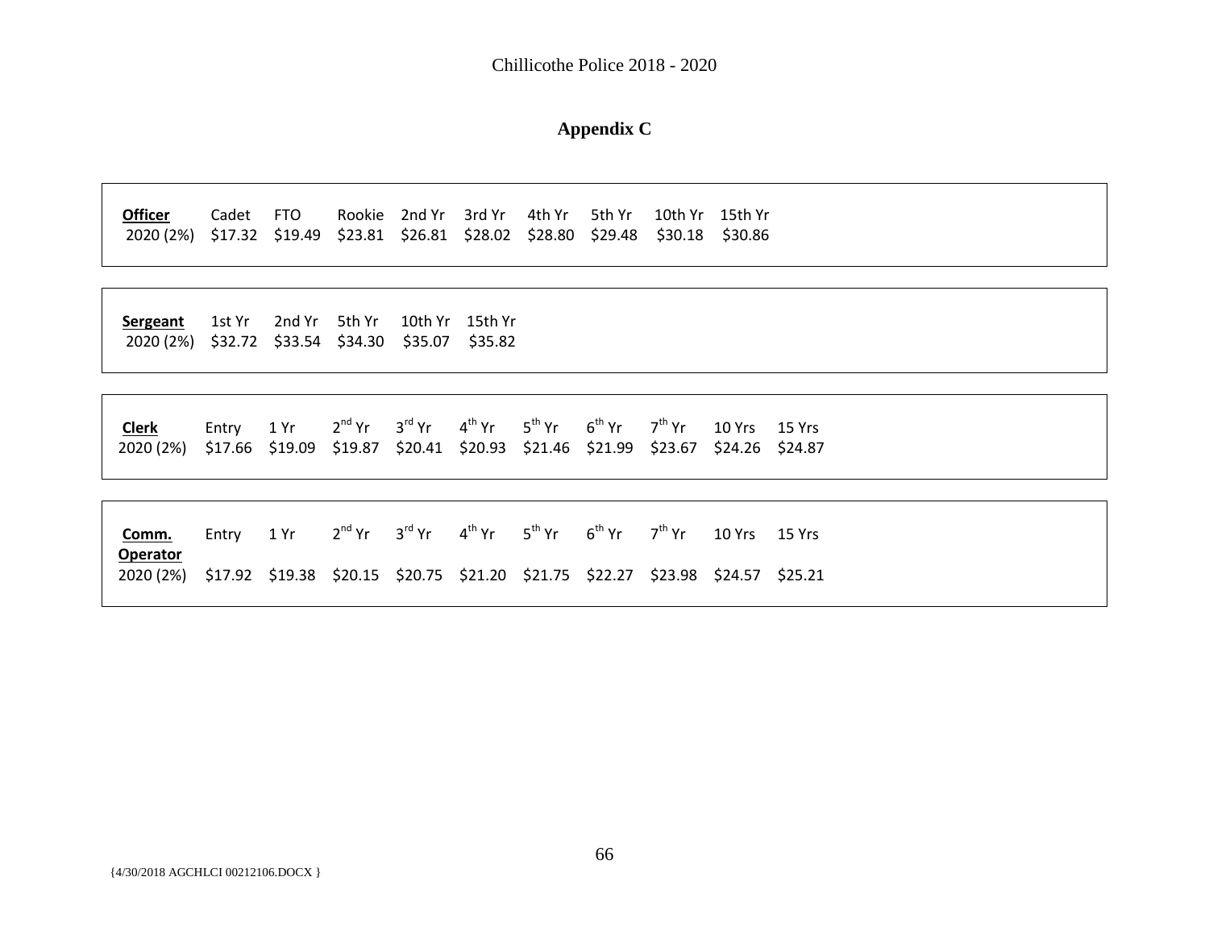## Appendix C

| **Officer** | Cadet | FTO | Rookie | 2nd Yr | 3rd Yr | 4th Yr | 5th Yr | 10th Yr | 15th Yr |
|---|---|---|---|---|---|---|---|---|---|
| 2020 (2%) | $17.32 | $19.49 | $23.81 | $26.81 | $28.02 | $28.80 | $29.48 | $30.18 | $30.86 |

| **Sergeant** | 1st Yr | 2nd Yr | 5th Yr | 10th Yr | 15th Yr |
|---|---|---|---|---|---|
| 2020 (2%) | $32.72 | $33.54 | $34.30 | $35.07 | $35.82 |

| **Clerk** | Entry | 1 Yr | 2nd Yr | 3rd Yr | 4th Yr | 5th Yr | 6th Yr | 7th Yr | 10 Yrs | 15 Yrs |
|---|---|---|---|---|---|---|---|---|---|---|
| 2020 (2%) | $17.66 | $19.09 | $19.87 | $20.41 | $20.93 | $21.46 | $21.99 | $23.67 | $24.26 | $24.87 |

| **Comm. Operator** | Entry | 1 Yr | 2nd Yr | 3rd Yr | 4th Yr | 5th Yr | 6th Yr | 7th Yr | 10 Yrs | 15 Yrs |
|---|---|---|---|---|---|---|---|---|---|---|
| 2020 (2%) | $17.92 | $19.38 | $20.15 | $20.75 | $21.20 | $21.75 | $22.27 | $23.98 | $24.57 | $25.21 |

{4/30/2018 AGCHLCI 00212106.DOCX }